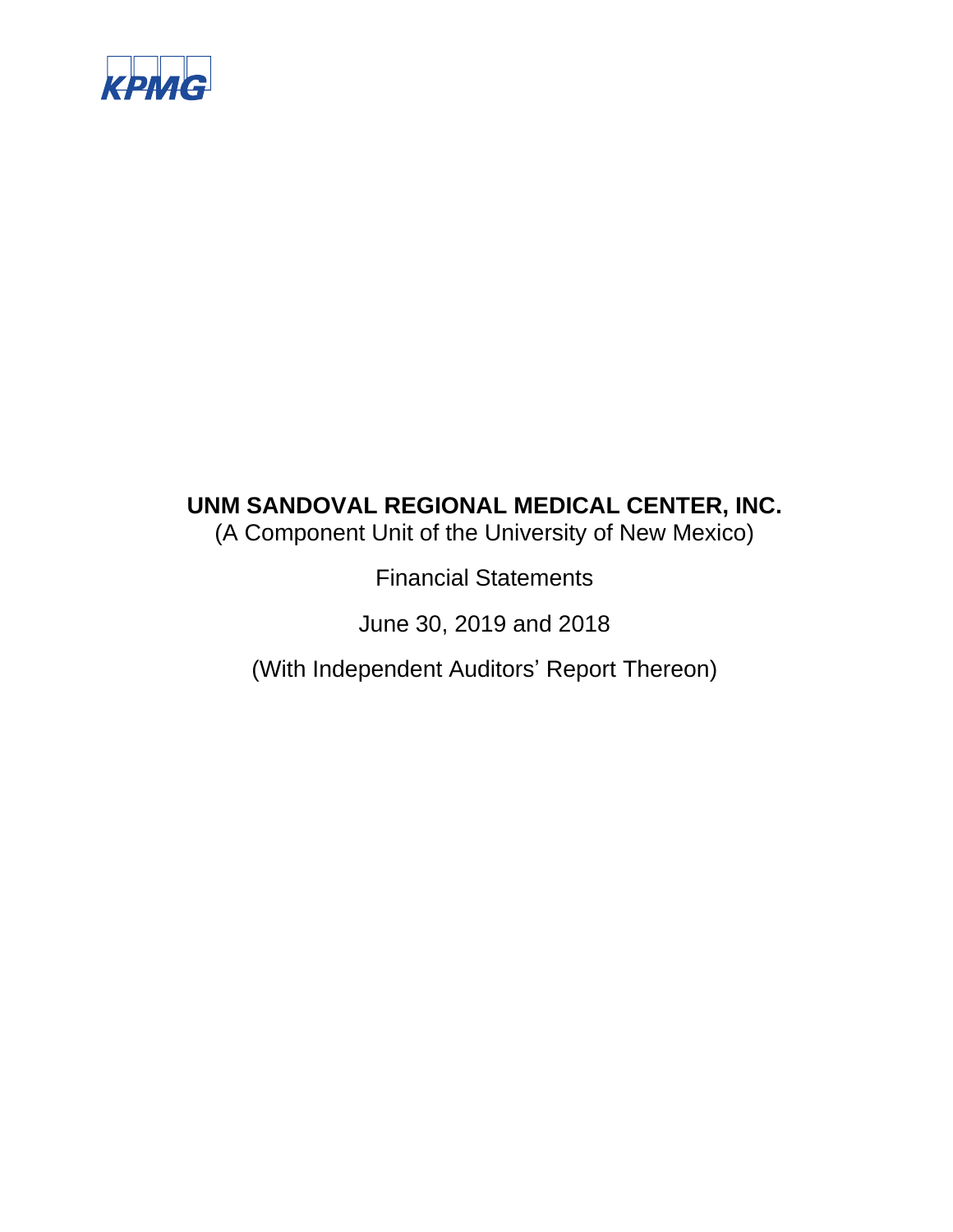KPMG

# UNM SANDOVAL REGIONAL MEDICAL CENTER, INC.

(A Component Unit of the University of New Mexico)

Financial Statements

June 30, 2019 and 2018

(With Independent Auditors' Report Thereon)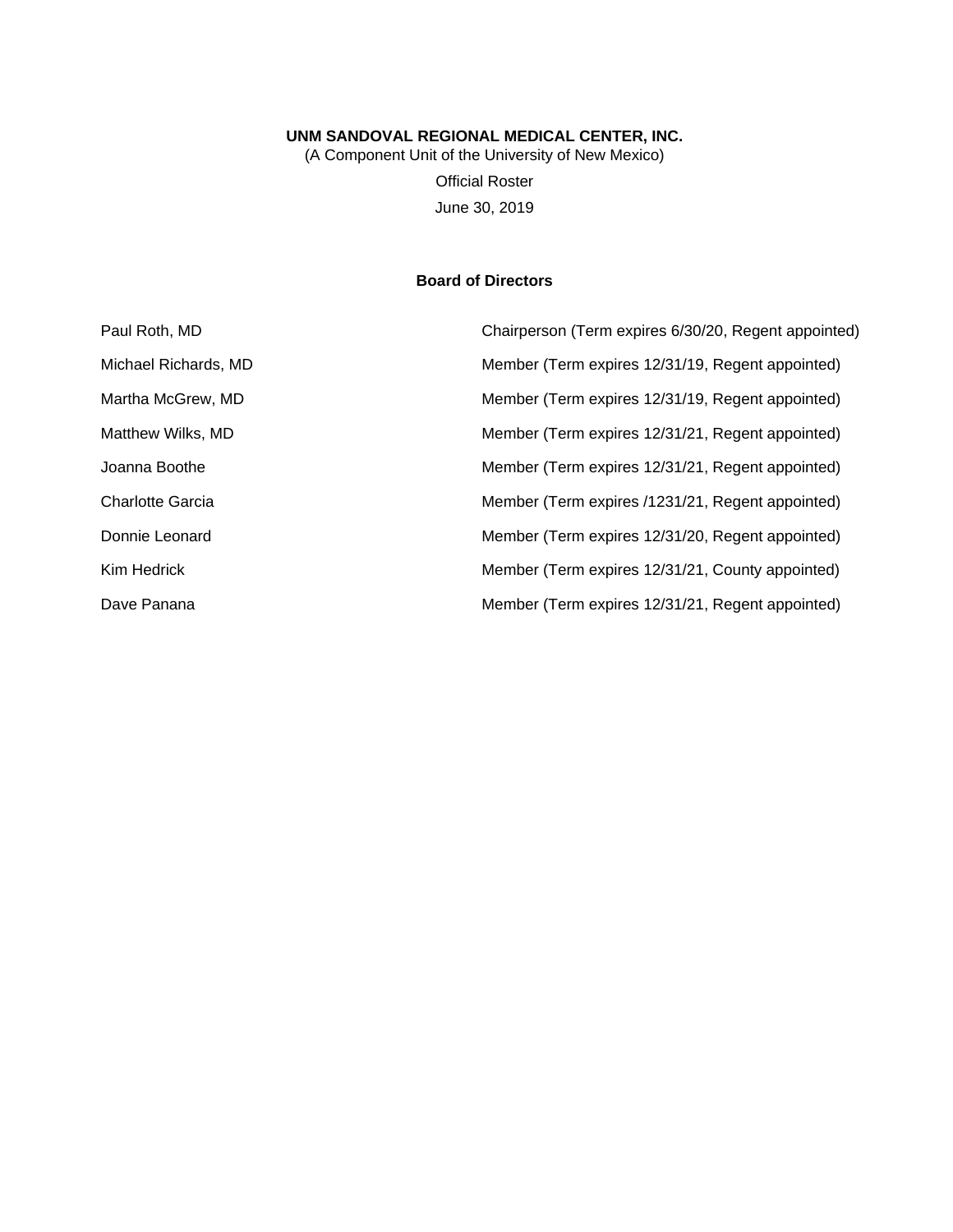**UNM SANDOVAL REGIONAL MEDICAL CENTER, INC.**

(A Component Unit of the University of New Mexico)

Official Roster

June 30, 2019

**Board of Directors**

| | |
|---|---|
| Paul Roth, MD | Chairperson (Term expires 6/30/20, Regent appointed) |
| Michael Richards, MD | Member (Term expires 12/31/19, Regent appointed) |
| Martha McGrew, MD | Member (Term expires 12/31/19, Regent appointed) |
| Matthew Wilks, MD | Member (Term expires 12/31/21, Regent appointed) |
| Joanna Boothe | Member (Term expires 12/31/21, Regent appointed) |
| Charlotte Garcia | Member (Term expires /1231/21, Regent appointed) |
| Donnie Leonard | Member (Term expires 12/31/20, Regent appointed) |
| Kim Hedrick | Member (Term expires 12/31/21, County appointed) |
| Dave Panana | Member (Term expires 12/31/21, Regent appointed) |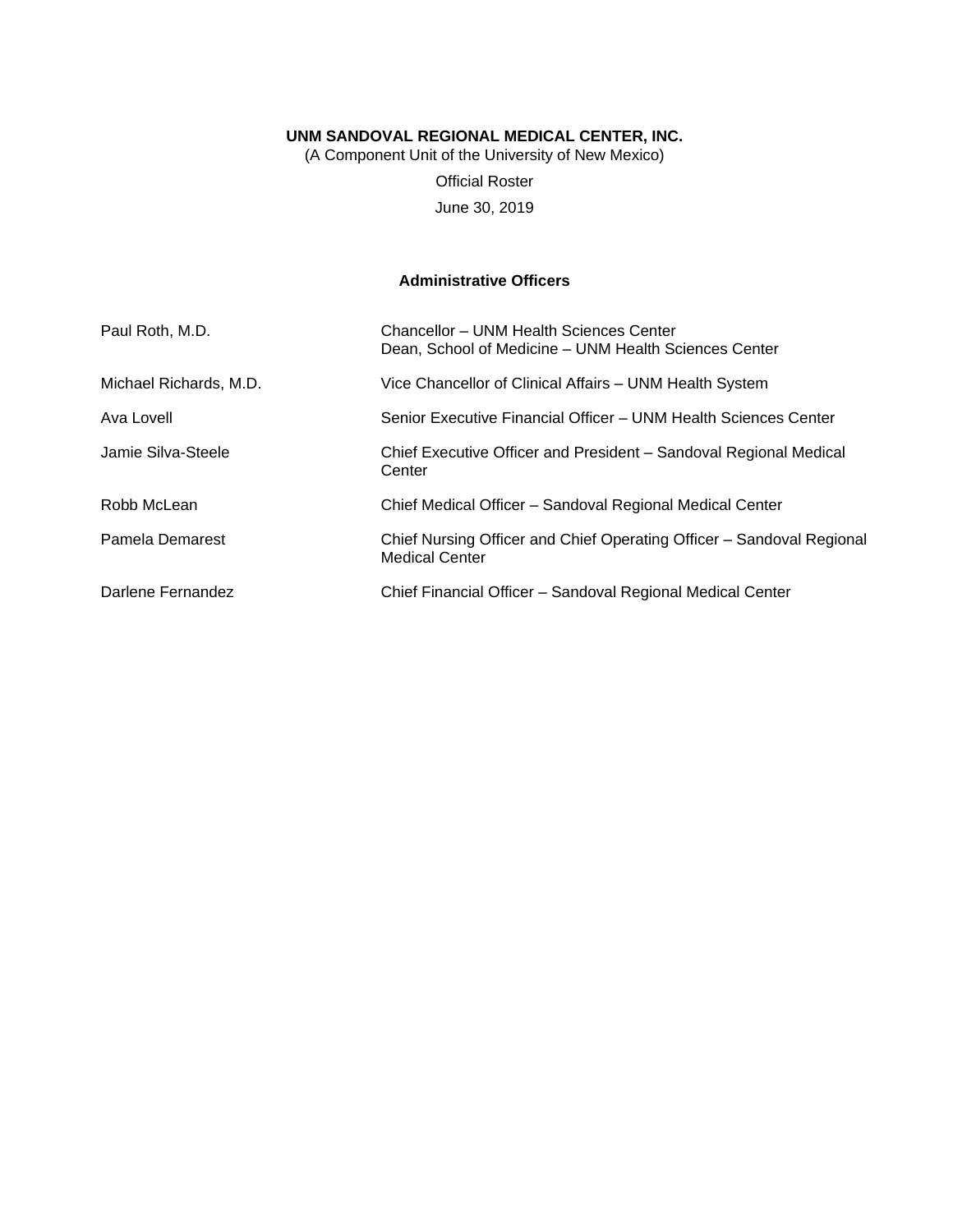**UNM SANDOVAL REGIONAL MEDICAL CENTER, INC.**

(A Component Unit of the University of New Mexico)

Official Roster

June 30, 2019

## Administrative Officers

| | |
|---|---|
| Paul Roth, M.D. | Chancellor – UNM Health Sciences Center<br>Dean, School of Medicine – UNM Health Sciences Center |
| Michael Richards, M.D. | Vice Chancellor of Clinical Affairs – UNM Health System |
| Ava Lovell | Senior Executive Financial Officer – UNM Health Sciences Center |
| Jamie Silva-Steele | Chief Executive Officer and President – Sandoval Regional Medical Center |
| Robb McLean | Chief Medical Officer – Sandoval Regional Medical Center |
| Pamela Demarest | Chief Nursing Officer and Chief Operating Officer – Sandoval Regional Medical Center |
| Darlene Fernandez | Chief Financial Officer – Sandoval Regional Medical Center |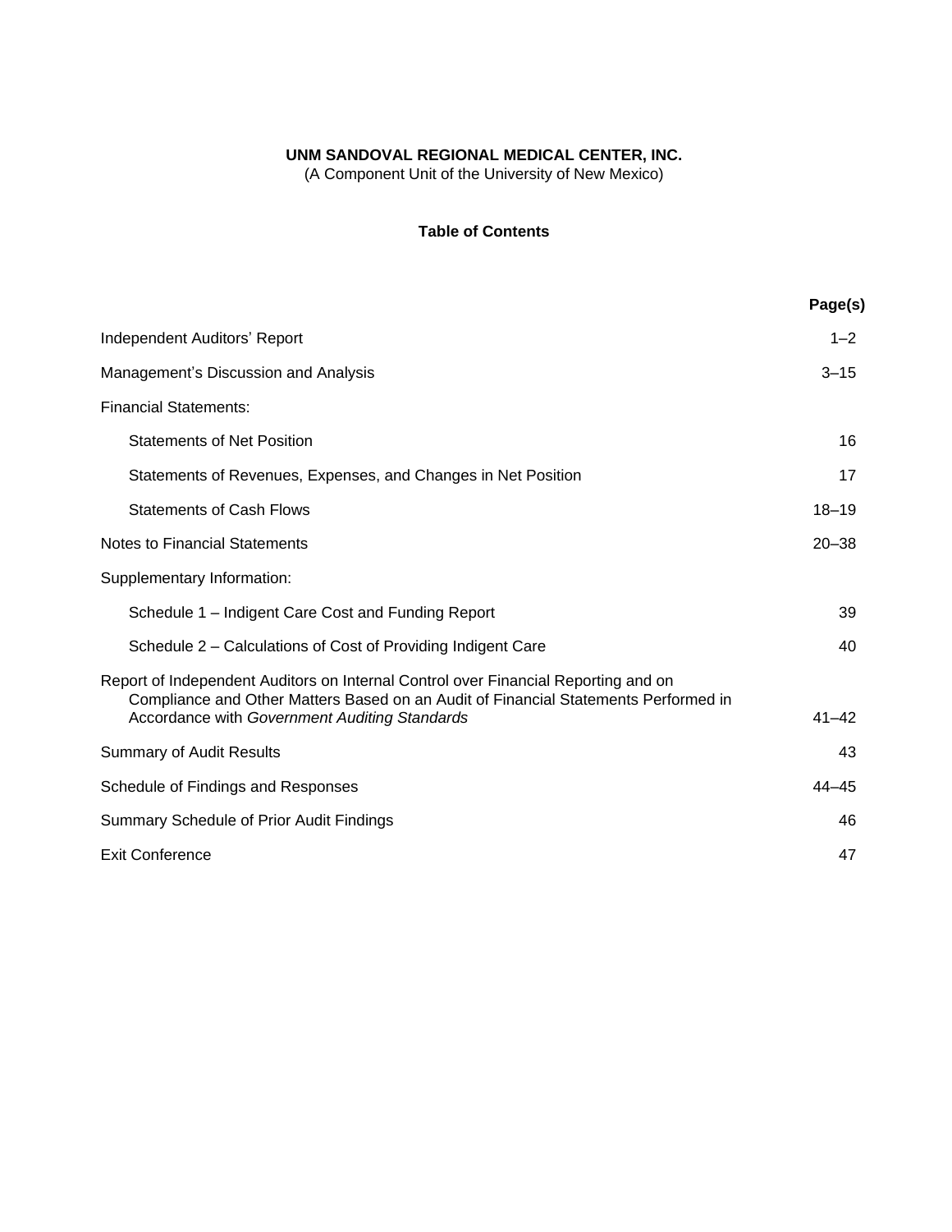**UNM SANDOVAL REGIONAL MEDICAL CENTER, INC.**
(A Component Unit of the University of New Mexico)

**Table of Contents**

| | **Page(s)** |
|---|---|
| Independent Auditors' Report | 1–2 |
| Management's Discussion and Analysis | 3–15 |
| Financial Statements: | |
| Statements of Net Position | 16 |
| Statements of Revenues, Expenses, and Changes in Net Position | 17 |
| Statements of Cash Flows | 18–19 |
| Notes to Financial Statements | 20–38 |
| Supplementary Information: | |
| Schedule 1 – Indigent Care Cost and Funding Report | 39 |
| Schedule 2 – Calculations of Cost of Providing Indigent Care | 40 |
| Report of Independent Auditors on Internal Control over Financial Reporting and on Compliance and Other Matters Based on an Audit of Financial Statements Performed in Accordance with *Government Auditing Standards* | 41–42 |
| Summary of Audit Results | 43 |
| Schedule of Findings and Responses | 44–45 |
| Summary Schedule of Prior Audit Findings | 46 |
| Exit Conference | 47 |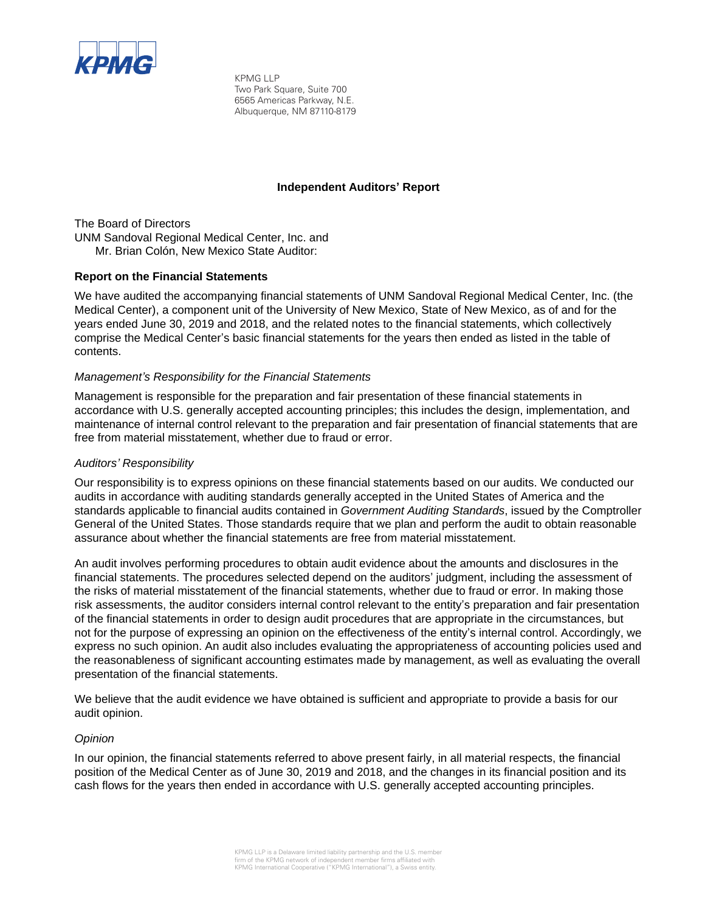KPMG LLP
Two Park Square, Suite 700
6565 Americas Parkway, N.E.
Albuquerque, NM 87110-8179

## Independent Auditors' Report

The Board of Directors
UNM Sandoval Regional Medical Center, Inc. and
Mr. Brian Colón, New Mexico State Auditor:

### Report on the Financial Statements

We have audited the accompanying financial statements of UNM Sandoval Regional Medical Center, Inc. (the Medical Center), a component unit of the University of New Mexico, State of New Mexico, as of and for the years ended June 30, 2019 and 2018, and the related notes to the financial statements, which collectively comprise the Medical Center's basic financial statements for the years then ended as listed in the table of contents.

*Management's Responsibility for the Financial Statements*

Management is responsible for the preparation and fair presentation of these financial statements in accordance with U.S. generally accepted accounting principles; this includes the design, implementation, and maintenance of internal control relevant to the preparation and fair presentation of financial statements that are free from material misstatement, whether due to fraud or error.

*Auditors' Responsibility*

Our responsibility is to express opinions on these financial statements based on our audits. We conducted our audits in accordance with auditing standards generally accepted in the United States of America and the standards applicable to financial audits contained in *Government Auditing Standards*, issued by the Comptroller General of the United States. Those standards require that we plan and perform the audit to obtain reasonable assurance about whether the financial statements are free from material misstatement.

An audit involves performing procedures to obtain audit evidence about the amounts and disclosures in the financial statements. The procedures selected depend on the auditors' judgment, including the assessment of the risks of material misstatement of the financial statements, whether due to fraud or error. In making those risk assessments, the auditor considers internal control relevant to the entity's preparation and fair presentation of the financial statements in order to design audit procedures that are appropriate in the circumstances, but not for the purpose of expressing an opinion on the effectiveness of the entity's internal control. Accordingly, we express no such opinion. An audit also includes evaluating the appropriateness of accounting policies used and the reasonableness of significant accounting estimates made by management, as well as evaluating the overall presentation of the financial statements.

We believe that the audit evidence we have obtained is sufficient and appropriate to provide a basis for our audit opinion.

*Opinion*

In our opinion, the financial statements referred to above present fairly, in all material respects, the financial position of the Medical Center as of June 30, 2019 and 2018, and the changes in its financial position and its cash flows for the years then ended in accordance with U.S. generally accepted accounting principles.

KPMG LLP is a Delaware limited liability partnership and the U.S. member firm of the KPMG network of independent member firms affiliated with KPMG International Cooperative ("KPMG International"), a Swiss entity.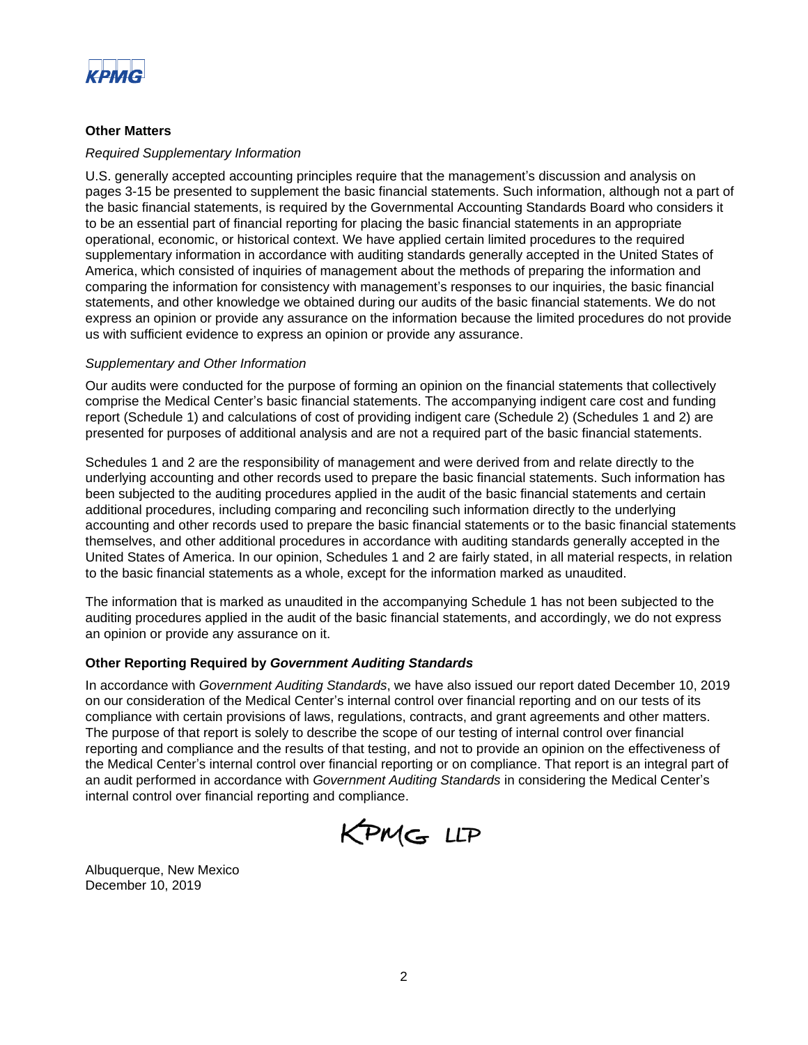### Other Matters

*Required Supplementary Information*

U.S. generally accepted accounting principles require that the management's discussion and analysis on pages 3-15 be presented to supplement the basic financial statements. Such information, although not a part of the basic financial statements, is required by the Governmental Accounting Standards Board who considers it to be an essential part of financial reporting for placing the basic financial statements in an appropriate operational, economic, or historical context. We have applied certain limited procedures to the required supplementary information in accordance with auditing standards generally accepted in the United States of America, which consisted of inquiries of management about the methods of preparing the information and comparing the information for consistency with management's responses to our inquiries, the basic financial statements, and other knowledge we obtained during our audits of the basic financial statements. We do not express an opinion or provide any assurance on the information because the limited procedures do not provide us with sufficient evidence to express an opinion or provide any assurance.

*Supplementary and Other Information*

Our audits were conducted for the purpose of forming an opinion on the financial statements that collectively comprise the Medical Center's basic financial statements. The accompanying indigent care cost and funding report (Schedule 1) and calculations of cost of providing indigent care (Schedule 2) (Schedules 1 and 2) are presented for purposes of additional analysis and are not a required part of the basic financial statements.

Schedules 1 and 2 are the responsibility of management and were derived from and relate directly to the underlying accounting and other records used to prepare the basic financial statements. Such information has been subjected to the auditing procedures applied in the audit of the basic financial statements and certain additional procedures, including comparing and reconciling such information directly to the underlying accounting and other records used to prepare the basic financial statements or to the basic financial statements themselves, and other additional procedures in accordance with auditing standards generally accepted in the United States of America. In our opinion, Schedules 1 and 2 are fairly stated, in all material respects, in relation to the basic financial statements as a whole, except for the information marked as unaudited.

The information that is marked as unaudited in the accompanying Schedule 1 has not been subjected to the auditing procedures applied in the audit of the basic financial statements, and accordingly, we do not express an opinion or provide any assurance on it.

### Other Reporting Required by *Government Auditing Standards*

In accordance with *Government Auditing Standards*, we have also issued our report dated December 10, 2019 on our consideration of the Medical Center's internal control over financial reporting and on our tests of its compliance with certain provisions of laws, regulations, contracts, and grant agreements and other matters. The purpose of that report is solely to describe the scope of our testing of internal control over financial reporting and compliance and the results of that testing, and not to provide an opinion on the effectiveness of the Medical Center's internal control over financial reporting or on compliance. That report is an integral part of an audit performed in accordance with *Government Auditing Standards* in considering the Medical Center's internal control over financial reporting and compliance.

KPMG LLP

Albuquerque, New Mexico
December 10, 2019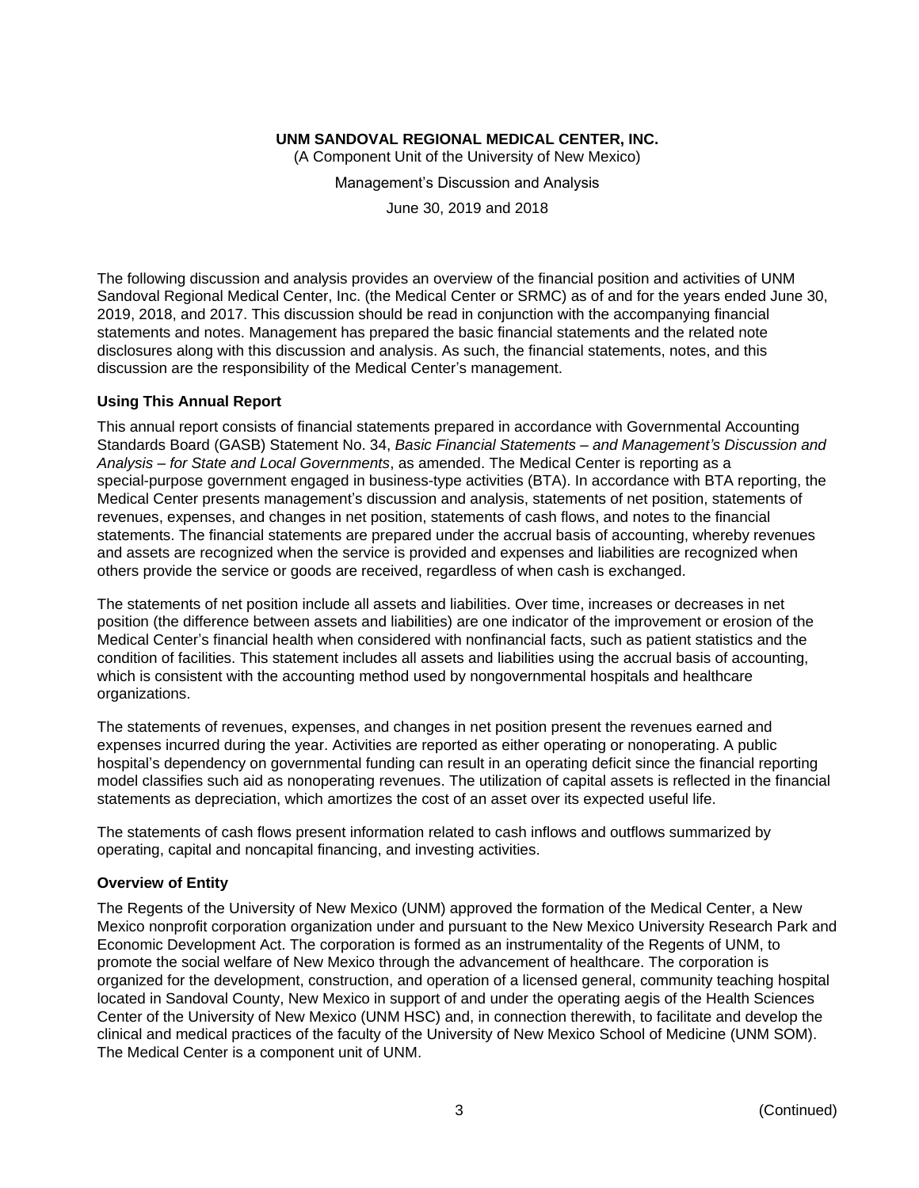**UNM SANDOVAL REGIONAL MEDICAL CENTER, INC.**
(A Component Unit of the University of New Mexico)
Management's Discussion and Analysis
June 30, 2019 and 2018

The following discussion and analysis provides an overview of the financial position and activities of UNM Sandoval Regional Medical Center, Inc. (the Medical Center or SRMC) as of and for the years ended June 30, 2019, 2018, and 2017. This discussion should be read in conjunction with the accompanying financial statements and notes. Management has prepared the basic financial statements and the related note disclosures along with this discussion and analysis. As such, the financial statements, notes, and this discussion are the responsibility of the Medical Center's management.

### Using This Annual Report

This annual report consists of financial statements prepared in accordance with Governmental Accounting Standards Board (GASB) Statement No. 34, *Basic Financial Statements – and Management's Discussion and Analysis – for State and Local Governments*, as amended. The Medical Center is reporting as a special-purpose government engaged in business-type activities (BTA). In accordance with BTA reporting, the Medical Center presents management's discussion and analysis, statements of net position, statements of revenues, expenses, and changes in net position, statements of cash flows, and notes to the financial statements. The financial statements are prepared under the accrual basis of accounting, whereby revenues and assets are recognized when the service is provided and expenses and liabilities are recognized when others provide the service or goods are received, regardless of when cash is exchanged.

The statements of net position include all assets and liabilities. Over time, increases or decreases in net position (the difference between assets and liabilities) are one indicator of the improvement or erosion of the Medical Center's financial health when considered with nonfinancial facts, such as patient statistics and the condition of facilities. This statement includes all assets and liabilities using the accrual basis of accounting, which is consistent with the accounting method used by nongovernmental hospitals and healthcare organizations.

The statements of revenues, expenses, and changes in net position present the revenues earned and expenses incurred during the year. Activities are reported as either operating or nonoperating. A public hospital's dependency on governmental funding can result in an operating deficit since the financial reporting model classifies such aid as nonoperating revenues. The utilization of capital assets is reflected in the financial statements as depreciation, which amortizes the cost of an asset over its expected useful life.

The statements of cash flows present information related to cash inflows and outflows summarized by operating, capital and noncapital financing, and investing activities.

### Overview of Entity

The Regents of the University of New Mexico (UNM) approved the formation of the Medical Center, a New Mexico nonprofit corporation organization under and pursuant to the New Mexico University Research Park and Economic Development Act. The corporation is formed as an instrumentality of the Regents of UNM, to promote the social welfare of New Mexico through the advancement of healthcare. The corporation is organized for the development, construction, and operation of a licensed general, community teaching hospital located in Sandoval County, New Mexico in support of and under the operating aegis of the Health Sciences Center of the University of New Mexico (UNM HSC) and, in connection therewith, to facilitate and develop the clinical and medical practices of the faculty of the University of New Mexico School of Medicine (UNM SOM). The Medical Center is a component unit of UNM.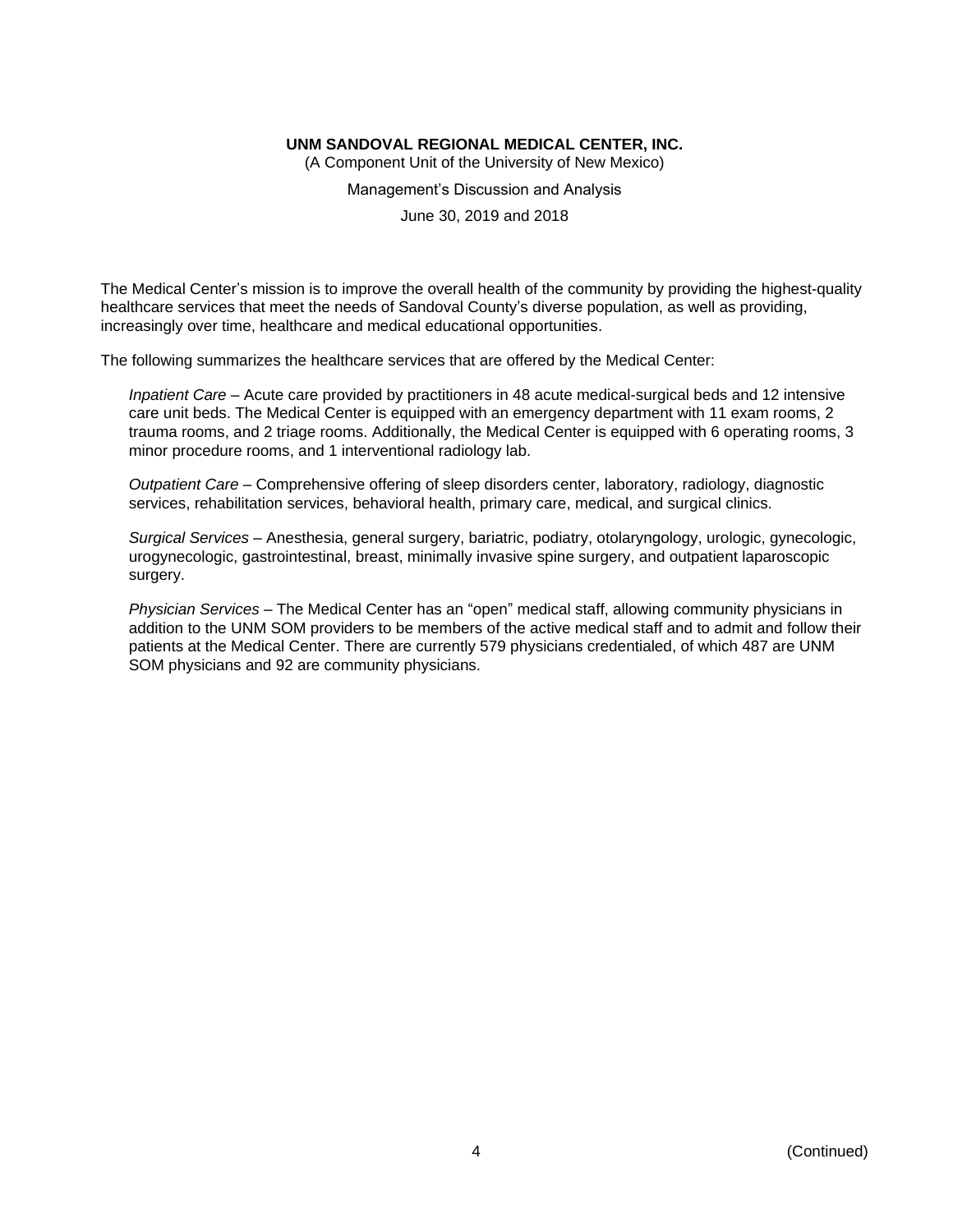The Medical Center's mission is to improve the overall health of the community by providing the highest-quality healthcare services that meet the needs of Sandoval County's diverse population, as well as providing, increasingly over time, healthcare and medical educational opportunities.

The following summarizes the healthcare services that are offered by the Medical Center:

*Inpatient Care* – Acute care provided by practitioners in 48 acute medical-surgical beds and 12 intensive care unit beds. The Medical Center is equipped with an emergency department with 11 exam rooms, 2 trauma rooms, and 2 triage rooms. Additionally, the Medical Center is equipped with 6 operating rooms, 3 minor procedure rooms, and 1 interventional radiology lab.

*Outpatient Care* – Comprehensive offering of sleep disorders center, laboratory, radiology, diagnostic services, rehabilitation services, behavioral health, primary care, medical, and surgical clinics.

*Surgical Services* – Anesthesia, general surgery, bariatric, podiatry, otolaryngology, urologic, gynecologic, urogynecologic, gastrointestinal, breast, minimally invasive spine surgery, and outpatient laparoscopic surgery.

*Physician Services* – The Medical Center has an "open" medical staff, allowing community physicians in addition to the UNM SOM providers to be members of the active medical staff and to admit and follow their patients at the Medical Center. There are currently 579 physicians credentialed, of which 487 are UNM SOM physicians and 92 are community physicians.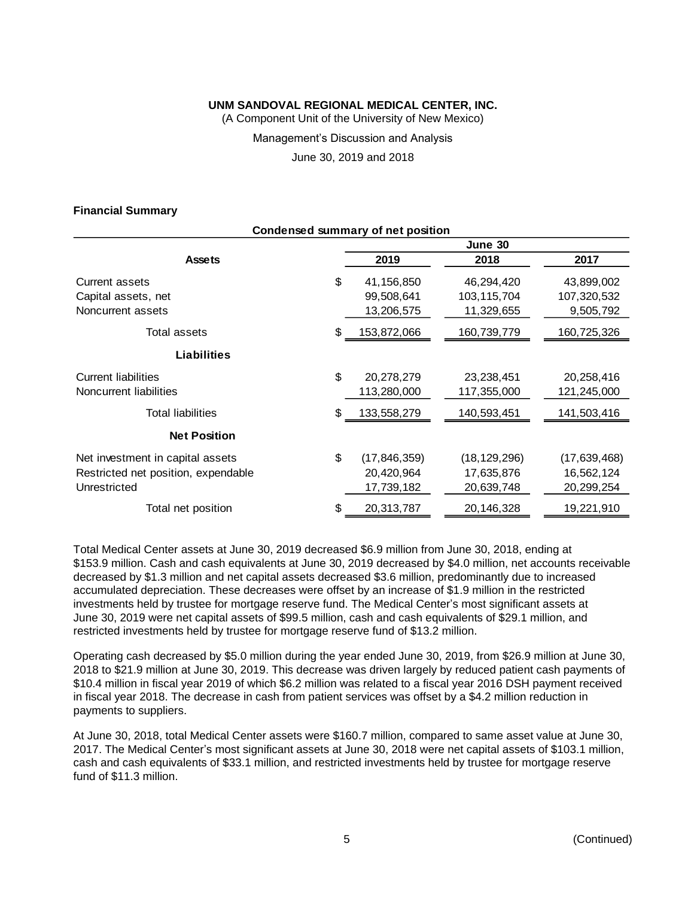UNM SANDOVAL REGIONAL MEDICAL CENTER, INC.
(A Component Unit of the University of New Mexico)
Management's Discussion and Analysis
June 30, 2019 and 2018

**Financial Summary**

**Condensed summary of net position**

| | June 30 | | |
|---|---|---|---|
| **Assets** | **2019** | **2018** | **2017** |
| Current assets | $ 41,156,850 | 46,294,420 | 43,899,002 |
| Capital assets, net | 99,508,641 | 103,115,704 | 107,320,532 |
| Noncurrent assets | 13,206,575 | 11,329,655 | 9,505,792 |
| Total assets | $ 153,872,066 | 160,739,779 | 160,725,326 |
| **Liabilities** | | | |
| Current liabilities | $ 20,278,279 | 23,238,451 | 20,258,416 |
| Noncurrent liabilities | 113,280,000 | 117,355,000 | 121,245,000 |
| Total liabilities | $ 133,558,279 | 140,593,451 | 141,503,416 |
| **Net Position** | | | |
| Net investment in capital assets | $ (17,846,359) | (18,129,296) | (17,639,468) |
| Restricted net position, expendable | 20,420,964 | 17,635,876 | 16,562,124 |
| Unrestricted | 17,739,182 | 20,639,748 | 20,299,254 |
| Total net position | $ 20,313,787 | 20,146,328 | 19,221,910 |

Total Medical Center assets at June 30, 2019 decreased $6.9 million from June 30, 2018, ending at $153.9 million. Cash and cash equivalents at June 30, 2019 decreased by $4.0 million, net accounts receivable decreased by $1.3 million and net capital assets decreased $3.6 million, predominantly due to increased accumulated depreciation. These decreases were offset by an increase of $1.9 million in the restricted investments held by trustee for mortgage reserve fund. The Medical Center's most significant assets at June 30, 2019 were net capital assets of $99.5 million, cash and cash equivalents of $29.1 million, and restricted investments held by trustee for mortgage reserve fund of $13.2 million.

Operating cash decreased by $5.0 million during the year ended June 30, 2019, from $26.9 million at June 30, 2018 to $21.9 million at June 30, 2019. This decrease was driven largely by reduced patient cash payments of $10.4 million in fiscal year 2019 of which $6.2 million was related to a fiscal year 2016 DSH payment received in fiscal year 2018. The decrease in cash from patient services was offset by a $4.2 million reduction in payments to suppliers.

At June 30, 2018, total Medical Center assets were $160.7 million, compared to same asset value at June 30, 2017. The Medical Center's most significant assets at June 30, 2018 were net capital assets of $103.1 million, cash and cash equivalents of $33.1 million, and restricted investments held by trustee for mortgage reserve fund of $11.3 million.

(Continued)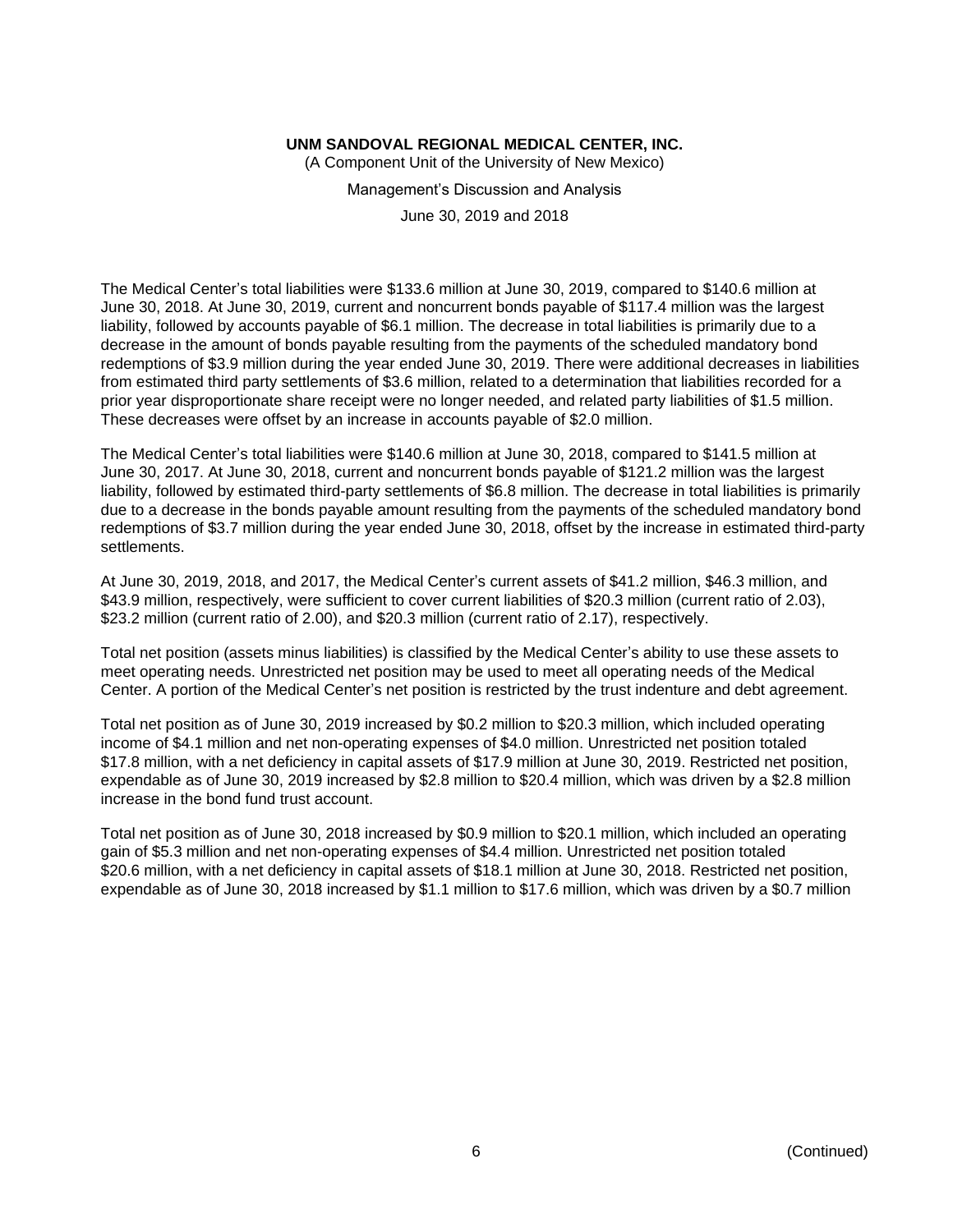The Medical Center's total liabilities were $133.6 million at June 30, 2019, compared to $140.6 million at June 30, 2018. At June 30, 2019, current and noncurrent bonds payable of $117.4 million was the largest liability, followed by accounts payable of $6.1 million. The decrease in total liabilities is primarily due to a decrease in the amount of bonds payable resulting from the payments of the scheduled mandatory bond redemptions of $3.9 million during the year ended June 30, 2019. There were additional decreases in liabilities from estimated third party settlements of $3.6 million, related to a determination that liabilities recorded for a prior year disproportionate share receipt were no longer needed, and related party liabilities of $1.5 million. These decreases were offset by an increase in accounts payable of $2.0 million.

The Medical Center's total liabilities were $140.6 million at June 30, 2018, compared to $141.5 million at June 30, 2017. At June 30, 2018, current and noncurrent bonds payable of $121.2 million was the largest liability, followed by estimated third-party settlements of $6.8 million. The decrease in total liabilities is primarily due to a decrease in the bonds payable amount resulting from the payments of the scheduled mandatory bond redemptions of $3.7 million during the year ended June 30, 2018, offset by the increase in estimated third-party settlements.

At June 30, 2019, 2018, and 2017, the Medical Center's current assets of $41.2 million, $46.3 million, and $43.9 million, respectively, were sufficient to cover current liabilities of $20.3 million (current ratio of 2.03), $23.2 million (current ratio of 2.00), and $20.3 million (current ratio of 2.17), respectively.

Total net position (assets minus liabilities) is classified by the Medical Center's ability to use these assets to meet operating needs. Unrestricted net position may be used to meet all operating needs of the Medical Center. A portion of the Medical Center's net position is restricted by the trust indenture and debt agreement.

Total net position as of June 30, 2019 increased by $0.2 million to $20.3 million, which included operating income of $4.1 million and net non-operating expenses of $4.0 million. Unrestricted net position totaled $17.8 million, with a net deficiency in capital assets of $17.9 million at June 30, 2019. Restricted net position, expendable as of June 30, 2019 increased by $2.8 million to $20.4 million, which was driven by a $2.8 million increase in the bond fund trust account.

Total net position as of June 30, 2018 increased by $0.9 million to $20.1 million, which included an operating gain of $5.3 million and net non-operating expenses of $4.4 million. Unrestricted net position totaled $20.6 million, with a net deficiency in capital assets of $18.1 million at June 30, 2018. Restricted net position, expendable as of June 30, 2018 increased by $1.1 million to $17.6 million, which was driven by a $0.7 million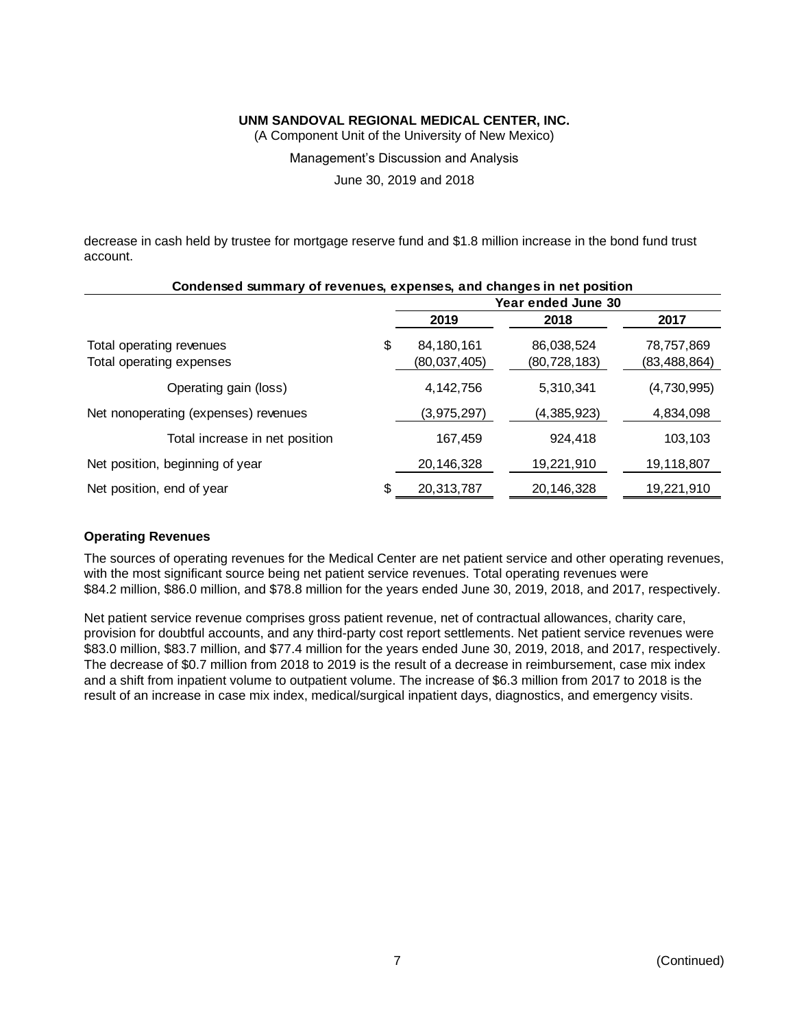decrease in cash held by trustee for mortgage reserve fund and $1.8 million increase in the bond fund trust account.

**Condensed summary of revenues, expenses, and changes in net position**

| | Year ended June 30 | | |
|---|---|---|---|
| | **2019** | **2018** | **2017** |
| Total operating revenues | $ 84,180,161 | 86,038,524 | 78,757,869 |
| Total operating expenses | (80,037,405) | (80,728,183) | (83,488,864) |
| Operating gain (loss) | 4,142,756 | 5,310,341 | (4,730,995) |
| Net nonoperating (expenses) revenues | (3,975,297) | (4,385,923) | 4,834,098 |
| Total increase in net position | 167,459 | 924,418 | 103,103 |
| Net position, beginning of year | 20,146,328 | 19,221,910 | 19,118,807 |
| Net position, end of year | $ 20,313,787 | 20,146,328 | 19,221,910 |

### Operating Revenues

The sources of operating revenues for the Medical Center are net patient service and other operating revenues, with the most significant source being net patient service revenues. Total operating revenues were $84.2 million, $86.0 million, and $78.8 million for the years ended June 30, 2019, 2018, and 2017, respectively.

Net patient service revenue comprises gross patient revenue, net of contractual allowances, charity care, provision for doubtful accounts, and any third-party cost report settlements. Net patient service revenues were $83.0 million, $83.7 million, and $77.4 million for the years ended June 30, 2019, 2018, and 2017, respectively. The decrease of $0.7 million from 2018 to 2019 is the result of a decrease in reimbursement, case mix index and a shift from inpatient volume to outpatient volume. The increase of $6.3 million from 2017 to 2018 is the result of an increase in case mix index, medical/surgical inpatient days, diagnostics, and emergency visits.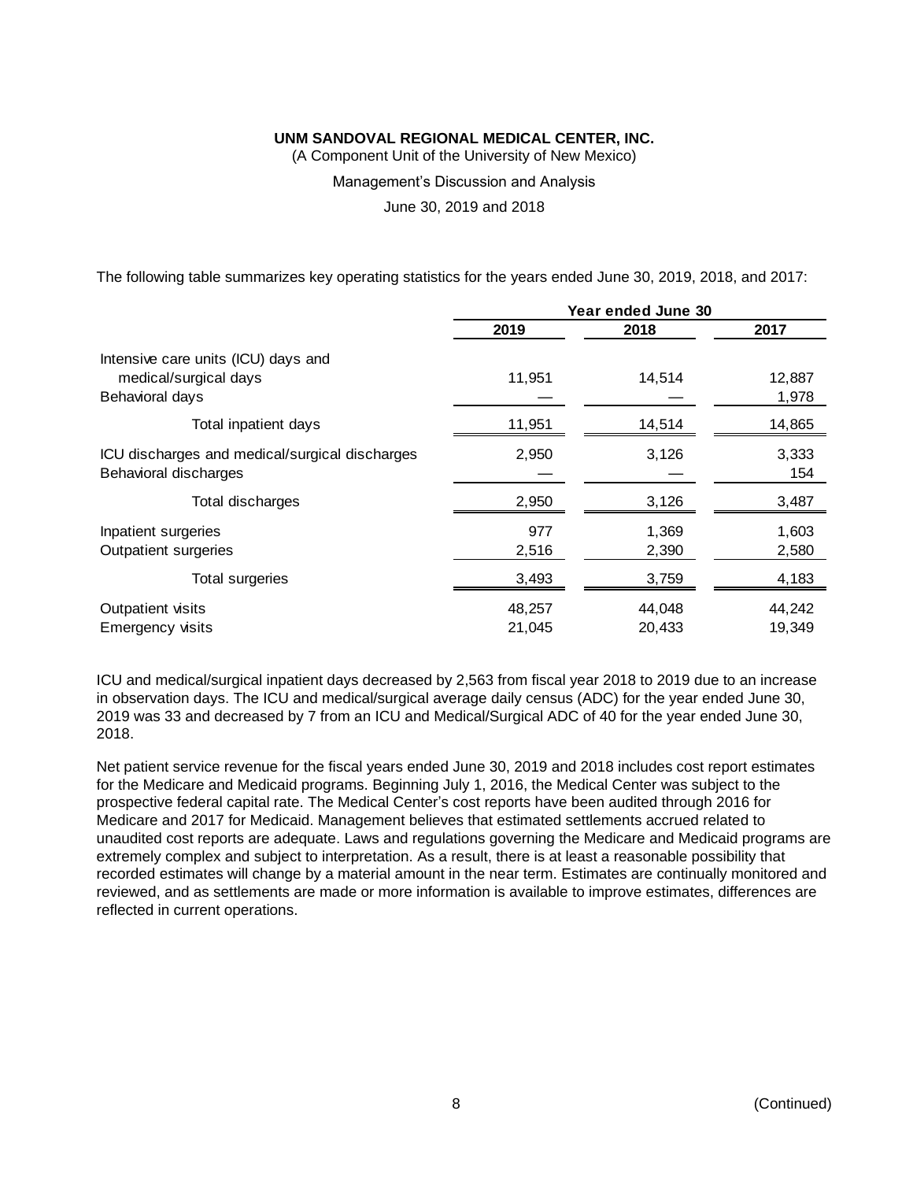**UNM SANDOVAL REGIONAL MEDICAL CENTER, INC.**

(A Component Unit of the University of New Mexico)

Management's Discussion and Analysis

June 30, 2019 and 2018

The following table summarizes key operating statistics for the years ended June 30, 2019, 2018, and 2017:

| | Year ended June 30 | | |
|---|---|---|---|
| | **2019** | **2018** | **2017** |
| Intensive care units (ICU) days and medical/surgical days | 11,951 | 14,514 | 12,887 |
| Behavioral days | — | — | 1,978 |
| Total inpatient days | 11,951 | 14,514 | 14,865 |
| ICU discharges and medical/surgical discharges | 2,950 | 3,126 | 3,333 |
| Behavioral discharges | — | — | 154 |
| Total discharges | 2,950 | 3,126 | 3,487 |
| Inpatient surgeries | 977 | 1,369 | 1,603 |
| Outpatient surgeries | 2,516 | 2,390 | 2,580 |
| Total surgeries | 3,493 | 3,759 | 4,183 |
| Outpatient visits | 48,257 | 44,048 | 44,242 |
| Emergency visits | 21,045 | 20,433 | 19,349 |

ICU and medical/surgical inpatient days decreased by 2,563 from fiscal year 2018 to 2019 due to an increase in observation days. The ICU and medical/surgical average daily census (ADC) for the year ended June 30, 2019 was 33 and decreased by 7 from an ICU and Medical/Surgical ADC of 40 for the year ended June 30, 2018.

Net patient service revenue for the fiscal years ended June 30, 2019 and 2018 includes cost report estimates for the Medicare and Medicaid programs. Beginning July 1, 2016, the Medical Center was subject to the prospective federal capital rate. The Medical Center's cost reports have been audited through 2016 for Medicare and 2017 for Medicaid. Management believes that estimated settlements accrued related to unaudited cost reports are adequate. Laws and regulations governing the Medicare and Medicaid programs are extremely complex and subject to interpretation. As a result, there is at least a reasonable possibility that recorded estimates will change by a material amount in the near term. Estimates are continually monitored and reviewed, and as settlements are made or more information is available to improve estimates, differences are reflected in current operations.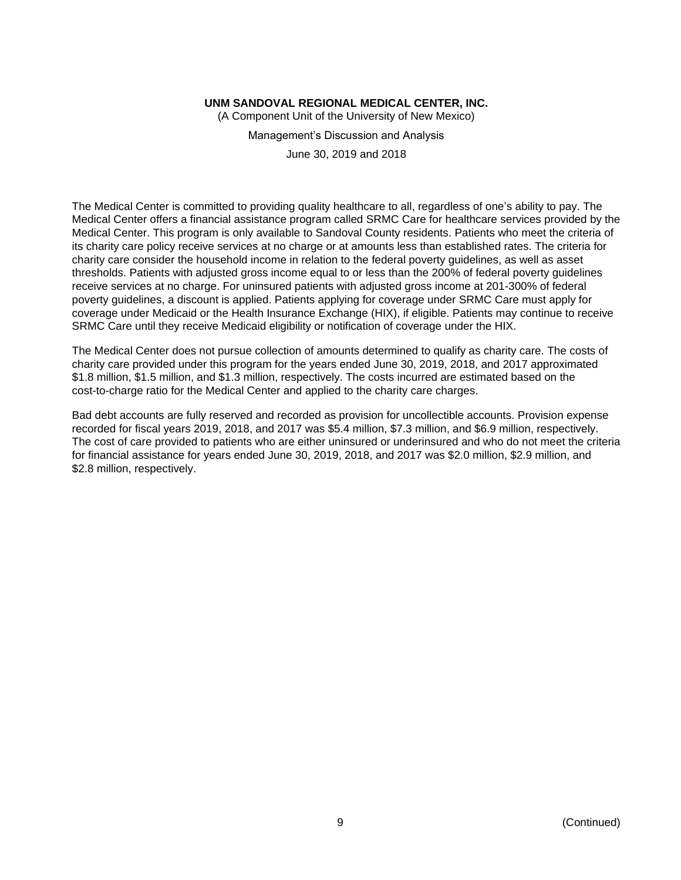The Medical Center is committed to providing quality healthcare to all, regardless of one's ability to pay. The Medical Center offers a financial assistance program called SRMC Care for healthcare services provided by the Medical Center. This program is only available to Sandoval County residents. Patients who meet the criteria of its charity care policy receive services at no charge or at amounts less than established rates. The criteria for charity care consider the household income in relation to the federal poverty guidelines, as well as asset thresholds. Patients with adjusted gross income equal to or less than the 200% of federal poverty guidelines receive services at no charge. For uninsured patients with adjusted gross income at 201-300% of federal poverty guidelines, a discount is applied. Patients applying for coverage under SRMC Care must apply for coverage under Medicaid or the Health Insurance Exchange (HIX), if eligible. Patients may continue to receive SRMC Care until they receive Medicaid eligibility or notification of coverage under the HIX.

The Medical Center does not pursue collection of amounts determined to qualify as charity care. The costs of charity care provided under this program for the years ended June 30, 2019, 2018, and 2017 approximated $1.8 million, $1.5 million, and $1.3 million, respectively. The costs incurred are estimated based on the cost-to-charge ratio for the Medical Center and applied to the charity care charges.

Bad debt accounts are fully reserved and recorded as provision for uncollectible accounts. Provision expense recorded for fiscal years 2019, 2018, and 2017 was $5.4 million, $7.3 million, and $6.9 million, respectively. The cost of care provided to patients who are either uninsured or underinsured and who do not meet the criteria for financial assistance for years ended June 30, 2019, 2018, and 2017 was $2.0 million, $2.9 million, and $2.8 million, respectively.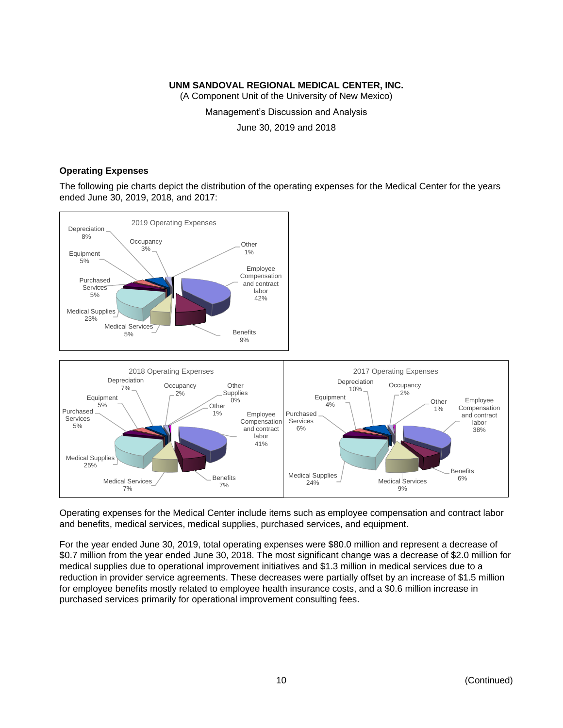UNM SANDOVAL REGIONAL MEDICAL CENTER, INC.
(A Component Unit of the University of New Mexico)
Management's Discussion and Analysis
June 30, 2019 and 2018

### Operating Expenses

The following pie charts depict the distribution of the operating expenses for the Medical Center for the years ended June 30, 2019, 2018, and 2017:

2019 Operating Expenses

| Category | % |
|---|---|
| Depreciation | 8% |
| Occupancy | 3% |
| Other | 1% |
| Employee Compensation and contract labor | 42% |
| Benefits | 9% |
| Medical Services | 5% |
| Medical Supplies | 23% |
| Purchased Services | 5% |
| Equipment | 5% |

2018 Operating Expenses

| Category | % |
|---|---|
| Depreciation | 7% |
| Occupancy | 2% |
| Other Supplies | 0% |
| Other | 1% |
| Employee Compensation and contract labor | 41% |
| Benefits | 7% |
| Medical Services | 7% |
| Medical Supplies | 25% |
| Purchased Services | 5% |
| Equipment | 5% |

2017 Operating Expenses

| Category | % |
|---|---|
| Depreciation | 10% |
| Occupancy | 2% |
| Other | 1% |
| Employee Compensation and contract labor | 38% |
| Benefits | 6% |
| Medical Services | 9% |
| Medical Supplies | 24% |
| Purchased Services | 6% |
| Equipment | 4% |

Operating expenses for the Medical Center include items such as employee compensation and contract labor and benefits, medical services, medical supplies, purchased services, and equipment.

For the year ended June 30, 2019, total operating expenses were $80.0 million and represent a decrease of $0.7 million from the year ended June 30, 2018. The most significant change was a decrease of $2.0 million for medical supplies due to operational improvement initiatives and $1.3 million in medical services due to a reduction in provider service agreements. These decreases were partially offset by an increase of $1.5 million for employee benefits mostly related to employee health insurance costs, and a $0.6 million increase in purchased services primarily for operational improvement consulting fees.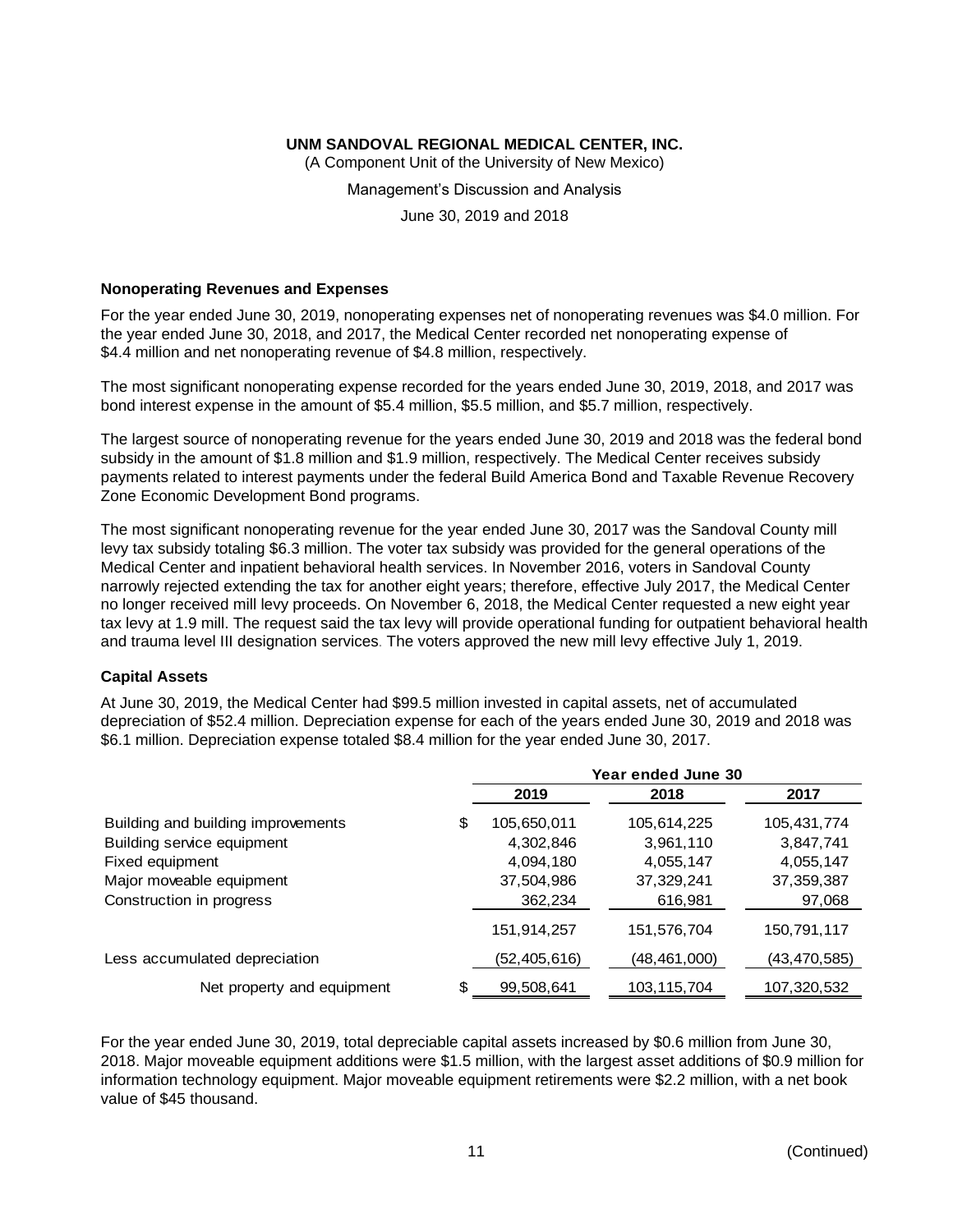**UNM SANDOVAL REGIONAL MEDICAL CENTER, INC.**
(A Component Unit of the University of New Mexico)
Management's Discussion and Analysis
June 30, 2019 and 2018

### Nonoperating Revenues and Expenses

For the year ended June 30, 2019, nonoperating expenses net of nonoperating revenues was $4.0 million. For the year ended June 30, 2018, and 2017, the Medical Center recorded net nonoperating expense of $4.4 million and net nonoperating revenue of $4.8 million, respectively.

The most significant nonoperating expense recorded for the years ended June 30, 2019, 2018, and 2017 was bond interest expense in the amount of $5.4 million, $5.5 million, and $5.7 million, respectively.

The largest source of nonoperating revenue for the years ended June 30, 2019 and 2018 was the federal bond subsidy in the amount of $1.8 million and $1.9 million, respectively. The Medical Center receives subsidy payments related to interest payments under the federal Build America Bond and Taxable Revenue Recovery Zone Economic Development Bond programs.

The most significant nonoperating revenue for the year ended June 30, 2017 was the Sandoval County mill levy tax subsidy totaling $6.3 million. The voter tax subsidy was provided for the general operations of the Medical Center and inpatient behavioral health services. In November 2016, voters in Sandoval County narrowly rejected extending the tax for another eight years; therefore, effective July 2017, the Medical Center no longer received mill levy proceeds. On November 6, 2018, the Medical Center requested a new eight year tax levy at 1.9 mill. The request said the tax levy will provide operational funding for outpatient behavioral health and trauma level III designation services. The voters approved the new mill levy effective July 1, 2019.

### Capital Assets

At June 30, 2019, the Medical Center had $99.5 million invested in capital assets, net of accumulated depreciation of $52.4 million. Depreciation expense for each of the years ended June 30, 2019 and 2018 was $6.1 million. Depreciation expense totaled $8.4 million for the year ended June 30, 2017.

| | Year ended June 30 | | |
|---|---|---|---|
| | 2019 | 2018 | 2017 |
| Building and building improvements | $ 105,650,011 | 105,614,225 | 105,431,774 |
| Building service equipment | 4,302,846 | 3,961,110 | 3,847,741 |
| Fixed equipment | 4,094,180 | 4,055,147 | 4,055,147 |
| Major moveable equipment | 37,504,986 | 37,329,241 | 37,359,387 |
| Construction in progress | 362,234 | 616,981 | 97,068 |
| | 151,914,257 | 151,576,704 | 150,791,117 |
| Less accumulated depreciation | (52,405,616) | (48,461,000) | (43,470,585) |
| Net property and equipment | $ 99,508,641 | 103,115,704 | 107,320,532 |

For the year ended June 30, 2019, total depreciable capital assets increased by $0.6 million from June 30, 2018. Major moveable equipment additions were $1.5 million, with the largest asset additions of $0.9 million for information technology equipment. Major moveable equipment retirements were $2.2 million, with a net book value of $45 thousand.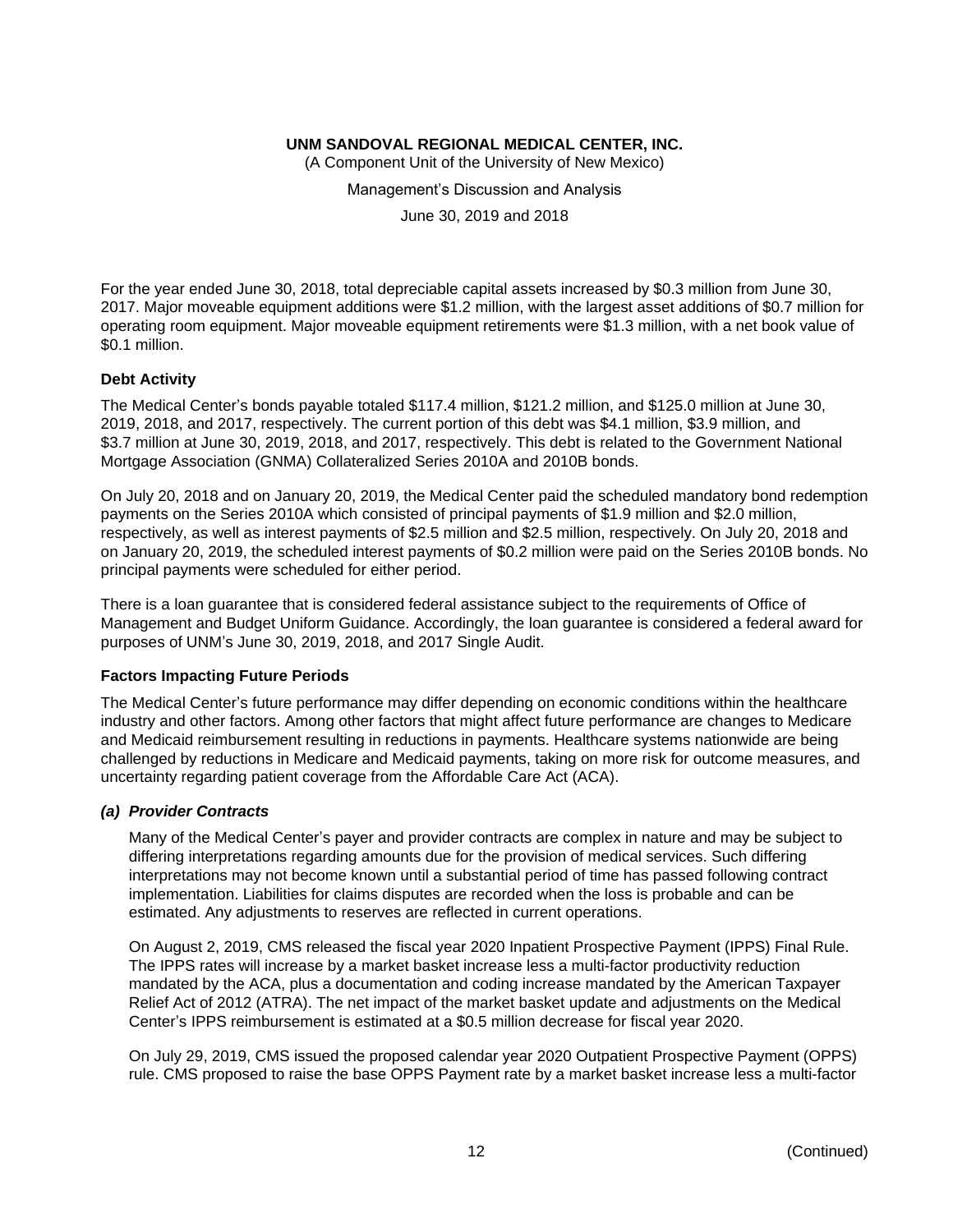For the year ended June 30, 2018, total depreciable capital assets increased by $0.3 million from June 30, 2017. Major moveable equipment additions were $1.2 million, with the largest asset additions of $0.7 million for operating room equipment. Major moveable equipment retirements were $1.3 million, with a net book value of $0.1 million.

### Debt Activity

The Medical Center's bonds payable totaled $117.4 million, $121.2 million, and $125.0 million at June 30, 2019, 2018, and 2017, respectively. The current portion of this debt was $4.1 million, $3.9 million, and $3.7 million at June 30, 2019, 2018, and 2017, respectively. This debt is related to the Government National Mortgage Association (GNMA) Collateralized Series 2010A and 2010B bonds.

On July 20, 2018 and on January 20, 2019, the Medical Center paid the scheduled mandatory bond redemption payments on the Series 2010A which consisted of principal payments of $1.9 million and $2.0 million, respectively, as well as interest payments of $2.5 million and $2.5 million, respectively. On July 20, 2018 and on January 20, 2019, the scheduled interest payments of $0.2 million were paid on the Series 2010B bonds. No principal payments were scheduled for either period.

There is a loan guarantee that is considered federal assistance subject to the requirements of Office of Management and Budget Uniform Guidance. Accordingly, the loan guarantee is considered a federal award for purposes of UNM's June 30, 2019, 2018, and 2017 Single Audit.

### Factors Impacting Future Periods

The Medical Center's future performance may differ depending on economic conditions within the healthcare industry and other factors. Among other factors that might affect future performance are changes to Medicare and Medicaid reimbursement resulting in reductions in payments. Healthcare systems nationwide are being challenged by reductions in Medicare and Medicaid payments, taking on more risk for outcome measures, and uncertainty regarding patient coverage from the Affordable Care Act (ACA).

#### *(a) Provider Contracts*

Many of the Medical Center's payer and provider contracts are complex in nature and may be subject to differing interpretations regarding amounts due for the provision of medical services. Such differing interpretations may not become known until a substantial period of time has passed following contract implementation. Liabilities for claims disputes are recorded when the loss is probable and can be estimated. Any adjustments to reserves are reflected in current operations.

On August 2, 2019, CMS released the fiscal year 2020 Inpatient Prospective Payment (IPPS) Final Rule. The IPPS rates will increase by a market basket increase less a multi-factor productivity reduction mandated by the ACA, plus a documentation and coding increase mandated by the American Taxpayer Relief Act of 2012 (ATRA). The net impact of the market basket update and adjustments on the Medical Center's IPPS reimbursement is estimated at a $0.5 million decrease for fiscal year 2020.

On July 29, 2019, CMS issued the proposed calendar year 2020 Outpatient Prospective Payment (OPPS) rule. CMS proposed to raise the base OPPS Payment rate by a market basket increase less a multi-factor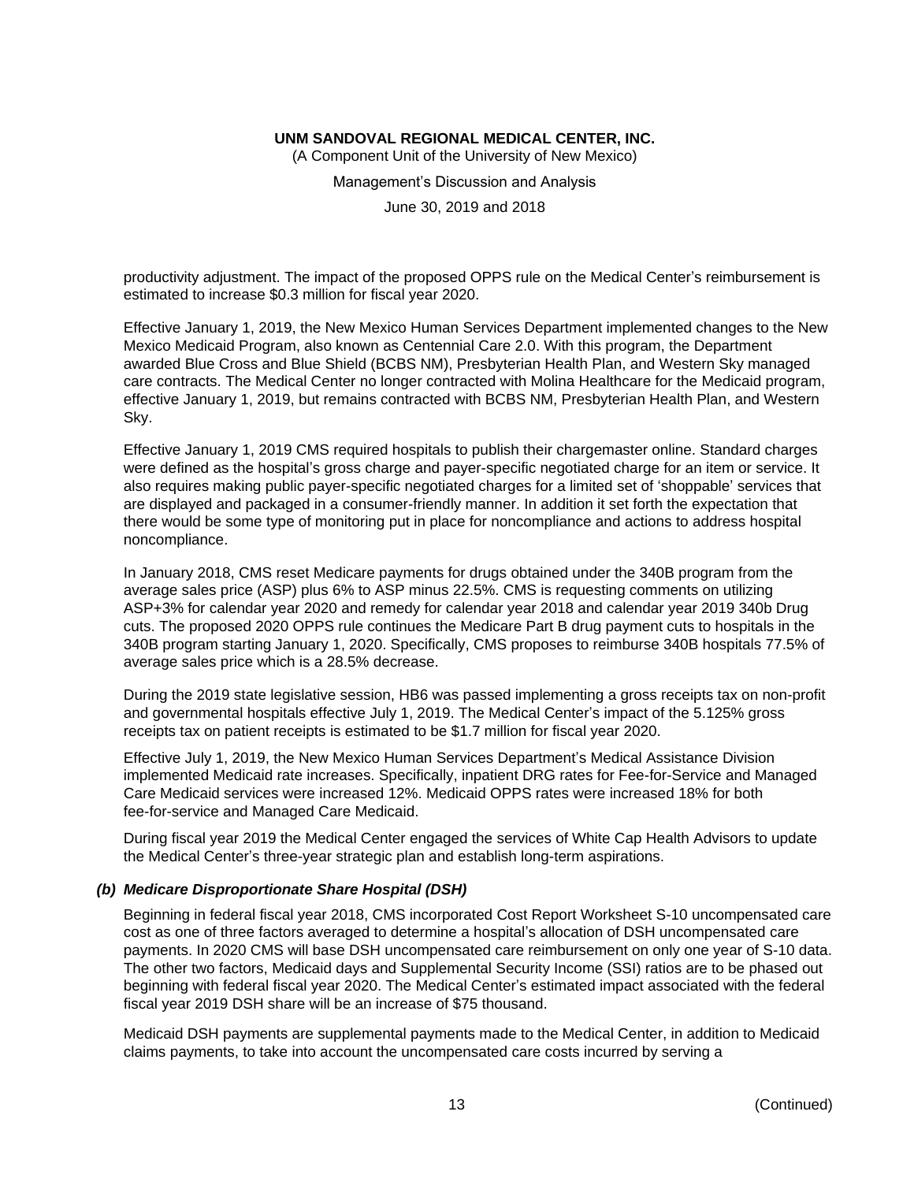productivity adjustment. The impact of the proposed OPPS rule on the Medical Center's reimbursement is estimated to increase $0.3 million for fiscal year 2020.

Effective January 1, 2019, the New Mexico Human Services Department implemented changes to the New Mexico Medicaid Program, also known as Centennial Care 2.0. With this program, the Department awarded Blue Cross and Blue Shield (BCBS NM), Presbyterian Health Plan, and Western Sky managed care contracts. The Medical Center no longer contracted with Molina Healthcare for the Medicaid program, effective January 1, 2019, but remains contracted with BCBS NM, Presbyterian Health Plan, and Western Sky.

Effective January 1, 2019 CMS required hospitals to publish their chargemaster online. Standard charges were defined as the hospital's gross charge and payer-specific negotiated charge for an item or service. It also requires making public payer-specific negotiated charges for a limited set of 'shoppable' services that are displayed and packaged in a consumer-friendly manner. In addition it set forth the expectation that there would be some type of monitoring put in place for noncompliance and actions to address hospital noncompliance.

In January 2018, CMS reset Medicare payments for drugs obtained under the 340B program from the average sales price (ASP) plus 6% to ASP minus 22.5%. CMS is requesting comments on utilizing ASP+3% for calendar year 2020 and remedy for calendar year 2018 and calendar year 2019 340b Drug cuts. The proposed 2020 OPPS rule continues the Medicare Part B drug payment cuts to hospitals in the 340B program starting January 1, 2020. Specifically, CMS proposes to reimburse 340B hospitals 77.5% of average sales price which is a 28.5% decrease.

During the 2019 state legislative session, HB6 was passed implementing a gross receipts tax on non-profit and governmental hospitals effective July 1, 2019. The Medical Center's impact of the 5.125% gross receipts tax on patient receipts is estimated to be $1.7 million for fiscal year 2020.

Effective July 1, 2019, the New Mexico Human Services Department's Medical Assistance Division implemented Medicaid rate increases. Specifically, inpatient DRG rates for Fee-for-Service and Managed Care Medicaid services were increased 12%. Medicaid OPPS rates were increased 18% for both fee-for-service and Managed Care Medicaid.

During fiscal year 2019 the Medical Center engaged the services of White Cap Health Advisors to update the Medical Center's three-year strategic plan and establish long-term aspirations.

### *(b) Medicare Disproportionate Share Hospital (DSH)*

Beginning in federal fiscal year 2018, CMS incorporated Cost Report Worksheet S-10 uncompensated care cost as one of three factors averaged to determine a hospital's allocation of DSH uncompensated care payments. In 2020 CMS will base DSH uncompensated care reimbursement on only one year of S-10 data. The other two factors, Medicaid days and Supplemental Security Income (SSI) ratios are to be phased out beginning with federal fiscal year 2020. The Medical Center's estimated impact associated with the federal fiscal year 2019 DSH share will be an increase of $75 thousand.

Medicaid DSH payments are supplemental payments made to the Medical Center, in addition to Medicaid claims payments, to take into account the uncompensated care costs incurred by serving a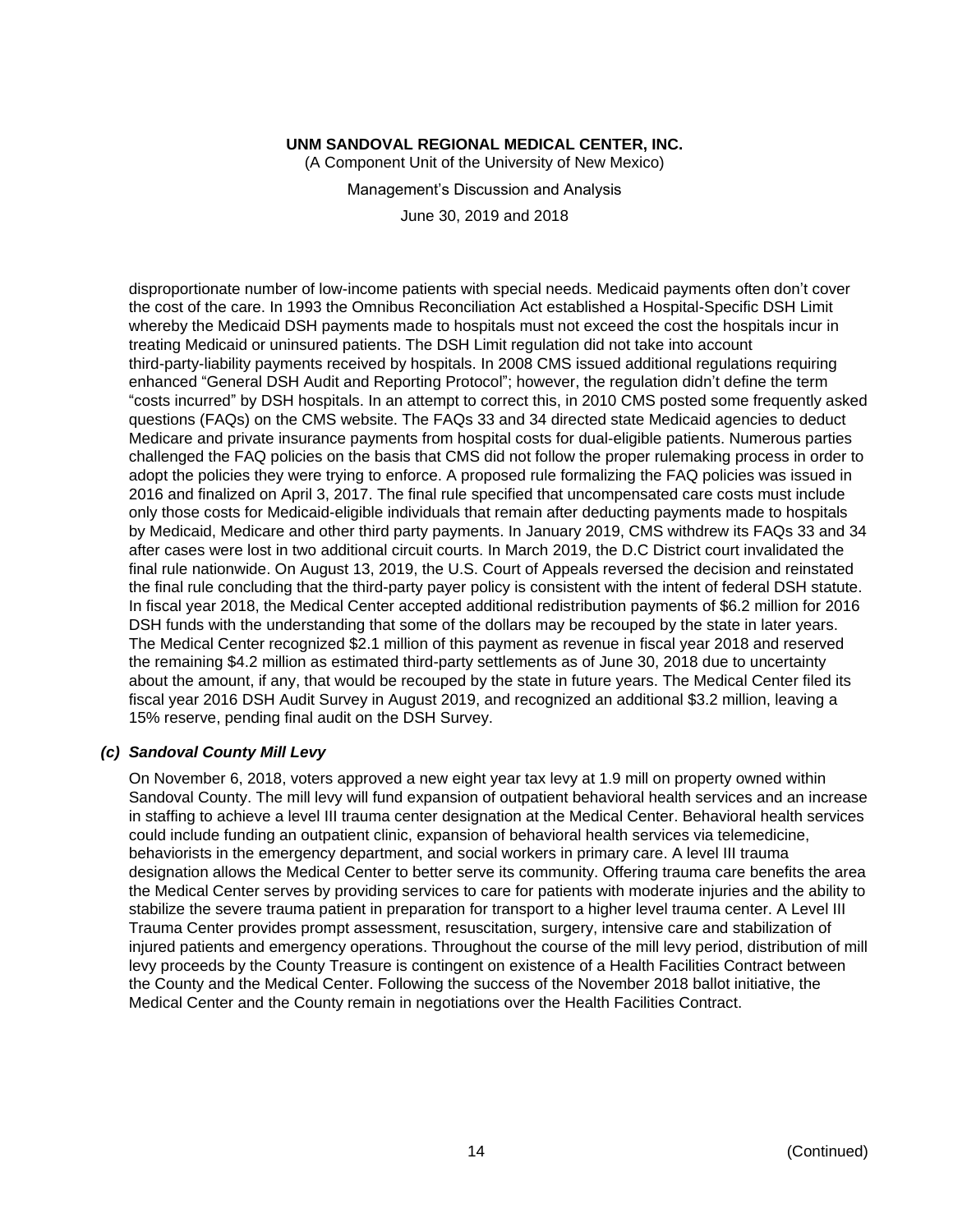disproportionate number of low-income patients with special needs. Medicaid payments often don't cover the cost of the care. In 1993 the Omnibus Reconciliation Act established a Hospital-Specific DSH Limit whereby the Medicaid DSH payments made to hospitals must not exceed the cost the hospitals incur in treating Medicaid or uninsured patients. The DSH Limit regulation did not take into account third-party-liability payments received by hospitals. In 2008 CMS issued additional regulations requiring enhanced "General DSH Audit and Reporting Protocol"; however, the regulation didn't define the term "costs incurred" by DSH hospitals. In an attempt to correct this, in 2010 CMS posted some frequently asked questions (FAQs) on the CMS website. The FAQs 33 and 34 directed state Medicaid agencies to deduct Medicare and private insurance payments from hospital costs for dual-eligible patients. Numerous parties challenged the FAQ policies on the basis that CMS did not follow the proper rulemaking process in order to adopt the policies they were trying to enforce. A proposed rule formalizing the FAQ policies was issued in 2016 and finalized on April 3, 2017. The final rule specified that uncompensated care costs must include only those costs for Medicaid-eligible individuals that remain after deducting payments made to hospitals by Medicaid, Medicare and other third party payments. In January 2019, CMS withdrew its FAQs 33 and 34 after cases were lost in two additional circuit courts. In March 2019, the D.C District court invalidated the final rule nationwide. On August 13, 2019, the U.S. Court of Appeals reversed the decision and reinstated the final rule concluding that the third-party payer policy is consistent with the intent of federal DSH statute. In fiscal year 2018, the Medical Center accepted additional redistribution payments of $6.2 million for 2016 DSH funds with the understanding that some of the dollars may be recouped by the state in later years. The Medical Center recognized $2.1 million of this payment as revenue in fiscal year 2018 and reserved the remaining $4.2 million as estimated third-party settlements as of June 30, 2018 due to uncertainty about the amount, if any, that would be recouped by the state in future years. The Medical Center filed its fiscal year 2016 DSH Audit Survey in August 2019, and recognized an additional $3.2 million, leaving a 15% reserve, pending final audit on the DSH Survey.

### *(c) Sandoval County Mill Levy*

On November 6, 2018, voters approved a new eight year tax levy at 1.9 mill on property owned within Sandoval County. The mill levy will fund expansion of outpatient behavioral health services and an increase in staffing to achieve a level III trauma center designation at the Medical Center. Behavioral health services could include funding an outpatient clinic, expansion of behavioral health services via telemedicine, behaviorists in the emergency department, and social workers in primary care. A level III trauma designation allows the Medical Center to better serve its community. Offering trauma care benefits the area the Medical Center serves by providing services to care for patients with moderate injuries and the ability to stabilize the severe trauma patient in preparation for transport to a higher level trauma center. A Level III Trauma Center provides prompt assessment, resuscitation, surgery, intensive care and stabilization of injured patients and emergency operations. Throughout the course of the mill levy period, distribution of mill levy proceeds by the County Treasure is contingent on existence of a Health Facilities Contract between the County and the Medical Center. Following the success of the November 2018 ballot initiative, the Medical Center and the County remain in negotiations over the Health Facilities Contract.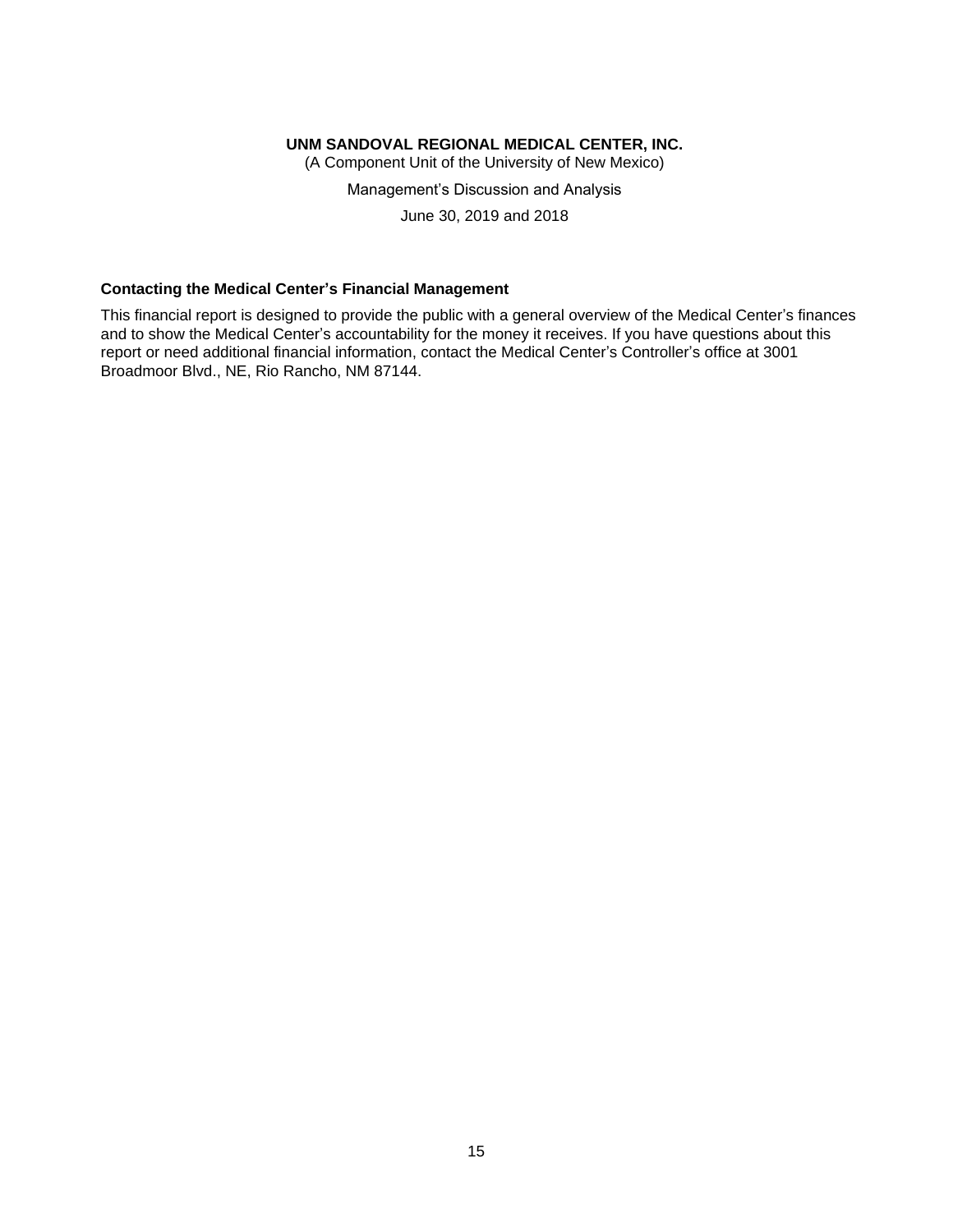**UNM SANDOVAL REGIONAL MEDICAL CENTER, INC.**
(A Component Unit of the University of New Mexico)
Management's Discussion and Analysis
June 30, 2019 and 2018

**Contacting the Medical Center's Financial Management**

This financial report is designed to provide the public with a general overview of the Medical Center's finances and to show the Medical Center's accountability for the money it receives. If you have questions about this report or need additional financial information, contact the Medical Center's Controller's office at 3001 Broadmoor Blvd., NE, Rio Rancho, NM 87144.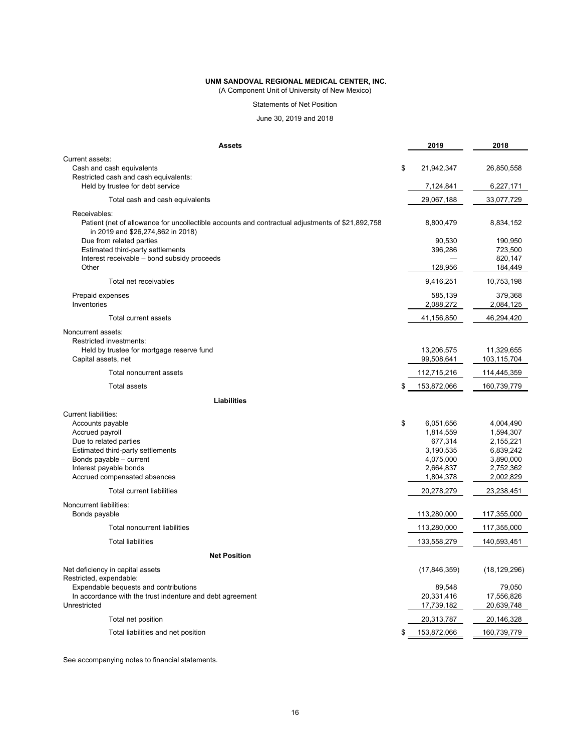**UNM SANDOVAL REGIONAL MEDICAL CENTER, INC.**

(A Component Unit of University of New Mexico)

Statements of Net Position

June 30, 2019 and 2018

| **Assets** | | **2019** | **2018** |
|---|---|---|---|
| Current assets: | | | |
| Cash and cash equivalents | $ | 21,942,347 | 26,850,558 |
| Restricted cash and cash equivalents: | | | |
| Held by trustee for debt service | | 7,124,841 | 6,227,171 |
| Total cash and cash equivalents | | 29,067,188 | 33,077,729 |
| Receivables: | | | |
| Patient (net of allowance for uncollectible accounts and contractual adjustments of $21,892,758 in 2019 and $26,274,862 in 2018) | | 8,800,479 | 8,834,152 |
| Due from related parties | | 90,530 | 190,950 |
| Estimated third-party settlements | | 396,286 | 723,500 |
| Interest receivable – bond subsidy proceeds | | — | 820,147 |
| Other | | 128,956 | 184,449 |
| Total net receivables | | 9,416,251 | 10,753,198 |
| Prepaid expenses | | 585,139 | 379,368 |
| Inventories | | 2,088,272 | 2,084,125 |
| Total current assets | | 41,156,850 | 46,294,420 |
| Noncurrent assets: | | | |
| Restricted investments: | | | |
| Held by trustee for mortgage reserve fund | | 13,206,575 | 11,329,655 |
| Capital assets, net | | 99,508,641 | 103,115,704 |
| Total noncurrent assets | | 112,715,216 | 114,445,359 |
| Total assets | $ | 153,872,066 | 160,739,779 |
| **Liabilities** | | | |
| Current liabilities: | | | |
| Accounts payable | $ | 6,051,656 | 4,004,490 |
| Accrued payroll | | 1,814,559 | 1,594,307 |
| Due to related parties | | 677,314 | 2,155,221 |
| Estimated third-party settlements | | 3,190,535 | 6,839,242 |
| Bonds payable – current | | 4,075,000 | 3,890,000 |
| Interest payable bonds | | 2,664,837 | 2,752,362 |
| Accrued compensated absences | | 1,804,378 | 2,002,829 |
| Total current liabilities | | 20,278,279 | 23,238,451 |
| Noncurrent liabilities: | | | |
| Bonds payable | | 113,280,000 | 117,355,000 |
| Total noncurrent liabilities | | 113,280,000 | 117,355,000 |
| Total liabilities | | 133,558,279 | 140,593,451 |
| **Net Position** | | | |
| Net deficiency in capital assets | | (17,846,359) | (18,129,296) |
| Restricted, expendable: | | | |
| Expendable bequests and contributions | | 89,548 | 79,050 |
| In accordance with the trust indenture and debt agreement | | 20,331,416 | 17,556,826 |
| Unrestricted | | 17,739,182 | 20,639,748 |
| Total net position | | 20,313,787 | 20,146,328 |
| Total liabilities and net position | $ | 153,872,066 | 160,739,779 |

See accompanying notes to financial statements.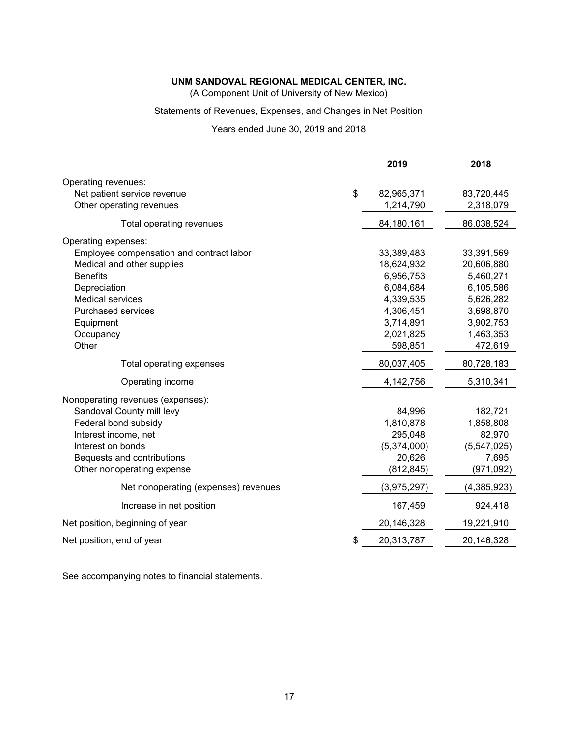**UNM SANDOVAL REGIONAL MEDICAL CENTER, INC.**

(A Component Unit of University of New Mexico)

Statements of Revenues, Expenses, and Changes in Net Position

Years ended June 30, 2019 and 2018

| | 2019 | 2018 |
|---|---|---|
| Operating revenues: | | |
| Net patient service revenue | $ 82,965,371 | 83,720,445 |
| Other operating revenues | 1,214,790 | 2,318,079 |
| Total operating revenues | 84,180,161 | 86,038,524 |
| Operating expenses: | | |
| Employee compensation and contract labor | 33,389,483 | 33,391,569 |
| Medical and other supplies | 18,624,932 | 20,606,880 |
| Benefits | 6,956,753 | 5,460,271 |
| Depreciation | 6,084,684 | 6,105,586 |
| Medical services | 4,339,535 | 5,626,282 |
| Purchased services | 4,306,451 | 3,698,870 |
| Equipment | 3,714,891 | 3,902,753 |
| Occupancy | 2,021,825 | 1,463,353 |
| Other | 598,851 | 472,619 |
| Total operating expenses | 80,037,405 | 80,728,183 |
| Operating income | 4,142,756 | 5,310,341 |
| Nonoperating revenues (expenses): | | |
| Sandoval County mill levy | 84,996 | 182,721 |
| Federal bond subsidy | 1,810,878 | 1,858,808 |
| Interest income, net | 295,048 | 82,970 |
| Interest on bonds | (5,374,000) | (5,547,025) |
| Bequests and contributions | 20,626 | 7,695 |
| Other nonoperating expense | (812,845) | (971,092) |
| Net nonoperating (expenses) revenues | (3,975,297) | (4,385,923) |
| Increase in net position | 167,459 | 924,418 |
| Net position, beginning of year | 20,146,328 | 19,221,910 |
| Net position, end of year | $ 20,313,787 | 20,146,328 |

See accompanying notes to financial statements.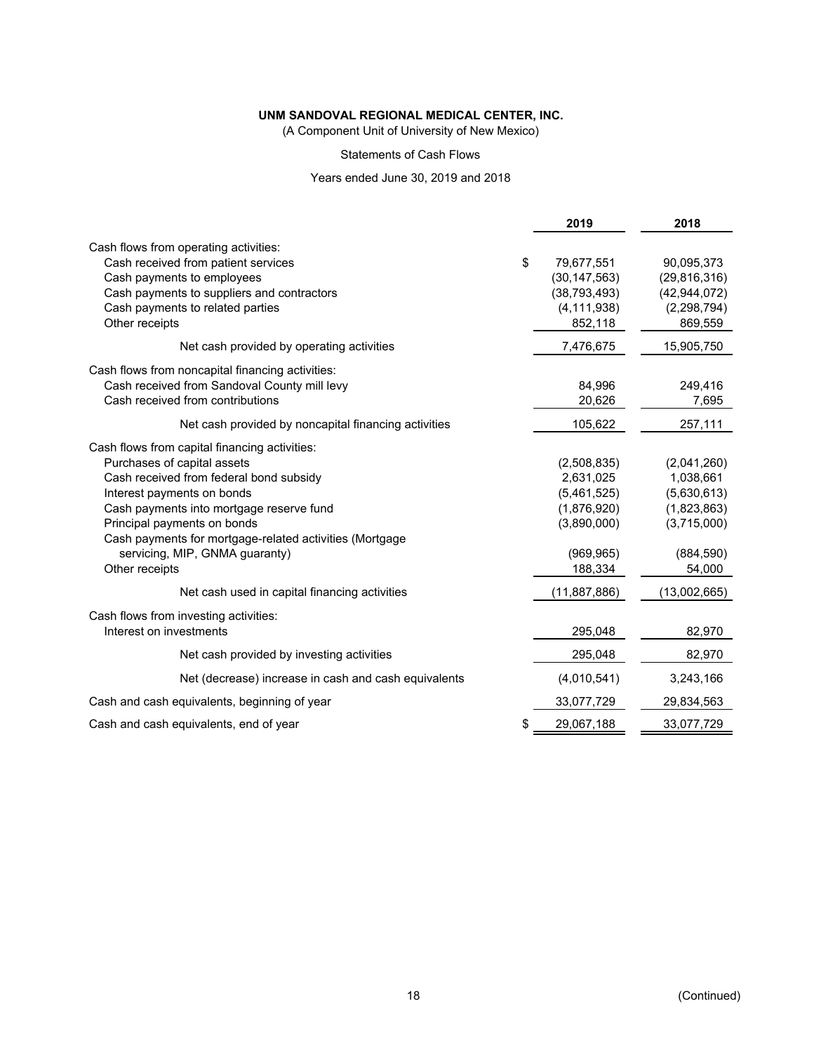**UNM SANDOVAL REGIONAL MEDICAL CENTER, INC.**

(A Component Unit of University of New Mexico)

Statements of Cash Flows

Years ended June 30, 2019 and 2018

| | 2019 | 2018 |
|---|---|---|
| Cash flows from operating activities: | | |
| Cash received from patient services | $ 79,677,551 | 90,095,373 |
| Cash payments to employees | (30,147,563) | (29,816,316) |
| Cash payments to suppliers and contractors | (38,793,493) | (42,944,072) |
| Cash payments to related parties | (4,111,938) | (2,298,794) |
| Other receipts | 852,118 | 869,559 |
| Net cash provided by operating activities | 7,476,675 | 15,905,750 |
| Cash flows from noncapital financing activities: | | |
| Cash received from Sandoval County mill levy | 84,996 | 249,416 |
| Cash received from contributions | 20,626 | 7,695 |
| Net cash provided by noncapital financing activities | 105,622 | 257,111 |
| Cash flows from capital financing activities: | | |
| Purchases of capital assets | (2,508,835) | (2,041,260) |
| Cash received from federal bond subsidy | 2,631,025 | 1,038,661 |
| Interest payments on bonds | (5,461,525) | (5,630,613) |
| Cash payments into mortgage reserve fund | (1,876,920) | (1,823,863) |
| Principal payments on bonds | (3,890,000) | (3,715,000) |
| Cash payments for mortgage-related activities (Mortgage servicing, MIP, GNMA guaranty) | (969,965) | (884,590) |
| Other receipts | 188,334 | 54,000 |
| Net cash used in capital financing activities | (11,887,886) | (13,002,665) |
| Cash flows from investing activities: | | |
| Interest on investments | 295,048 | 82,970 |
| Net cash provided by investing activities | 295,048 | 82,970 |
| Net (decrease) increase in cash and cash equivalents | (4,010,541) | 3,243,166 |
| Cash and cash equivalents, beginning of year | 33,077,729 | 29,834,563 |
| Cash and cash equivalents, end of year | $ 29,067,188 | 33,077,729 |

(Continued)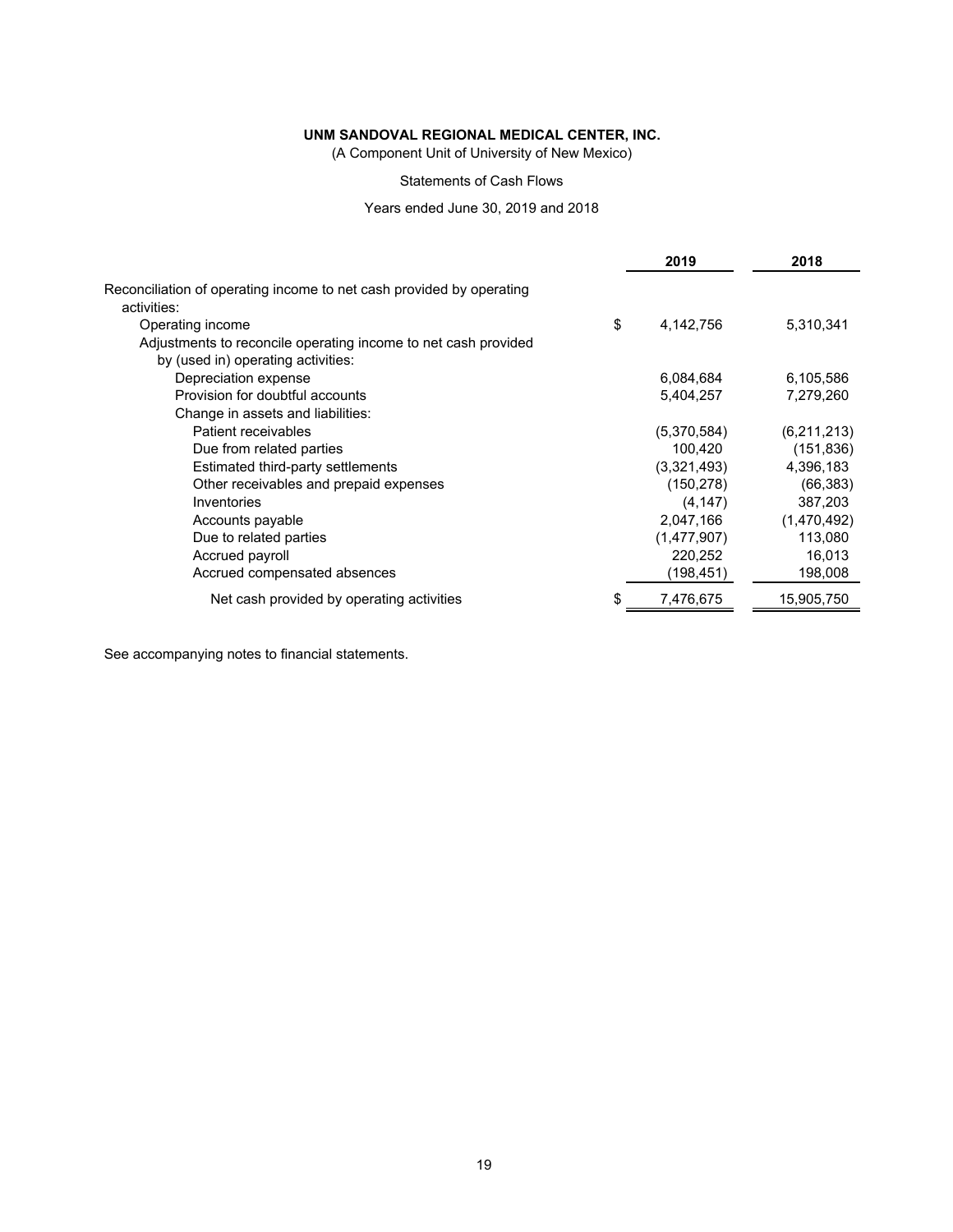**UNM SANDOVAL REGIONAL MEDICAL CENTER, INC.**

(A Component Unit of University of New Mexico)

Statements of Cash Flows

Years ended June 30, 2019 and 2018

| | 2019 | 2018 |
|---|---|---|
| Reconciliation of operating income to net cash provided by operating activities: | | |
| Operating income | $ 4,142,756 | 5,310,341 |
| Adjustments to reconcile operating income to net cash provided by (used in) operating activities: | | |
| Depreciation expense | 6,084,684 | 6,105,586 |
| Provision for doubtful accounts | 5,404,257 | 7,279,260 |
| Change in assets and liabilities: | | |
| Patient receivables | (5,370,584) | (6,211,213) |
| Due from related parties | 100,420 | (151,836) |
| Estimated third-party settlements | (3,321,493) | 4,396,183 |
| Other receivables and prepaid expenses | (150,278) | (66,383) |
| Inventories | (4,147) | 387,203 |
| Accounts payable | 2,047,166 | (1,470,492) |
| Due to related parties | (1,477,907) | 113,080 |
| Accrued payroll | 220,252 | 16,013 |
| Accrued compensated absences | (198,451) | 198,008 |
| Net cash provided by operating activities | $ 7,476,675 | 15,905,750 |

See accompanying notes to financial statements.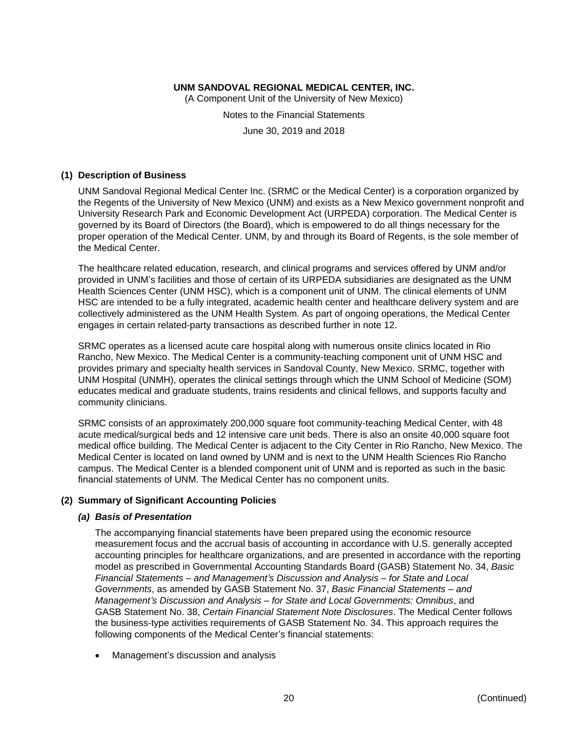## (1) Description of Business

UNM Sandoval Regional Medical Center Inc. (SRMC or the Medical Center) is a corporation organized by the Regents of the University of New Mexico (UNM) and exists as a New Mexico government nonprofit and University Research Park and Economic Development Act (URPEDA) corporation. The Medical Center is governed by its Board of Directors (the Board), which is empowered to do all things necessary for the proper operation of the Medical Center. UNM, by and through its Board of Regents, is the sole member of the Medical Center.

The healthcare related education, research, and clinical programs and services offered by UNM and/or provided in UNM's facilities and those of certain of its URPEDA subsidiaries are designated as the UNM Health Sciences Center (UNM HSC), which is a component unit of UNM. The clinical elements of UNM HSC are intended to be a fully integrated, academic health center and healthcare delivery system and are collectively administered as the UNM Health System. As part of ongoing operations, the Medical Center engages in certain related-party transactions as described further in note 12.

SRMC operates as a licensed acute care hospital along with numerous onsite clinics located in Rio Rancho, New Mexico. The Medical Center is a community-teaching component unit of UNM HSC and provides primary and specialty health services in Sandoval County, New Mexico. SRMC, together with UNM Hospital (UNMH), operates the clinical settings through which the UNM School of Medicine (SOM) educates medical and graduate students, trains residents and clinical fellows, and supports faculty and community clinicians.

SRMC consists of an approximately 200,000 square foot community-teaching Medical Center, with 48 acute medical/surgical beds and 12 intensive care unit beds. There is also an onsite 40,000 square foot medical office building. The Medical Center is adjacent to the City Center in Rio Rancho, New Mexico. The Medical Center is located on land owned by UNM and is next to the UNM Health Sciences Rio Rancho campus. The Medical Center is a blended component unit of UNM and is reported as such in the basic financial statements of UNM. The Medical Center has no component units.

## (2) Summary of Significant Accounting Policies

### *(a) Basis of Presentation*

The accompanying financial statements have been prepared using the economic resource measurement focus and the accrual basis of accounting in accordance with U.S. generally accepted accounting principles for healthcare organizations, and are presented in accordance with the reporting model as prescribed in Governmental Accounting Standards Board (GASB) Statement No. 34, *Basic Financial Statements – and Management's Discussion and Analysis – for State and Local Governments*, as amended by GASB Statement No. 37, *Basic Financial Statements – and Management's Discussion and Analysis – for State and Local Governments: Omnibus*, and GASB Statement No. 38, *Certain Financial Statement Note Disclosures*. The Medical Center follows the business-type activities requirements of GASB Statement No. 34. This approach requires the following components of the Medical Center's financial statements:

- Management's discussion and analysis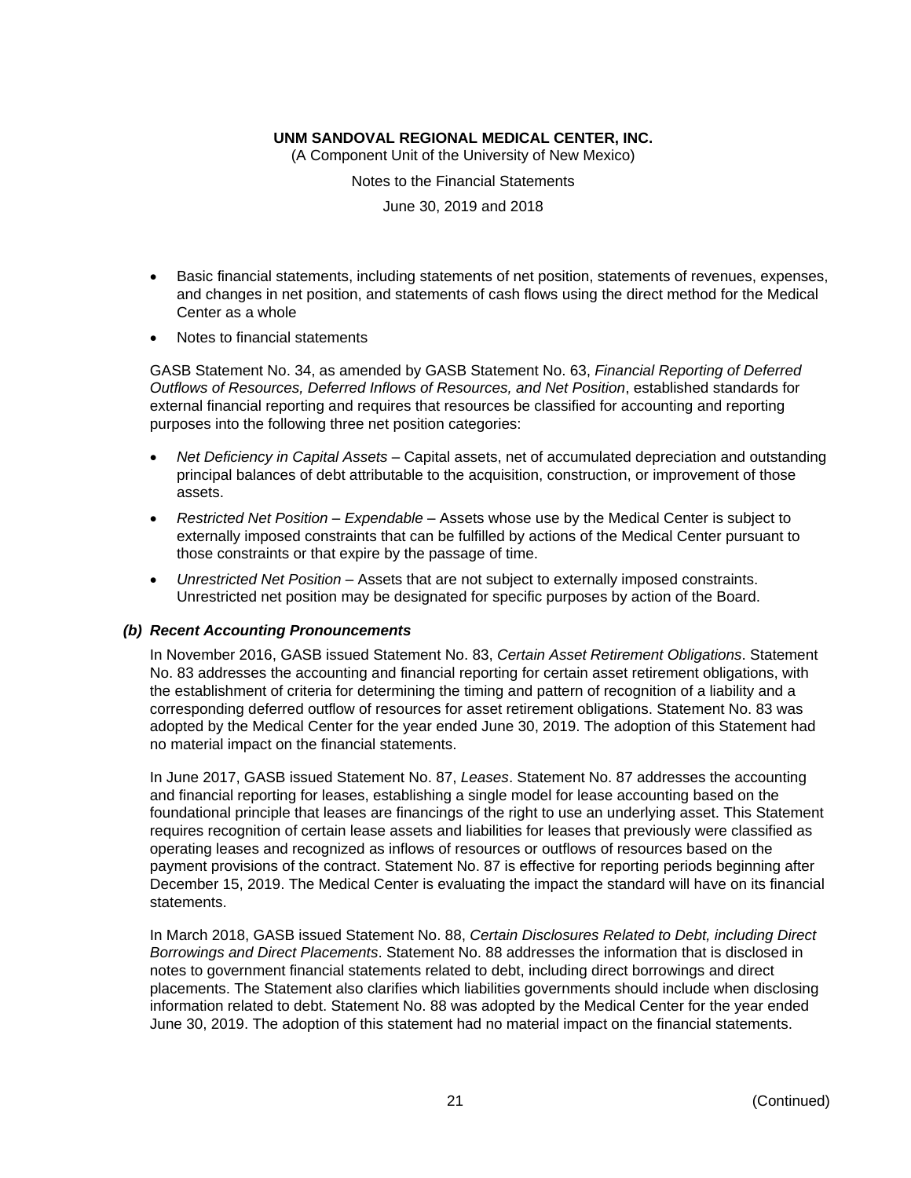- Basic financial statements, including statements of net position, statements of revenues, expenses, and changes in net position, and statements of cash flows using the direct method for the Medical Center as a whole
- Notes to financial statements

GASB Statement No. 34, as amended by GASB Statement No. 63, *Financial Reporting of Deferred Outflows of Resources, Deferred Inflows of Resources, and Net Position*, established standards for external financial reporting and requires that resources be classified for accounting and reporting purposes into the following three net position categories:

- *Net Deficiency in Capital Assets* – Capital assets, net of accumulated depreciation and outstanding principal balances of debt attributable to the acquisition, construction, or improvement of those assets.
- *Restricted Net Position – Expendable* – Assets whose use by the Medical Center is subject to externally imposed constraints that can be fulfilled by actions of the Medical Center pursuant to those constraints or that expire by the passage of time.
- *Unrestricted Net Position* – Assets that are not subject to externally imposed constraints. Unrestricted net position may be designated for specific purposes by action of the Board.

### *(b) Recent Accounting Pronouncements*

In November 2016, GASB issued Statement No. 83, *Certain Asset Retirement Obligations*. Statement No. 83 addresses the accounting and financial reporting for certain asset retirement obligations, with the establishment of criteria for determining the timing and pattern of recognition of a liability and a corresponding deferred outflow of resources for asset retirement obligations. Statement No. 83 was adopted by the Medical Center for the year ended June 30, 2019. The adoption of this Statement had no material impact on the financial statements.

In June 2017, GASB issued Statement No. 87, *Leases*. Statement No. 87 addresses the accounting and financial reporting for leases, establishing a single model for lease accounting based on the foundational principle that leases are financings of the right to use an underlying asset. This Statement requires recognition of certain lease assets and liabilities for leases that previously were classified as operating leases and recognized as inflows of resources or outflows of resources based on the payment provisions of the contract. Statement No. 87 is effective for reporting periods beginning after December 15, 2019. The Medical Center is evaluating the impact the standard will have on its financial statements.

In March 2018, GASB issued Statement No. 88, *Certain Disclosures Related to Debt, including Direct Borrowings and Direct Placements*. Statement No. 88 addresses the information that is disclosed in notes to government financial statements related to debt, including direct borrowings and direct placements. The Statement also clarifies which liabilities governments should include when disclosing information related to debt. Statement No. 88 was adopted by the Medical Center for the year ended June 30, 2019. The adoption of this statement had no material impact on the financial statements.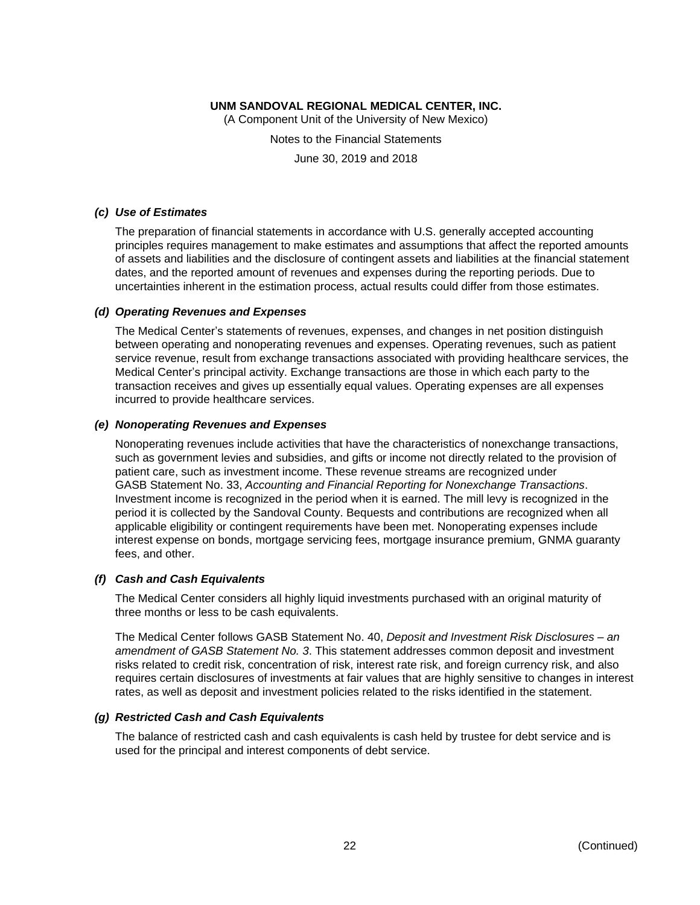#### *(c) Use of Estimates*

The preparation of financial statements in accordance with U.S. generally accepted accounting principles requires management to make estimates and assumptions that affect the reported amounts of assets and liabilities and the disclosure of contingent assets and liabilities at the financial statement dates, and the reported amount of revenues and expenses during the reporting periods. Due to uncertainties inherent in the estimation process, actual results could differ from those estimates.

#### *(d) Operating Revenues and Expenses*

The Medical Center's statements of revenues, expenses, and changes in net position distinguish between operating and nonoperating revenues and expenses. Operating revenues, such as patient service revenue, result from exchange transactions associated with providing healthcare services, the Medical Center's principal activity. Exchange transactions are those in which each party to the transaction receives and gives up essentially equal values. Operating expenses are all expenses incurred to provide healthcare services.

#### *(e) Nonoperating Revenues and Expenses*

Nonoperating revenues include activities that have the characteristics of nonexchange transactions, such as government levies and subsidies, and gifts or income not directly related to the provision of patient care, such as investment income. These revenue streams are recognized under GASB Statement No. 33, *Accounting and Financial Reporting for Nonexchange Transactions*. Investment income is recognized in the period when it is earned. The mill levy is recognized in the period it is collected by the Sandoval County. Bequests and contributions are recognized when all applicable eligibility or contingent requirements have been met. Nonoperating expenses include interest expense on bonds, mortgage servicing fees, mortgage insurance premium, GNMA guaranty fees, and other.

#### *(f) Cash and Cash Equivalents*

The Medical Center considers all highly liquid investments purchased with an original maturity of three months or less to be cash equivalents.

The Medical Center follows GASB Statement No. 40, *Deposit and Investment Risk Disclosures – an amendment of GASB Statement No. 3*. This statement addresses common deposit and investment risks related to credit risk, concentration of risk, interest rate risk, and foreign currency risk, and also requires certain disclosures of investments at fair values that are highly sensitive to changes in interest rates, as well as deposit and investment policies related to the risks identified in the statement.

#### *(g) Restricted Cash and Cash Equivalents*

The balance of restricted cash and cash equivalents is cash held by trustee for debt service and is used for the principal and interest components of debt service.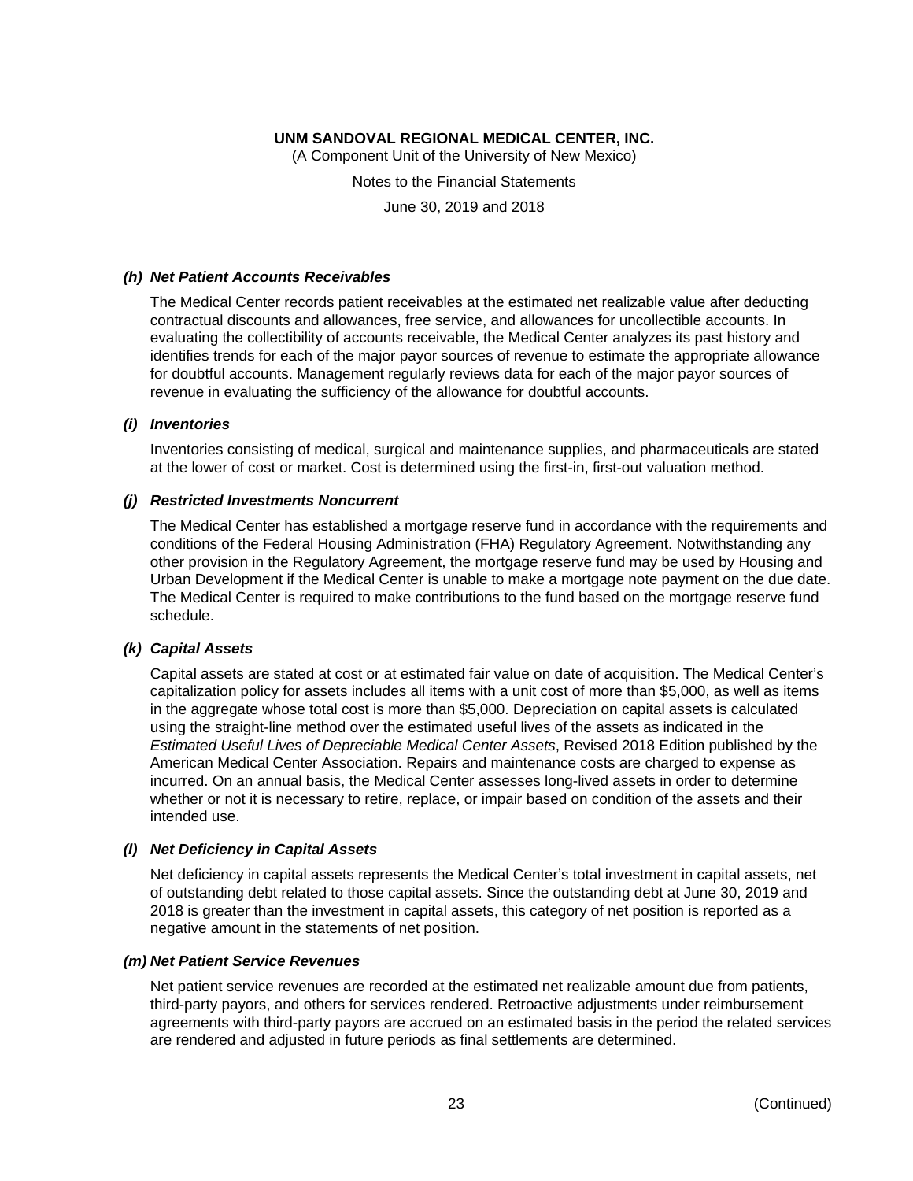### *(h) Net Patient Accounts Receivables*

The Medical Center records patient receivables at the estimated net realizable value after deducting contractual discounts and allowances, free service, and allowances for uncollectible accounts. In evaluating the collectibility of accounts receivable, the Medical Center analyzes its past history and identifies trends for each of the major payor sources of revenue to estimate the appropriate allowance for doubtful accounts. Management regularly reviews data for each of the major payor sources of revenue in evaluating the sufficiency of the allowance for doubtful accounts.

### *(i) Inventories*

Inventories consisting of medical, surgical and maintenance supplies, and pharmaceuticals are stated at the lower of cost or market. Cost is determined using the first-in, first-out valuation method.

### *(j) Restricted Investments Noncurrent*

The Medical Center has established a mortgage reserve fund in accordance with the requirements and conditions of the Federal Housing Administration (FHA) Regulatory Agreement. Notwithstanding any other provision in the Regulatory Agreement, the mortgage reserve fund may be used by Housing and Urban Development if the Medical Center is unable to make a mortgage note payment on the due date. The Medical Center is required to make contributions to the fund based on the mortgage reserve fund schedule.

### *(k) Capital Assets*

Capital assets are stated at cost or at estimated fair value on date of acquisition. The Medical Center's capitalization policy for assets includes all items with a unit cost of more than $5,000, as well as items in the aggregate whose total cost is more than $5,000. Depreciation on capital assets is calculated using the straight-line method over the estimated useful lives of the assets as indicated in the *Estimated Useful Lives of Depreciable Medical Center Assets*, Revised 2018 Edition published by the American Medical Center Association. Repairs and maintenance costs are charged to expense as incurred. On an annual basis, the Medical Center assesses long-lived assets in order to determine whether or not it is necessary to retire, replace, or impair based on condition of the assets and their intended use.

### *(l) Net Deficiency in Capital Assets*

Net deficiency in capital assets represents the Medical Center's total investment in capital assets, net of outstanding debt related to those capital assets. Since the outstanding debt at June 30, 2019 and 2018 is greater than the investment in capital assets, this category of net position is reported as a negative amount in the statements of net position.

### *(m) Net Patient Service Revenues*

Net patient service revenues are recorded at the estimated net realizable amount due from patients, third-party payors, and others for services rendered. Retroactive adjustments under reimbursement agreements with third-party payors are accrued on an estimated basis in the period the related services are rendered and adjusted in future periods as final settlements are determined.

(Continued)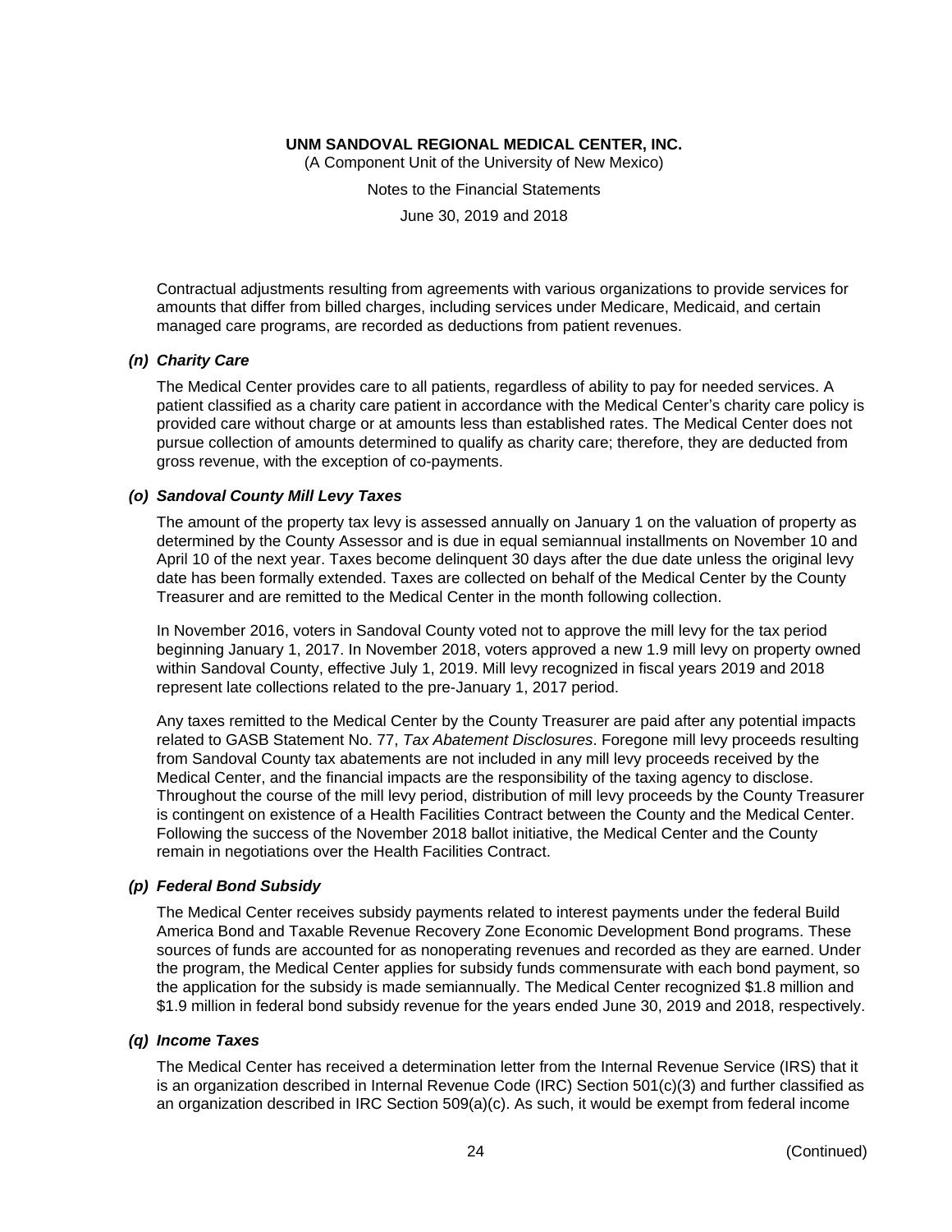Contractual adjustments resulting from agreements with various organizations to provide services for amounts that differ from billed charges, including services under Medicare, Medicaid, and certain managed care programs, are recorded as deductions from patient revenues.

### *(n) Charity Care*

The Medical Center provides care to all patients, regardless of ability to pay for needed services. A patient classified as a charity care patient in accordance with the Medical Center's charity care policy is provided care without charge or at amounts less than established rates. The Medical Center does not pursue collection of amounts determined to qualify as charity care; therefore, they are deducted from gross revenue, with the exception of co-payments.

### *(o) Sandoval County Mill Levy Taxes*

The amount of the property tax levy is assessed annually on January 1 on the valuation of property as determined by the County Assessor and is due in equal semiannual installments on November 10 and April 10 of the next year. Taxes become delinquent 30 days after the due date unless the original levy date has been formally extended. Taxes are collected on behalf of the Medical Center by the County Treasurer and are remitted to the Medical Center in the month following collection.

In November 2016, voters in Sandoval County voted not to approve the mill levy for the tax period beginning January 1, 2017. In November 2018, voters approved a new 1.9 mill levy on property owned within Sandoval County, effective July 1, 2019. Mill levy recognized in fiscal years 2019 and 2018 represent late collections related to the pre-January 1, 2017 period.

Any taxes remitted to the Medical Center by the County Treasurer are paid after any potential impacts related to GASB Statement No. 77, *Tax Abatement Disclosures*. Foregone mill levy proceeds resulting from Sandoval County tax abatements are not included in any mill levy proceeds received by the Medical Center, and the financial impacts are the responsibility of the taxing agency to disclose. Throughout the course of the mill levy period, distribution of mill levy proceeds by the County Treasurer is contingent on existence of a Health Facilities Contract between the County and the Medical Center. Following the success of the November 2018 ballot initiative, the Medical Center and the County remain in negotiations over the Health Facilities Contract.

### *(p) Federal Bond Subsidy*

The Medical Center receives subsidy payments related to interest payments under the federal Build America Bond and Taxable Revenue Recovery Zone Economic Development Bond programs. These sources of funds are accounted for as nonoperating revenues and recorded as they are earned. Under the program, the Medical Center applies for subsidy funds commensurate with each bond payment, so the application for the subsidy is made semiannually. The Medical Center recognized $1.8 million and $1.9 million in federal bond subsidy revenue for the years ended June 30, 2019 and 2018, respectively.

### *(q) Income Taxes*

The Medical Center has received a determination letter from the Internal Revenue Service (IRS) that it is an organization described in Internal Revenue Code (IRC) Section 501(c)(3) and further classified as an organization described in IRC Section 509(a)(c). As such, it would be exempt from federal income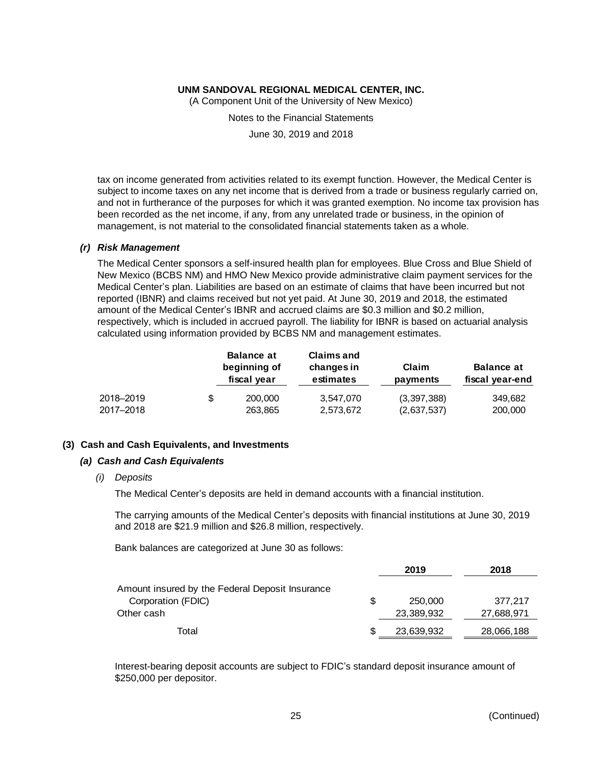tax on income generated from activities related to its exempt function. However, the Medical Center is subject to income taxes on any net income that is derived from a trade or business regularly carried on, and not in furtherance of the purposes for which it was granted exemption. No income tax provision has been recorded as the net income, if any, from any unrelated trade or business, in the opinion of management, is not material to the consolidated financial statements taken as a whole.

### *(r) Risk Management*

The Medical Center sponsors a self-insured health plan for employees. Blue Cross and Blue Shield of New Mexico (BCBS NM) and HMO New Mexico provide administrative claim payment services for the Medical Center's plan. Liabilities are based on an estimate of claims that have been incurred but not reported (IBNR) and claims received but not yet paid. At June 30, 2019 and 2018, the estimated amount of the Medical Center's IBNR and accrued claims are \$0.3 million and \$0.2 million, respectively, which is included in accrued payroll. The liability for IBNR is based on actuarial analysis calculated using information provided by BCBS NM and management estimates.

| | Balance at beginning of fiscal year | Claims and changes in estimates | Claim payments | Balance at fiscal year-end |
|---|---|---|---|---|
| 2018–2019 | $ 200,000 | 3,547,070 | (3,397,388) | 349,682 |
| 2017–2018 | 263,865 | 2,573,672 | (2,637,537) | 200,000 |

## (3) Cash and Cash Equivalents, and Investments

### *(a) Cash and Cash Equivalents*

*(i) Deposits*

The Medical Center's deposits are held in demand accounts with a financial institution.

The carrying amounts of the Medical Center's deposits with financial institutions at June 30, 2019 and 2018 are \$21.9 million and \$26.8 million, respectively.

Bank balances are categorized at June 30 as follows:

| | 2019 | 2018 |
|---|---|---|
| Amount insured by the Federal Deposit Insurance Corporation (FDIC) | $ 250,000 | 377,217 |
| Other cash | 23,389,932 | 27,688,971 |
| Total | $ 23,639,932 | 28,066,188 |

Interest-bearing deposit accounts are subject to FDIC's standard deposit insurance amount of \$250,000 per depositor.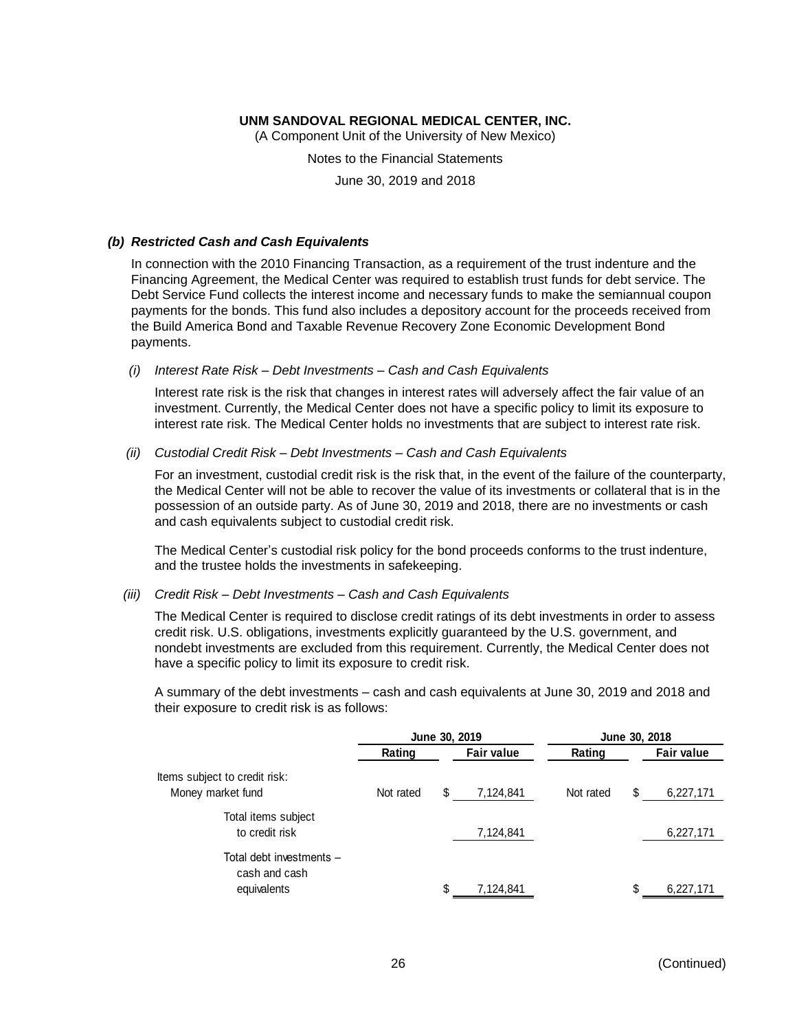### *(b) Restricted Cash and Cash Equivalents*

In connection with the 2010 Financing Transaction, as a requirement of the trust indenture and the Financing Agreement, the Medical Center was required to establish trust funds for debt service. The Debt Service Fund collects the interest income and necessary funds to make the semiannual coupon payments for the bonds. This fund also includes a depository account for the proceeds received from the Build America Bond and Taxable Revenue Recovery Zone Economic Development Bond payments.

*(i) Interest Rate Risk – Debt Investments – Cash and Cash Equivalents*

Interest rate risk is the risk that changes in interest rates will adversely affect the fair value of an investment. Currently, the Medical Center does not have a specific policy to limit its exposure to interest rate risk. The Medical Center holds no investments that are subject to interest rate risk.

*(ii) Custodial Credit Risk – Debt Investments – Cash and Cash Equivalents*

For an investment, custodial credit risk is the risk that, in the event of the failure of the counterparty, the Medical Center will not be able to recover the value of its investments or collateral that is in the possession of an outside party. As of June 30, 2019 and 2018, there are no investments or cash and cash equivalents subject to custodial credit risk.

The Medical Center's custodial risk policy for the bond proceeds conforms to the trust indenture, and the trustee holds the investments in safekeeping.

*(iii) Credit Risk – Debt Investments – Cash and Cash Equivalents*

The Medical Center is required to disclose credit ratings of its debt investments in order to assess credit risk. U.S. obligations, investments explicitly guaranteed by the U.S. government, and nondebt investments are excluded from this requirement. Currently, the Medical Center does not have a specific policy to limit its exposure to credit risk.

A summary of the debt investments – cash and cash equivalents at June 30, 2019 and 2018 and their exposure to credit risk is as follows:

| | June 30, 2019 | | June 30, 2018 | |
|---|---|---|---|---|
| | Rating | Fair value | Rating | Fair value |
| Items subject to credit risk: | | | | |
| Money market fund | Not rated | $ 7,124,841 | Not rated | $ 6,227,171 |
| Total items subject to credit risk | | 7,124,841 | | 6,227,171 |
| Total debt investments – cash and cash equivalents | | $ 7,124,841 | | $ 6,227,171 |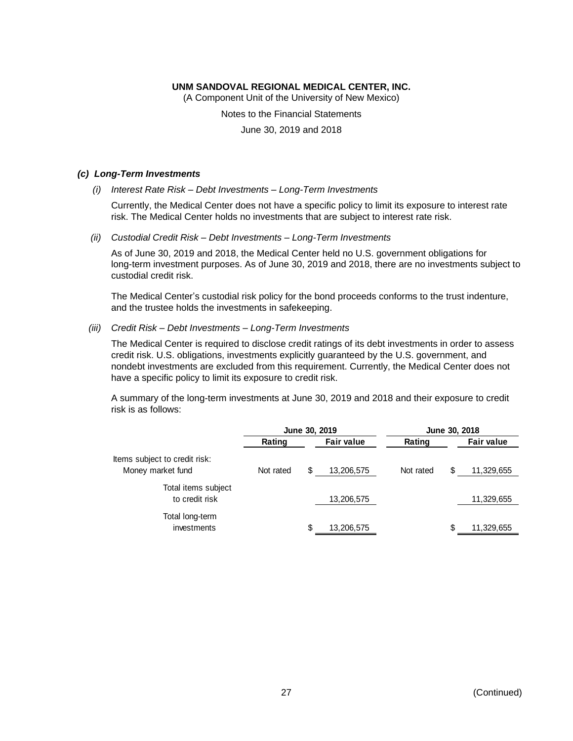### *(c) Long-Term Investments*

*(i) Interest Rate Risk – Debt Investments – Long-Term Investments*

Currently, the Medical Center does not have a specific policy to limit its exposure to interest rate risk. The Medical Center holds no investments that are subject to interest rate risk.

*(ii) Custodial Credit Risk – Debt Investments – Long-Term Investments*

As of June 30, 2019 and 2018, the Medical Center held no U.S. government obligations for long-term investment purposes. As of June 30, 2019 and 2018, there are no investments subject to custodial credit risk.

The Medical Center's custodial risk policy for the bond proceeds conforms to the trust indenture, and the trustee holds the investments in safekeeping.

*(iii) Credit Risk – Debt Investments – Long-Term Investments*

The Medical Center is required to disclose credit ratings of its debt investments in order to assess credit risk. U.S. obligations, investments explicitly guaranteed by the U.S. government, and nondebt investments are excluded from this requirement. Currently, the Medical Center does not have a specific policy to limit its exposure to credit risk.

A summary of the long-term investments at June 30, 2019 and 2018 and their exposure to credit risk is as follows:

| | June 30, 2019 | | June 30, 2018 | |
|---|---|---|---|---|
| | **Rating** | **Fair value** | **Rating** | **Fair value** |
| Items subject to credit risk: | | | | |
| Money market fund | Not rated | $ 13,206,575 | Not rated | $ 11,329,655 |
| Total items subject to credit risk | | 13,206,575 | | 11,329,655 |
| Total long-term investments | | $ 13,206,575 | | $ 11,329,655 |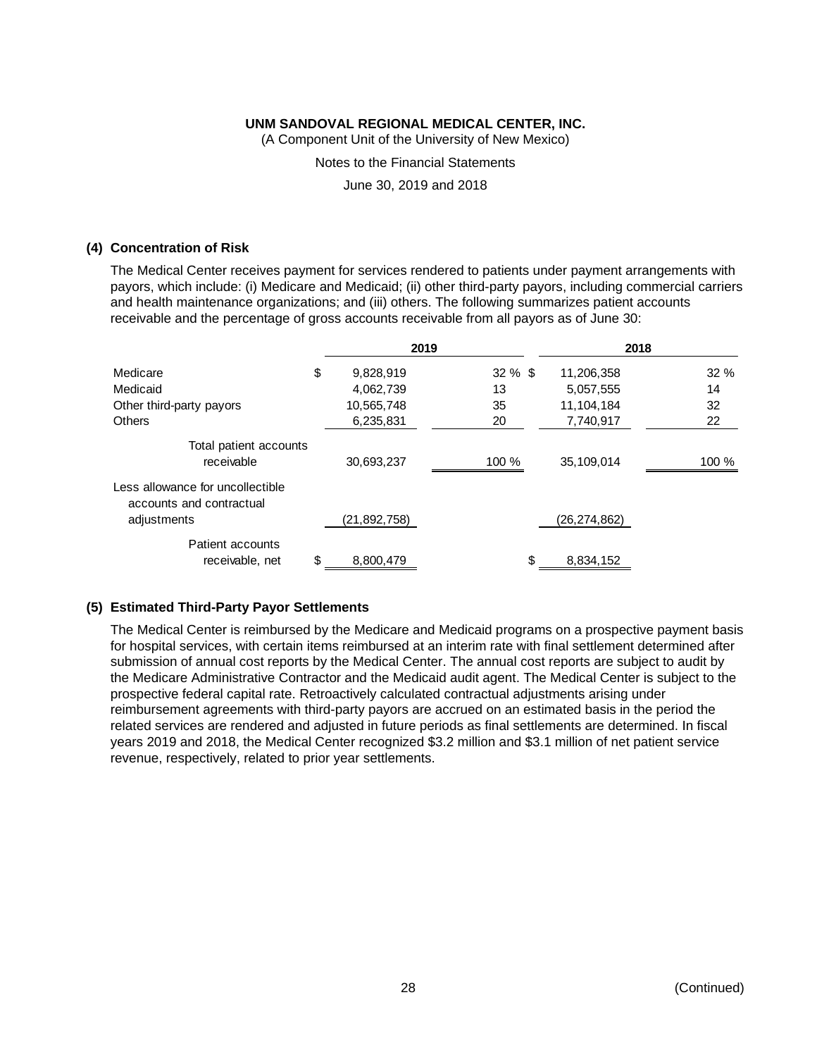**UNM SANDOVAL REGIONAL MEDICAL CENTER, INC.**
(A Component Unit of the University of New Mexico)

Notes to the Financial Statements

June 30, 2019 and 2018

## (4) Concentration of Risk

The Medical Center receives payment for services rendered to patients under payment arrangements with payors, which include: (i) Medicare and Medicaid; (ii) other third-party payors, including commercial carriers and health maintenance organizations; and (iii) others. The following summarizes patient accounts receivable and the percentage of gross accounts receivable from all payors as of June 30:

| | 2019 | | 2018 | |
|---|---|---|---|---|
| Medicare | $ 9,828,919 | 32 % | $ 11,206,358 | 32 % |
| Medicaid | 4,062,739 | 13 | 5,057,555 | 14 |
| Other third-party payors | 10,565,748 | 35 | 11,104,184 | 32 |
| Others | 6,235,831 | 20 | 7,740,917 | 22 |
| Total patient accounts receivable | 30,693,237 | 100 % | 35,109,014 | 100 % |
| Less allowance for uncollectible accounts and contractual adjustments | (21,892,758) | | (26,274,862) | |
| Patient accounts receivable, net | $ 8,800,479 | | $ 8,834,152 | |

## (5) Estimated Third-Party Payor Settlements

The Medical Center is reimbursed by the Medicare and Medicaid programs on a prospective payment basis for hospital services, with certain items reimbursed at an interim rate with final settlement determined after submission of annual cost reports by the Medical Center. The annual cost reports are subject to audit by the Medicare Administrative Contractor and the Medicaid audit agent. The Medical Center is subject to the prospective federal capital rate. Retroactively calculated contractual adjustments arising under reimbursement agreements with third-party payors are accrued on an estimated basis in the period the related services are rendered and adjusted in future periods as final settlements are determined. In fiscal years 2019 and 2018, the Medical Center recognized $3.2 million and $3.1 million of net patient service revenue, respectively, related to prior year settlements.

(Continued)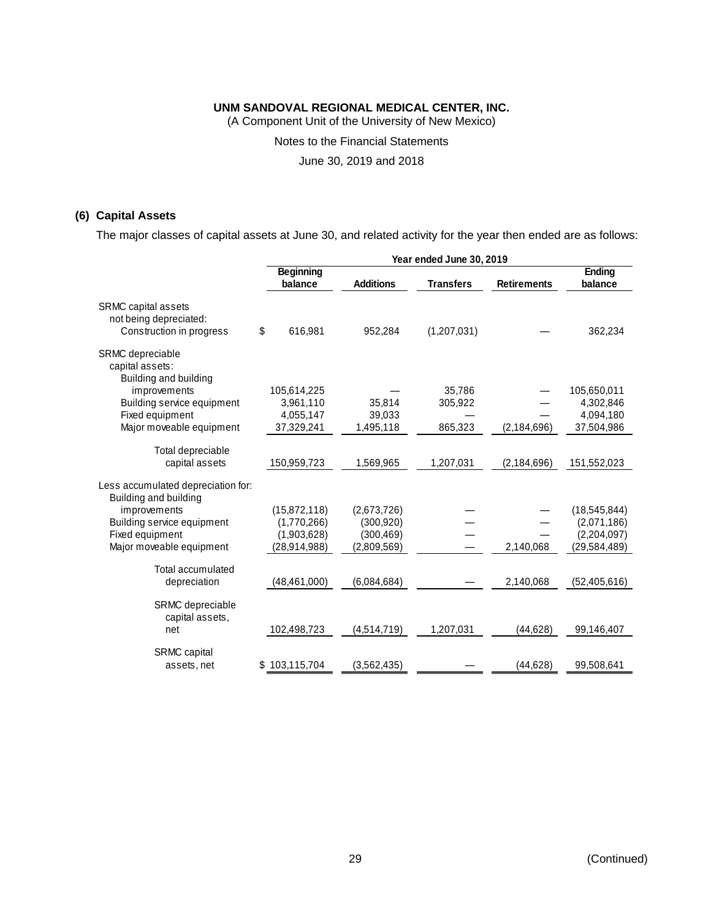UNM SANDOVAL REGIONAL MEDICAL CENTER, INC.
(A Component Unit of the University of New Mexico)

Notes to the Financial Statements

June 30, 2019 and 2018

## (6) Capital Assets

The major classes of capital assets at June 30, and related activity for the year then ended are as follows:

| | Year ended June 30, 2019 | | | | |
|---|---|---|---|---|---|
| | Beginning balance | Additions | Transfers | Retirements | Ending balance |
| SRMC capital assets not being depreciated: | | | | | |
| Construction in progress | $ 616,981 | 952,284 | (1,207,031) | — | 362,234 |
| SRMC depreciable capital assets: | | | | | |
| Building and building improvements | 105,614,225 | — | 35,786 | — | 105,650,011 |
| Building service equipment | 3,961,110 | 35,814 | 305,922 | — | 4,302,846 |
| Fixed equipment | 4,055,147 | 39,033 | — | — | 4,094,180 |
| Major moveable equipment | 37,329,241 | 1,495,118 | 865,323 | (2,184,696) | 37,504,986 |
| Total depreciable capital assets | 150,959,723 | 1,569,965 | 1,207,031 | (2,184,696) | 151,552,023 |
| Less accumulated depreciation for: | | | | | |
| Building and building improvements | (15,872,118) | (2,673,726) | — | — | (18,545,844) |
| Building service equipment | (1,770,266) | (300,920) | — | — | (2,071,186) |
| Fixed equipment | (1,903,628) | (300,469) | — | — | (2,204,097) |
| Major moveable equipment | (28,914,988) | (2,809,569) | — | 2,140,068 | (29,584,489) |
| Total accumulated depreciation | (48,461,000) | (6,084,684) | — | 2,140,068 | (52,405,616) |
| SRMC depreciable capital assets, net | 102,498,723 | (4,514,719) | 1,207,031 | (44,628) | 99,146,407 |
| SRMC capital assets, net | $ 103,115,704 | (3,562,435) | — | (44,628) | 99,508,641 |

(Continued)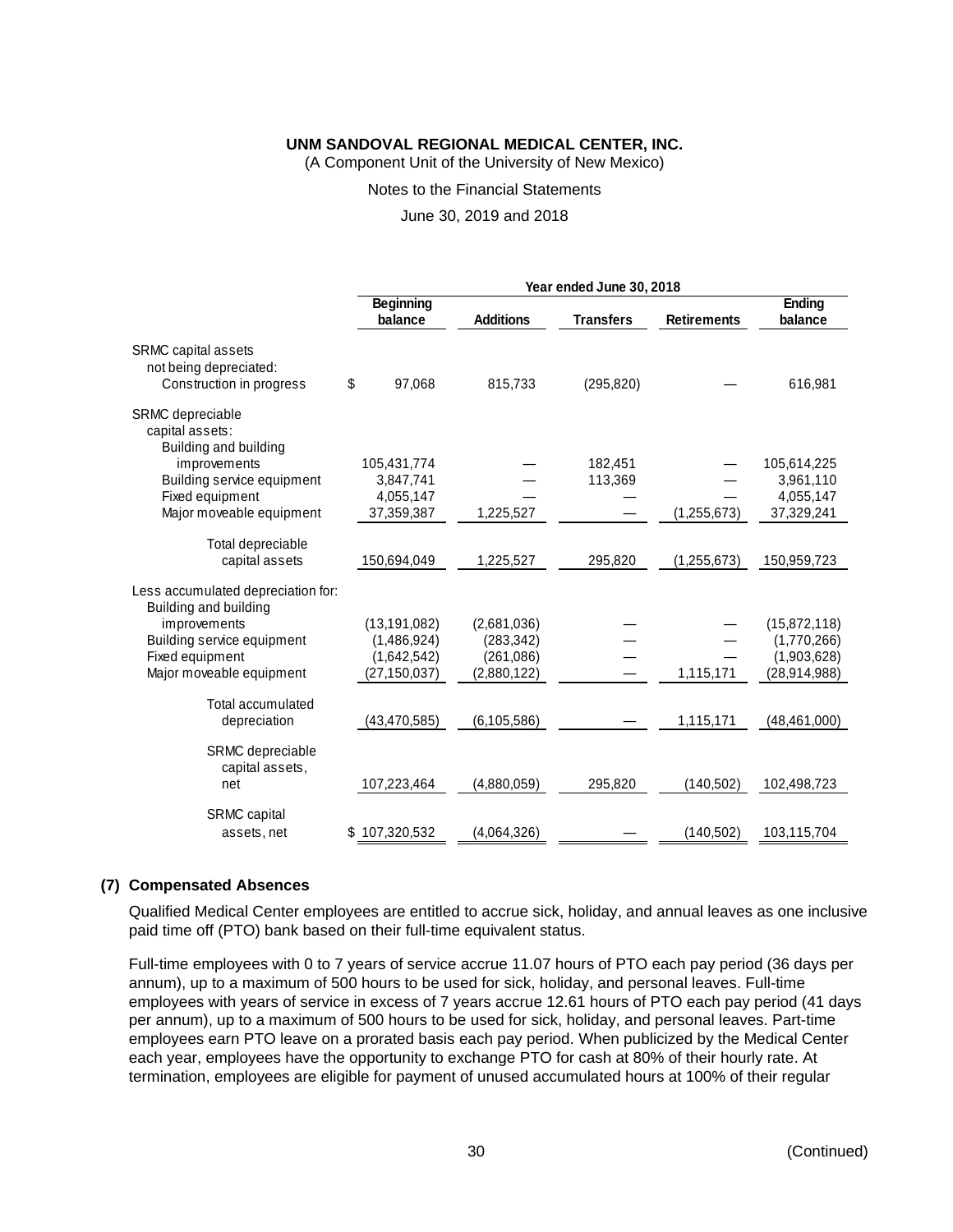**UNM SANDOVAL REGIONAL MEDICAL CENTER, INC.**
(A Component Unit of the University of New Mexico)

Notes to the Financial Statements

June 30, 2019 and 2018

| | Year ended June 30, 2018 | | | | |
|---|---|---|---|---|---|
| | **Beginning balance** | **Additions** | **Transfers** | **Retirements** | **Ending balance** |
| SRMC capital assets not being depreciated: | | | | | |
| Construction in progress | $ 97,068 | 815,733 | (295,820) | — | 616,981 |
| SRMC depreciable capital assets: | | | | | |
| Building and building improvements | 105,431,774 | — | 182,451 | — | 105,614,225 |
| Building service equipment | 3,847,741 | — | 113,369 | — | 3,961,110 |
| Fixed equipment | 4,055,147 | — | — | — | 4,055,147 |
| Major moveable equipment | 37,359,387 | 1,225,527 | — | (1,255,673) | 37,329,241 |
| Total depreciable capital assets | 150,694,049 | 1,225,527 | 295,820 | (1,255,673) | 150,959,723 |
| Less accumulated depreciation for: | | | | | |
| Building and building improvements | (13,191,082) | (2,681,036) | — | — | (15,872,118) |
| Building service equipment | (1,486,924) | (283,342) | — | — | (1,770,266) |
| Fixed equipment | (1,642,542) | (261,086) | — | — | (1,903,628) |
| Major moveable equipment | (27,150,037) | (2,880,122) | — | 1,115,171 | (28,914,988) |
| Total accumulated depreciation | (43,470,585) | (6,105,586) | — | 1,115,171 | (48,461,000) |
| SRMC depreciable capital assets, net | 107,223,464 | (4,880,059) | 295,820 | (140,502) | 102,498,723 |
| SRMC capital assets, net | $ 107,320,532 | (4,064,326) | — | (140,502) | 103,115,704 |

## (7) Compensated Absences

Qualified Medical Center employees are entitled to accrue sick, holiday, and annual leaves as one inclusive paid time off (PTO) bank based on their full-time equivalent status.

Full-time employees with 0 to 7 years of service accrue 11.07 hours of PTO each pay period (36 days per annum), up to a maximum of 500 hours to be used for sick, holiday, and personal leaves. Full-time employees with years of service in excess of 7 years accrue 12.61 hours of PTO each pay period (41 days per annum), up to a maximum of 500 hours to be used for sick, holiday, and personal leaves. Part-time employees earn PTO leave on a prorated basis each pay period. When publicized by the Medical Center each year, employees have the opportunity to exchange PTO for cash at 80% of their hourly rate. At termination, employees are eligible for payment of unused accumulated hours at 100% of their regular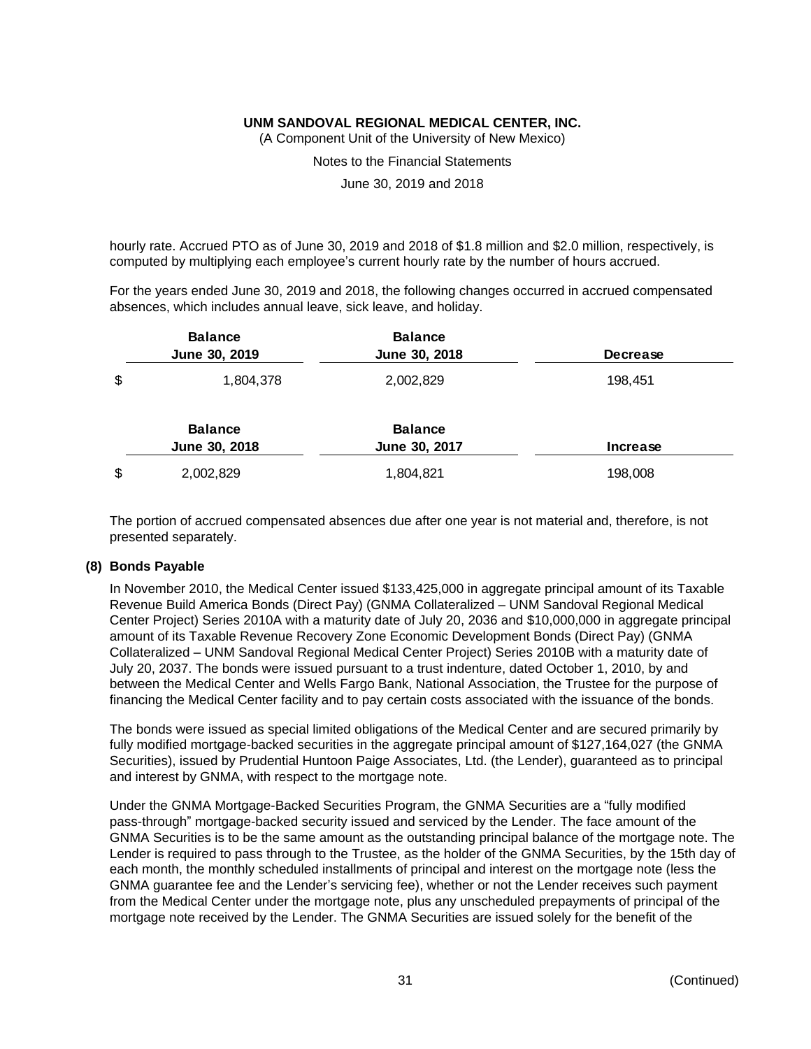hourly rate. Accrued PTO as of June 30, 2019 and 2018 of $1.8 million and $2.0 million, respectively, is computed by multiplying each employee's current hourly rate by the number of hours accrued.

For the years ended June 30, 2019 and 2018, the following changes occurred in accrued compensated absences, which includes annual leave, sick leave, and holiday.

| | Balance June 30, 2019 | Balance June 30, 2018 | Decrease |
|---|---|---|---|
| $ | 1,804,378 | 2,002,829 | 198,451 |

| | Balance June 30, 2018 | Balance June 30, 2017 | Increase |
|---|---|---|---|
| $ | 2,002,829 | 1,804,821 | 198,008 |

The portion of accrued compensated absences due after one year is not material and, therefore, is not presented separately.

## (8) Bonds Payable

In November 2010, the Medical Center issued $133,425,000 in aggregate principal amount of its Taxable Revenue Build America Bonds (Direct Pay) (GNMA Collateralized – UNM Sandoval Regional Medical Center Project) Series 2010A with a maturity date of July 20, 2036 and $10,000,000 in aggregate principal amount of its Taxable Revenue Recovery Zone Economic Development Bonds (Direct Pay) (GNMA Collateralized – UNM Sandoval Regional Medical Center Project) Series 2010B with a maturity date of July 20, 2037. The bonds were issued pursuant to a trust indenture, dated October 1, 2010, by and between the Medical Center and Wells Fargo Bank, National Association, the Trustee for the purpose of financing the Medical Center facility and to pay certain costs associated with the issuance of the bonds.

The bonds were issued as special limited obligations of the Medical Center and are secured primarily by fully modified mortgage-backed securities in the aggregate principal amount of $127,164,027 (the GNMA Securities), issued by Prudential Huntoon Paige Associates, Ltd. (the Lender), guaranteed as to principal and interest by GNMA, with respect to the mortgage note.

Under the GNMA Mortgage-Backed Securities Program, the GNMA Securities are a "fully modified pass-through" mortgage-backed security issued and serviced by the Lender. The face amount of the GNMA Securities is to be the same amount as the outstanding principal balance of the mortgage note. The Lender is required to pass through to the Trustee, as the holder of the GNMA Securities, by the 15th day of each month, the monthly scheduled installments of principal and interest on the mortgage note (less the GNMA guarantee fee and the Lender's servicing fee), whether or not the Lender receives such payment from the Medical Center under the mortgage note, plus any unscheduled prepayments of principal of the mortgage note received by the Lender. The GNMA Securities are issued solely for the benefit of the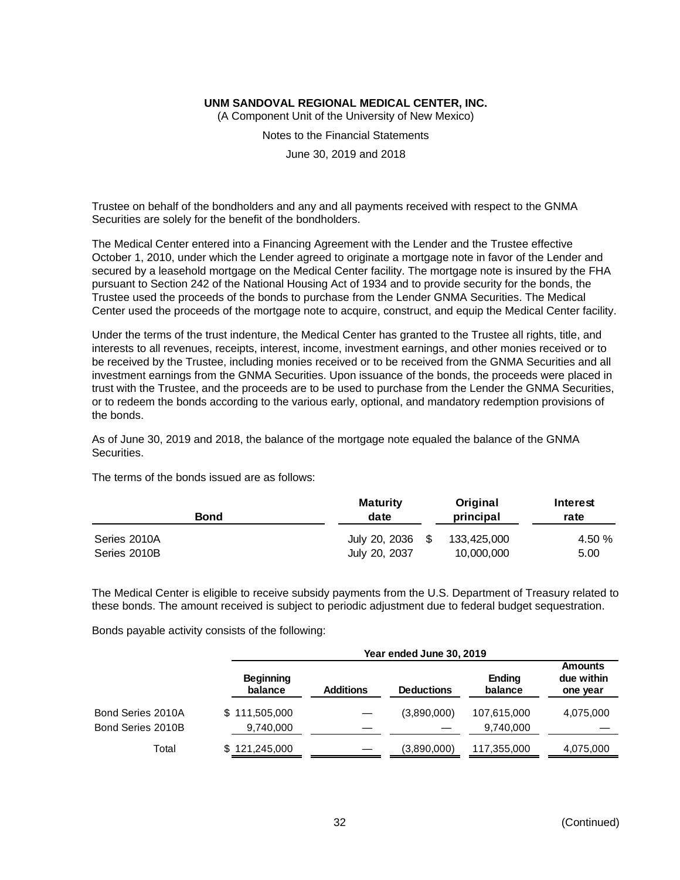Trustee on behalf of the bondholders and any and all payments received with respect to the GNMA Securities are solely for the benefit of the bondholders.

The Medical Center entered into a Financing Agreement with the Lender and the Trustee effective October 1, 2010, under which the Lender agreed to originate a mortgage note in favor of the Lender and secured by a leasehold mortgage on the Medical Center facility. The mortgage note is insured by the FHA pursuant to Section 242 of the National Housing Act of 1934 and to provide security for the bonds, the Trustee used the proceeds of the bonds to purchase from the Lender GNMA Securities. The Medical Center used the proceeds of the mortgage note to acquire, construct, and equip the Medical Center facility.

Under the terms of the trust indenture, the Medical Center has granted to the Trustee all rights, title, and interests to all revenues, receipts, interest, income, investment earnings, and other monies received or to be received by the Trustee, including monies received or to be received from the GNMA Securities and all investment earnings from the GNMA Securities. Upon issuance of the bonds, the proceeds were placed in trust with the Trustee, and the proceeds are to be used to purchase from the Lender the GNMA Securities, or to redeem the bonds according to the various early, optional, and mandatory redemption provisions of the bonds.

As of June 30, 2019 and 2018, the balance of the mortgage note equaled the balance of the GNMA Securities.

The terms of the bonds issued are as follows:

| Bond | Maturity date | Original principal | Interest rate |
|---|---|---|---|
| Series 2010A | July 20, 2036 | $ 133,425,000 | 4.50 % |
| Series 2010B | July 20, 2037 | 10,000,000 | 5.00 |

The Medical Center is eligible to receive subsidy payments from the U.S. Department of Treasury related to these bonds. The amount received is subject to periodic adjustment due to federal budget sequestration.

Bonds payable activity consists of the following:

| | Year ended June 30, 2019 | | | | |
|---|---|---|---|---|---|
| | Beginning balance | Additions | Deductions | Ending balance | Amounts due within one year |
| Bond Series 2010A | $ 111,505,000 | — | (3,890,000) | 107,615,000 | 4,075,000 |
| Bond Series 2010B | 9,740,000 | — | — | 9,740,000 | — |
| Total | $ 121,245,000 | — | (3,890,000) | 117,355,000 | 4,075,000 |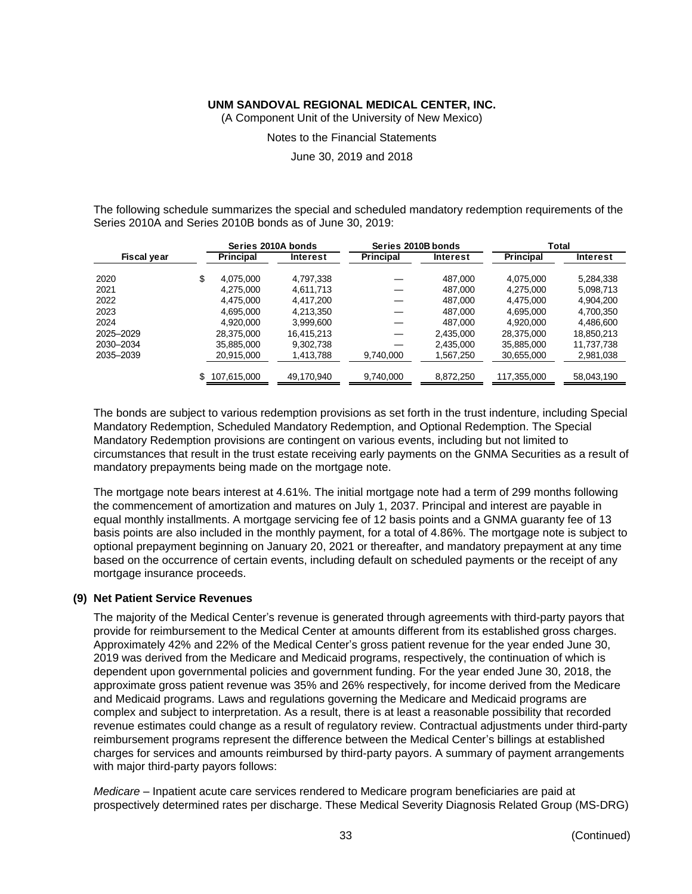The following schedule summarizes the special and scheduled mandatory redemption requirements of the Series 2010A and Series 2010B bonds as of June 30, 2019:

| Fiscal year | Series 2010A bonds | | Series 2010B bonds | | Total | |
|---|---|---|---|---|---|---|
| | Principal | Interest | Principal | Interest | Principal | Interest |
| 2020 | $ 4,075,000 | 4,797,338 | — | 487,000 | 4,075,000 | 5,284,338 |
| 2021 | 4,275,000 | 4,611,713 | — | 487,000 | 4,275,000 | 5,098,713 |
| 2022 | 4,475,000 | 4,417,200 | — | 487,000 | 4,475,000 | 4,904,200 |
| 2023 | 4,695,000 | 4,213,350 | — | 487,000 | 4,695,000 | 4,700,350 |
| 2024 | 4,920,000 | 3,999,600 | — | 487,000 | 4,920,000 | 4,486,600 |
| 2025–2029 | 28,375,000 | 16,415,213 | — | 2,435,000 | 28,375,000 | 18,850,213 |
| 2030–2034 | 35,885,000 | 9,302,738 | — | 2,435,000 | 35,885,000 | 11,737,738 |
| 2035–2039 | 20,915,000 | 1,413,788 | 9,740,000 | 1,567,250 | 30,655,000 | 2,981,038 |
| | $ 107,615,000 | 49,170,940 | 9,740,000 | 8,872,250 | 117,355,000 | 58,043,190 |

The bonds are subject to various redemption provisions as set forth in the trust indenture, including Special Mandatory Redemption, Scheduled Mandatory Redemption, and Optional Redemption. The Special Mandatory Redemption provisions are contingent on various events, including but not limited to circumstances that result in the trust estate receiving early payments on the GNMA Securities as a result of mandatory prepayments being made on the mortgage note.

The mortgage note bears interest at 4.61%. The initial mortgage note had a term of 299 months following the commencement of amortization and matures on July 1, 2037. Principal and interest are payable in equal monthly installments. A mortgage servicing fee of 12 basis points and a GNMA guaranty fee of 13 basis points are also included in the monthly payment, for a total of 4.86%. The mortgage note is subject to optional prepayment beginning on January 20, 2021 or thereafter, and mandatory prepayment at any time based on the occurrence of certain events, including default on scheduled payments or the receipt of any mortgage insurance proceeds.

## (9) Net Patient Service Revenues

The majority of the Medical Center's revenue is generated through agreements with third-party payors that provide for reimbursement to the Medical Center at amounts different from its established gross charges. Approximately 42% and 22% of the Medical Center's gross patient revenue for the year ended June 30, 2019 was derived from the Medicare and Medicaid programs, respectively, the continuation of which is dependent upon governmental policies and government funding. For the year ended June 30, 2018, the approximate gross patient revenue was 35% and 26% respectively, for income derived from the Medicare and Medicaid programs. Laws and regulations governing the Medicare and Medicaid programs are complex and subject to interpretation. As a result, there is at least a reasonable possibility that recorded revenue estimates could change as a result of regulatory review. Contractual adjustments under third-party reimbursement programs represent the difference between the Medical Center's billings at established charges for services and amounts reimbursed by third-party payors. A summary of payment arrangements with major third-party payors follows:

*Medicare* – Inpatient acute care services rendered to Medicare program beneficiaries are paid at prospectively determined rates per discharge. These Medical Severity Diagnosis Related Group (MS-DRG)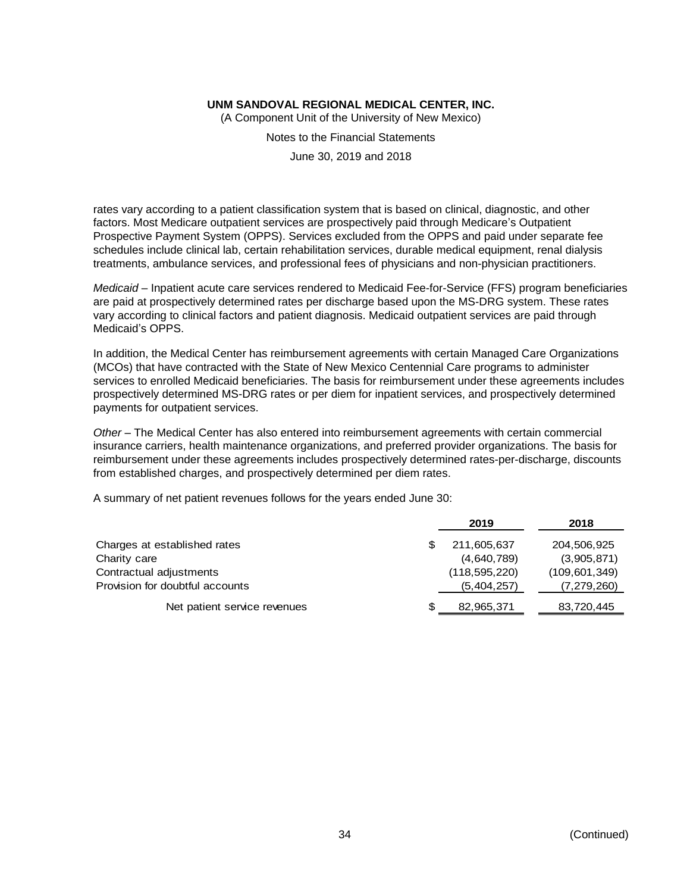rates vary according to a patient classification system that is based on clinical, diagnostic, and other factors. Most Medicare outpatient services are prospectively paid through Medicare's Outpatient Prospective Payment System (OPPS). Services excluded from the OPPS and paid under separate fee schedules include clinical lab, certain rehabilitation services, durable medical equipment, renal dialysis treatments, ambulance services, and professional fees of physicians and non-physician practitioners.

*Medicaid* – Inpatient acute care services rendered to Medicaid Fee-for-Service (FFS) program beneficiaries are paid at prospectively determined rates per discharge based upon the MS-DRG system. These rates vary according to clinical factors and patient diagnosis. Medicaid outpatient services are paid through Medicaid's OPPS.

In addition, the Medical Center has reimbursement agreements with certain Managed Care Organizations (MCOs) that have contracted with the State of New Mexico Centennial Care programs to administer services to enrolled Medicaid beneficiaries. The basis for reimbursement under these agreements includes prospectively determined MS-DRG rates or per diem for inpatient services, and prospectively determined payments for outpatient services.

*Other* – The Medical Center has also entered into reimbursement agreements with certain commercial insurance carriers, health maintenance organizations, and preferred provider organizations. The basis for reimbursement under these agreements includes prospectively determined rates-per-discharge, discounts from established charges, and prospectively determined per diem rates.

A summary of net patient revenues follows for the years ended June 30:

| | 2019 | 2018 |
|---|---|---|
| Charges at established rates | $ 211,605,637 | 204,506,925 |
| Charity care | (4,640,789) | (3,905,871) |
| Contractual adjustments | (118,595,220) | (109,601,349) |
| Provision for doubtful accounts | (5,404,257) | (7,279,260) |
| Net patient service revenues | $ 82,965,371 | 83,720,445 |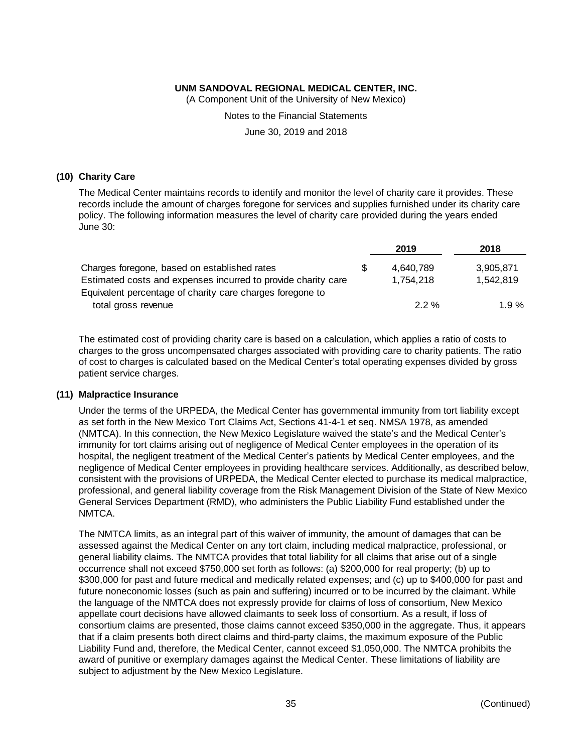# UNM SANDOVAL REGIONAL MEDICAL CENTER, INC.

(A Component Unit of the University of New Mexico)

Notes to the Financial Statements

June 30, 2019 and 2018

## (10) Charity Care

The Medical Center maintains records to identify and monitor the level of charity care it provides. These records include the amount of charges foregone for services and supplies furnished under its charity care policy. The following information measures the level of charity care provided during the years ended June 30:

| | | 2019 | 2018 |
|---|---|---|---|
| Charges foregone, based on established rates | $ | 4,640,789 | 3,905,871 |
| Estimated costs and expenses incurred to provide charity care | | 1,754,218 | 1,542,819 |
| Equivalent percentage of charity care charges foregone to total gross revenue | | 2.2 % | 1.9 % |

The estimated cost of providing charity care is based on a calculation, which applies a ratio of costs to charges to the gross uncompensated charges associated with providing care to charity patients. The ratio of cost to charges is calculated based on the Medical Center's total operating expenses divided by gross patient service charges.

## (11) Malpractice Insurance

Under the terms of the URPEDA, the Medical Center has governmental immunity from tort liability except as set forth in the New Mexico Tort Claims Act, Sections 41-4-1 et seq. NMSA 1978, as amended (NMTCA). In this connection, the New Mexico Legislature waived the state's and the Medical Center's immunity for tort claims arising out of negligence of Medical Center employees in the operation of its hospital, the negligent treatment of the Medical Center's patients by Medical Center employees, and the negligence of Medical Center employees in providing healthcare services. Additionally, as described below, consistent with the provisions of URPEDA, the Medical Center elected to purchase its medical malpractice, professional, and general liability coverage from the Risk Management Division of the State of New Mexico General Services Department (RMD), who administers the Public Liability Fund established under the NMTCA.

The NMTCA limits, as an integral part of this waiver of immunity, the amount of damages that can be assessed against the Medical Center on any tort claim, including medical malpractice, professional, or general liability claims. The NMTCA provides that total liability for all claims that arise out of a single occurrence shall not exceed $750,000 set forth as follows: (a) $200,000 for real property; (b) up to $300,000 for past and future medical and medically related expenses; and (c) up to $400,000 for past and future noneconomic losses (such as pain and suffering) incurred or to be incurred by the claimant. While the language of the NMTCA does not expressly provide for claims of loss of consortium, New Mexico appellate court decisions have allowed claimants to seek loss of consortium. As a result, if loss of consortium claims are presented, those claims cannot exceed $350,000 in the aggregate. Thus, it appears that if a claim presents both direct claims and third-party claims, the maximum exposure of the Public Liability Fund and, therefore, the Medical Center, cannot exceed $1,050,000. The NMTCA prohibits the award of punitive or exemplary damages against the Medical Center. These limitations of liability are subject to adjustment by the New Mexico Legislature.

(Continued)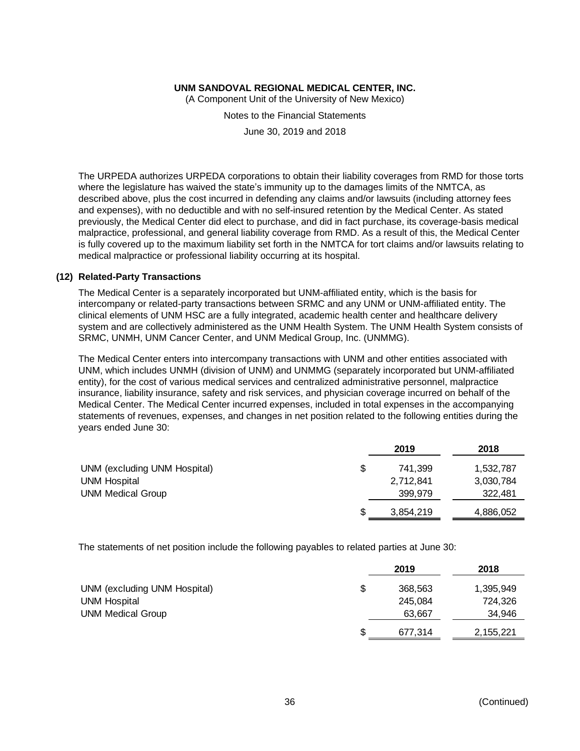The URPEDA authorizes URPEDA corporations to obtain their liability coverages from RMD for those torts where the legislature has waived the state's immunity up to the damages limits of the NMTCA, as described above, plus the cost incurred in defending any claims and/or lawsuits (including attorney fees and expenses), with no deductible and with no self-insured retention by the Medical Center. As stated previously, the Medical Center did elect to purchase, and did in fact purchase, its coverage-basis medical malpractice, professional, and general liability coverage from RMD. As a result of this, the Medical Center is fully covered up to the maximum liability set forth in the NMTCA for tort claims and/or lawsuits relating to medical malpractice or professional liability occurring at its hospital.

## (12) Related-Party Transactions

The Medical Center is a separately incorporated but UNM-affiliated entity, which is the basis for intercompany or related-party transactions between SRMC and any UNM or UNM-affiliated entity. The clinical elements of UNM HSC are a fully integrated, academic health center and healthcare delivery system and are collectively administered as the UNM Health System. The UNM Health System consists of SRMC, UNMH, UNM Cancer Center, and UNM Medical Group, Inc. (UNMMG).

The Medical Center enters into intercompany transactions with UNM and other entities associated with UNM, which includes UNMH (division of UNM) and UNMMG (separately incorporated but UNM-affiliated entity), for the cost of various medical services and centralized administrative personnel, malpractice insurance, liability insurance, safety and risk services, and physician coverage incurred on behalf of the Medical Center. The Medical Center incurred expenses, included in total expenses in the accompanying statements of revenues, expenses, and changes in net position related to the following entities during the years ended June 30:

| | 2019 | 2018 |
|---|---|---|
| UNM (excluding UNM Hospital) | $ 741,399 | 1,532,787 |
| UNM Hospital | 2,712,841 | 3,030,784 |
| UNM Medical Group | 399,979 | 322,481 |
| | $ 3,854,219 | 4,886,052 |

The statements of net position include the following payables to related parties at June 30:

| | 2019 | 2018 |
|---|---|---|
| UNM (excluding UNM Hospital) | $ 368,563 | 1,395,949 |
| UNM Hospital | 245,084 | 724,326 |
| UNM Medical Group | 63,667 | 34,946 |
| | $ 677,314 | 2,155,221 |

(Continued)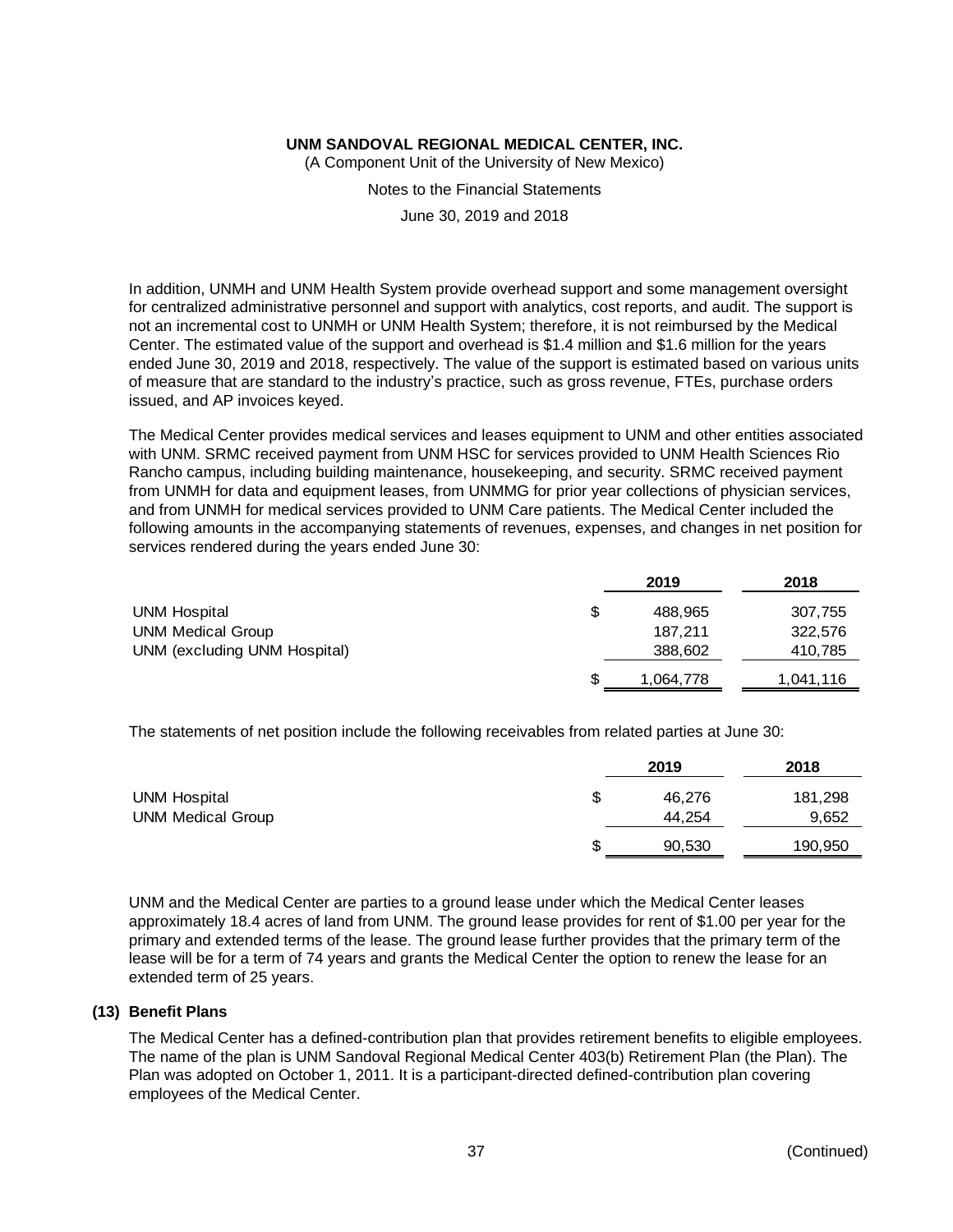In addition, UNMH and UNM Health System provide overhead support and some management oversight for centralized administrative personnel and support with analytics, cost reports, and audit. The support is not an incremental cost to UNMH or UNM Health System; therefore, it is not reimbursed by the Medical Center. The estimated value of the support and overhead is $1.4 million and $1.6 million for the years ended June 30, 2019 and 2018, respectively. The value of the support is estimated based on various units of measure that are standard to the industry's practice, such as gross revenue, FTEs, purchase orders issued, and AP invoices keyed.

The Medical Center provides medical services and leases equipment to UNM and other entities associated with UNM. SRMC received payment from UNM HSC for services provided to UNM Health Sciences Rio Rancho campus, including building maintenance, housekeeping, and security. SRMC received payment from UNMH for data and equipment leases, from UNMMG for prior year collections of physician services, and from UNMH for medical services provided to UNM Care patients. The Medical Center included the following amounts in the accompanying statements of revenues, expenses, and changes in net position for services rendered during the years ended June 30:

| | 2019 | 2018 |
|---|---|---|
| UNM Hospital | $ 488,965 | 307,755 |
| UNM Medical Group | 187,211 | 322,576 |
| UNM (excluding UNM Hospital) | 388,602 | 410,785 |
| | $ 1,064,778 | 1,041,116 |

The statements of net position include the following receivables from related parties at June 30:

| | 2019 | 2018 |
|---|---|---|
| UNM Hospital | $ 46,276 | 181,298 |
| UNM Medical Group | 44,254 | 9,652 |
| | $ 90,530 | 190,950 |

UNM and the Medical Center are parties to a ground lease under which the Medical Center leases approximately 18.4 acres of land from UNM. The ground lease provides for rent of $1.00 per year for the primary and extended terms of the lease. The ground lease further provides that the primary term of the lease will be for a term of 74 years and grants the Medical Center the option to renew the lease for an extended term of 25 years.

## (13) Benefit Plans

The Medical Center has a defined-contribution plan that provides retirement benefits to eligible employees. The name of the plan is UNM Sandoval Regional Medical Center 403(b) Retirement Plan (the Plan). The Plan was adopted on October 1, 2011. It is a participant-directed defined-contribution plan covering employees of the Medical Center.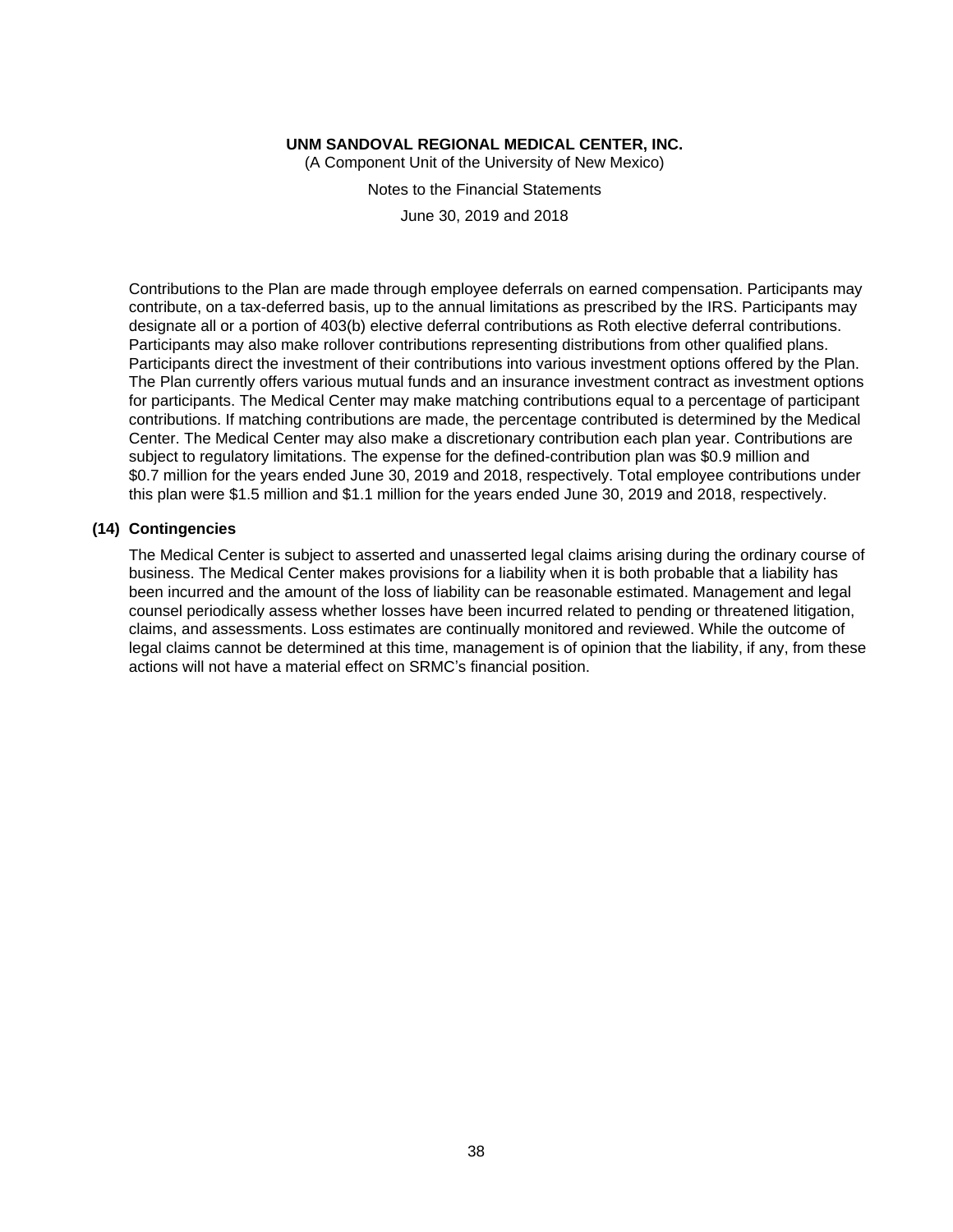Contributions to the Plan are made through employee deferrals on earned compensation. Participants may contribute, on a tax-deferred basis, up to the annual limitations as prescribed by the IRS. Participants may designate all or a portion of 403(b) elective deferral contributions as Roth elective deferral contributions. Participants may also make rollover contributions representing distributions from other qualified plans. Participants direct the investment of their contributions into various investment options offered by the Plan. The Plan currently offers various mutual funds and an insurance investment contract as investment options for participants. The Medical Center may make matching contributions equal to a percentage of participant contributions. If matching contributions are made, the percentage contributed is determined by the Medical Center. The Medical Center may also make a discretionary contribution each plan year. Contributions are subject to regulatory limitations. The expense for the defined-contribution plan was $0.9 million and $0.7 million for the years ended June 30, 2019 and 2018, respectively. Total employee contributions under this plan were $1.5 million and $1.1 million for the years ended June 30, 2019 and 2018, respectively.

## (14) Contingencies

The Medical Center is subject to asserted and unasserted legal claims arising during the ordinary course of business. The Medical Center makes provisions for a liability when it is both probable that a liability has been incurred and the amount of the loss of liability can be reasonable estimated. Management and legal counsel periodically assess whether losses have been incurred related to pending or threatened litigation, claims, and assessments. Loss estimates are continually monitored and reviewed. While the outcome of legal claims cannot be determined at this time, management is of opinion that the liability, if any, from these actions will not have a material effect on SRMC's financial position.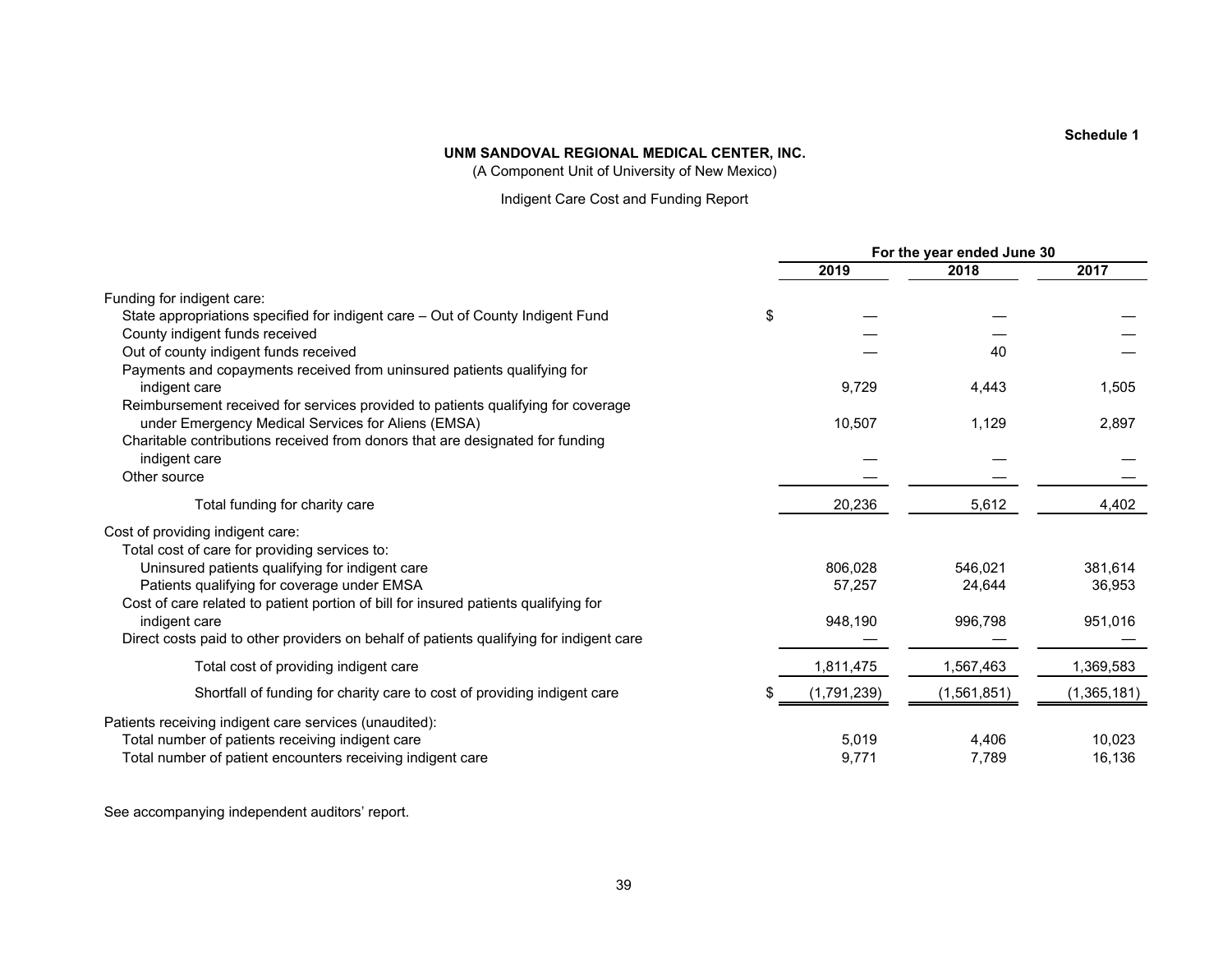Schedule 1

**UNM SANDOVAL REGIONAL MEDICAL CENTER, INC.**

(A Component Unit of University of New Mexico)

Indigent Care Cost and Funding Report

| | For the year ended June 30 | | |
|---|---|---|---|
| | **2019** | **2018** | **2017** |
| Funding for indigent care: | | | |
| State appropriations specified for indigent care – Out of County Indigent Fund | $ — | — | — |
| County indigent funds received | — | — | — |
| Out of county indigent funds received | — | 40 | — |
| Payments and copayments received from uninsured patients qualifying for indigent care | 9,729 | 4,443 | 1,505 |
| Reimbursement received for services provided to patients qualifying for coverage under Emergency Medical Services for Aliens (EMSA) | 10,507 | 1,129 | 2,897 |
| Charitable contributions received from donors that are designated for funding indigent care | — | — | — |
| Other source | — | — | — |
| Total funding for charity care | 20,236 | 5,612 | 4,402 |
| Cost of providing indigent care: | | | |
| Total cost of care for providing services to: | | | |
| Uninsured patients qualifying for indigent care | 806,028 | 546,021 | 381,614 |
| Patients qualifying for coverage under EMSA | 57,257 | 24,644 | 36,953 |
| Cost of care related to patient portion of bill for insured patients qualifying for indigent care | 948,190 | 996,798 | 951,016 |
| Direct costs paid to other providers on behalf of patients qualifying for indigent care | — | — | — |
| Total cost of providing indigent care | 1,811,475 | 1,567,463 | 1,369,583 |
| Shortfall of funding for charity care to cost of providing indigent care | $ (1,791,239) | (1,561,851) | (1,365,181) |
| Patients receiving indigent care services (unaudited): | | | |
| Total number of patients receiving indigent care | 5,019 | 4,406 | 10,023 |
| Total number of patient encounters receiving indigent care | 9,771 | 7,789 | 16,136 |

See accompanying independent auditors' report.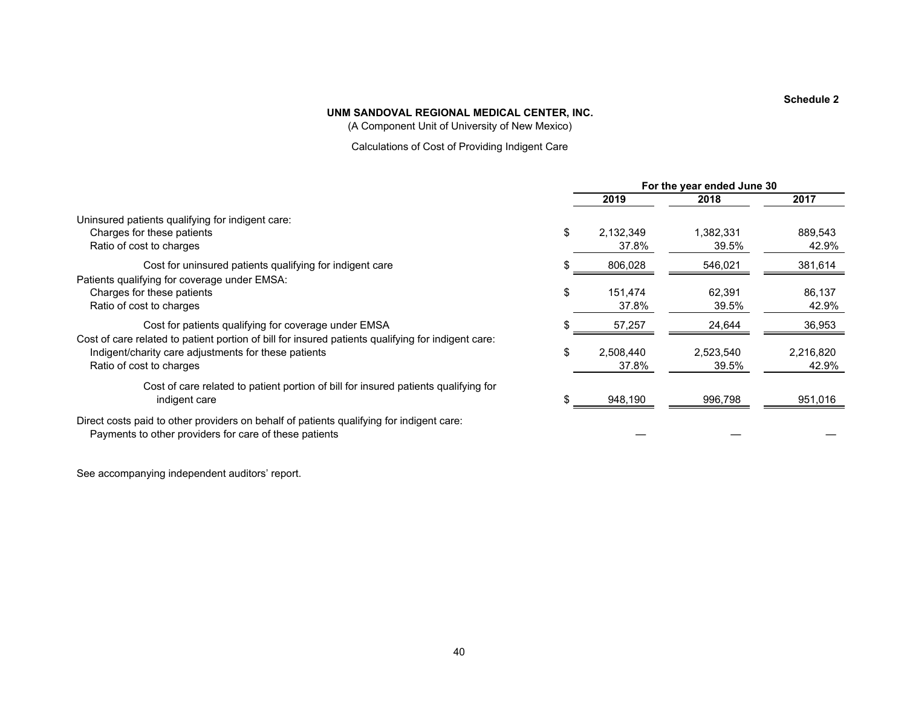Schedule 2

**UNM SANDOVAL REGIONAL MEDICAL CENTER, INC.**

(A Component Unit of University of New Mexico)

Calculations of Cost of Providing Indigent Care

| | For the year ended June 30 | | |
|---|---|---|---|
| | **2019** | **2018** | **2017** |
| Uninsured patients qualifying for indigent care: | | | |
| Charges for these patients | $ 2,132,349 | 1,382,331 | 889,543 |
| Ratio of cost to charges | 37.8% | 39.5% | 42.9% |
| Cost for uninsured patients qualifying for indigent care | $ 806,028 | 546,021 | 381,614 |
| Patients qualifying for coverage under EMSA: | | | |
| Charges for these patients | $ 151,474 | 62,391 | 86,137 |
| Ratio of cost to charges | 37.8% | 39.5% | 42.9% |
| Cost for patients qualifying for coverage under EMSA | $ 57,257 | 24,644 | 36,953 |
| Cost of care related to patient portion of bill for insured patients qualifying for indigent care: | | | |
| Indigent/charity care adjustments for these patients | $ 2,508,440 | 2,523,540 | 2,216,820 |
| Ratio of cost to charges | 37.8% | 39.5% | 42.9% |
| Cost of care related to patient portion of bill for insured patients qualifying for indigent care | $ 948,190 | 996,798 | 951,016 |
| Direct costs paid to other providers on behalf of patients qualifying for indigent care: | | | |
| Payments to other providers for care of these patients | — | — | — |

See accompanying independent auditors' report.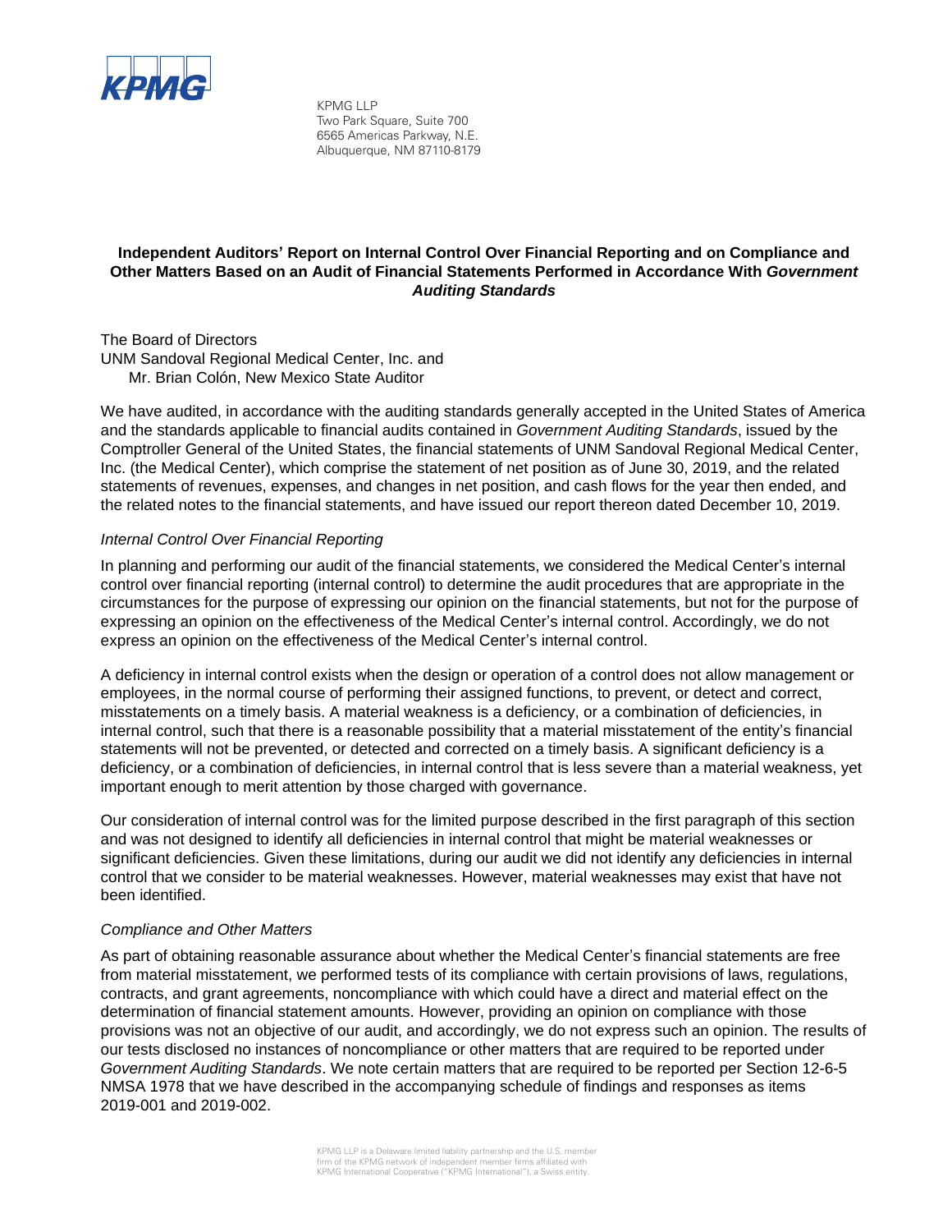KPMG LLP
Two Park Square, Suite 700
6565 Americas Parkway, N.E.
Albuquerque, NM 87110-8179

**Independent Auditors' Report on Internal Control Over Financial Reporting and on Compliance and Other Matters Based on an Audit of Financial Statements Performed in Accordance With *Government Auditing Standards***

The Board of Directors
UNM Sandoval Regional Medical Center, Inc. and
Mr. Brian Colón, New Mexico State Auditor

We have audited, in accordance with the auditing standards generally accepted in the United States of America and the standards applicable to financial audits contained in *Government Auditing Standards*, issued by the Comptroller General of the United States, the financial statements of UNM Sandoval Regional Medical Center, Inc. (the Medical Center), which comprise the statement of net position as of June 30, 2019, and the related statements of revenues, expenses, and changes in net position, and cash flows for the year then ended, and the related notes to the financial statements, and have issued our report thereon dated December 10, 2019.

*Internal Control Over Financial Reporting*

In planning and performing our audit of the financial statements, we considered the Medical Center's internal control over financial reporting (internal control) to determine the audit procedures that are appropriate in the circumstances for the purpose of expressing our opinion on the financial statements, but not for the purpose of expressing an opinion on the effectiveness of the Medical Center's internal control. Accordingly, we do not express an opinion on the effectiveness of the Medical Center's internal control.

A deficiency in internal control exists when the design or operation of a control does not allow management or employees, in the normal course of performing their assigned functions, to prevent, or detect and correct, misstatements on a timely basis. A material weakness is a deficiency, or a combination of deficiencies, in internal control, such that there is a reasonable possibility that a material misstatement of the entity's financial statements will not be prevented, or detected and corrected on a timely basis. A significant deficiency is a deficiency, or a combination of deficiencies, in internal control that is less severe than a material weakness, yet important enough to merit attention by those charged with governance.

Our consideration of internal control was for the limited purpose described in the first paragraph of this section and was not designed to identify all deficiencies in internal control that might be material weaknesses or significant deficiencies. Given these limitations, during our audit we did not identify any deficiencies in internal control that we consider to be material weaknesses. However, material weaknesses may exist that have not been identified.

*Compliance and Other Matters*

As part of obtaining reasonable assurance about whether the Medical Center's financial statements are free from material misstatement, we performed tests of its compliance with certain provisions of laws, regulations, contracts, and grant agreements, noncompliance with which could have a direct and material effect on the determination of financial statement amounts. However, providing an opinion on compliance with those provisions was not an objective of our audit, and accordingly, we do not express such an opinion. The results of our tests disclosed no instances of noncompliance or other matters that are required to be reported under *Government Auditing Standards*. We note certain matters that are required to be reported per Section 12-6-5 NMSA 1978 that we have described in the accompanying schedule of findings and responses as items 2019-001 and 2019-002.

KPMG LLP is a Delaware limited liability partnership and the U.S. member firm of the KPMG network of independent member firms affiliated with KPMG International Cooperative ("KPMG International"), a Swiss entity.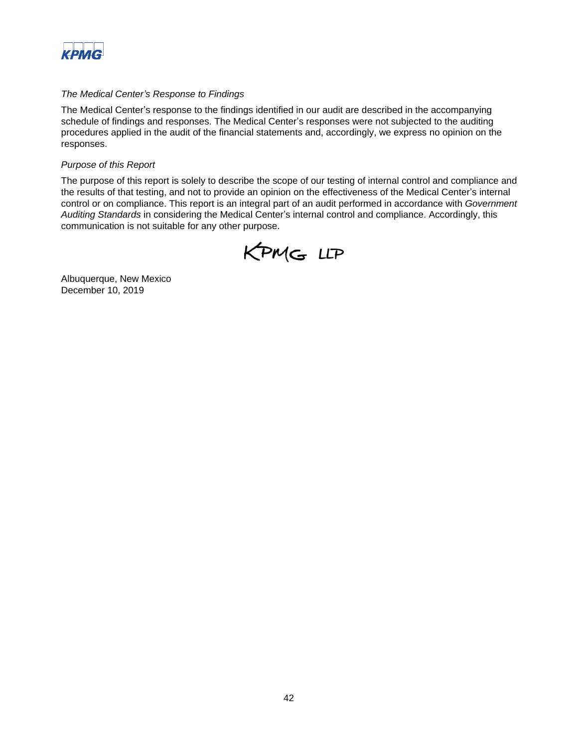*The Medical Center's Response to Findings*

The Medical Center's response to the findings identified in our audit are described in the accompanying schedule of findings and responses. The Medical Center's responses were not subjected to the auditing procedures applied in the audit of the financial statements and, accordingly, we express no opinion on the responses.

*Purpose of this Report*

The purpose of this report is solely to describe the scope of our testing of internal control and compliance and the results of that testing, and not to provide an opinion on the effectiveness of the Medical Center's internal control or on compliance. This report is an integral part of an audit performed in accordance with *Government Auditing Standards* in considering the Medical Center's internal control and compliance. Accordingly, this communication is not suitable for any other purpose.

KPMG LLP

Albuquerque, New Mexico
December 10, 2019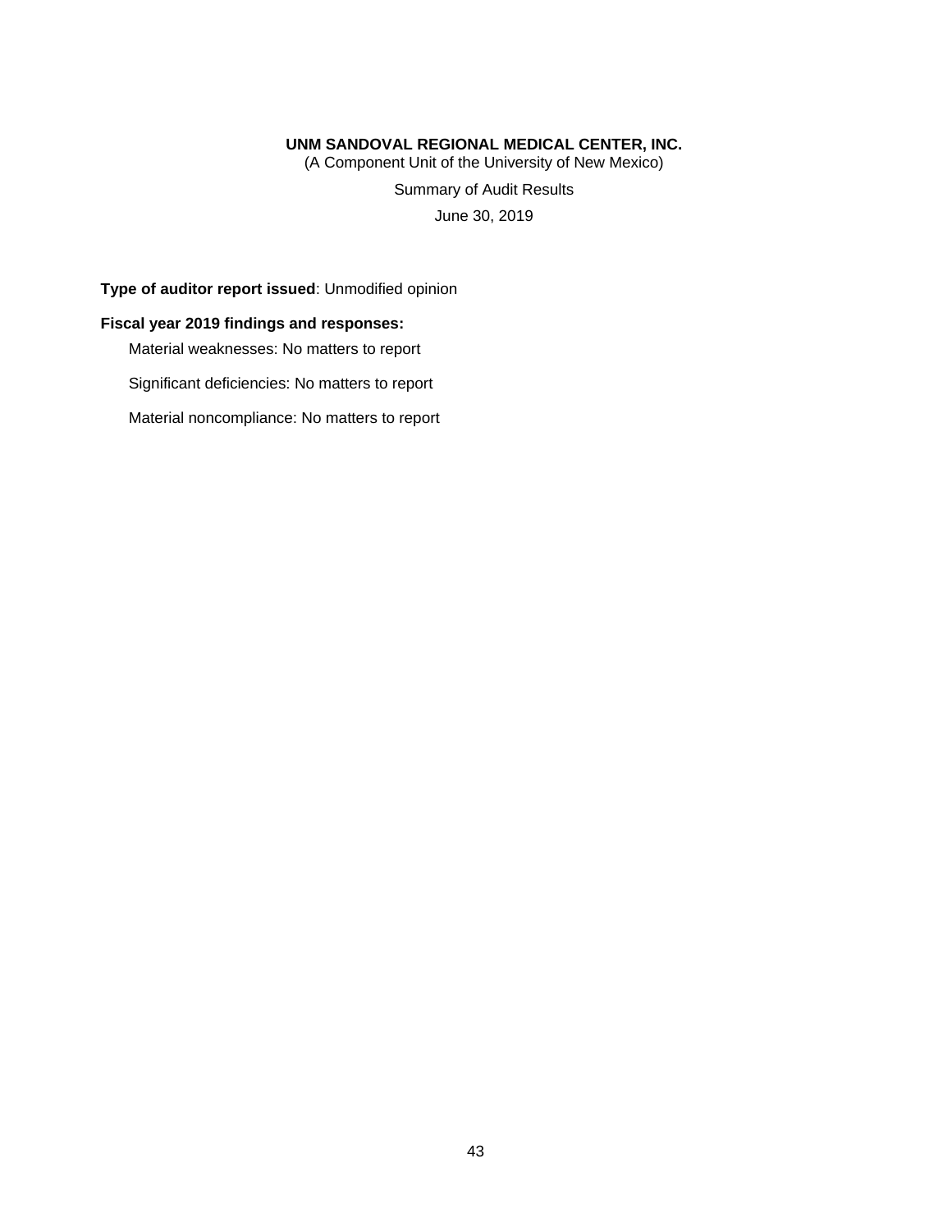**UNM SANDOVAL REGIONAL MEDICAL CENTER, INC.**
(A Component Unit of the University of New Mexico)

Summary of Audit Results

June 30, 2019

**Type of auditor report issued**: Unmodified opinion

**Fiscal year 2019 findings and responses:**

Material weaknesses: No matters to report

Significant deficiencies: No matters to report

Material noncompliance: No matters to report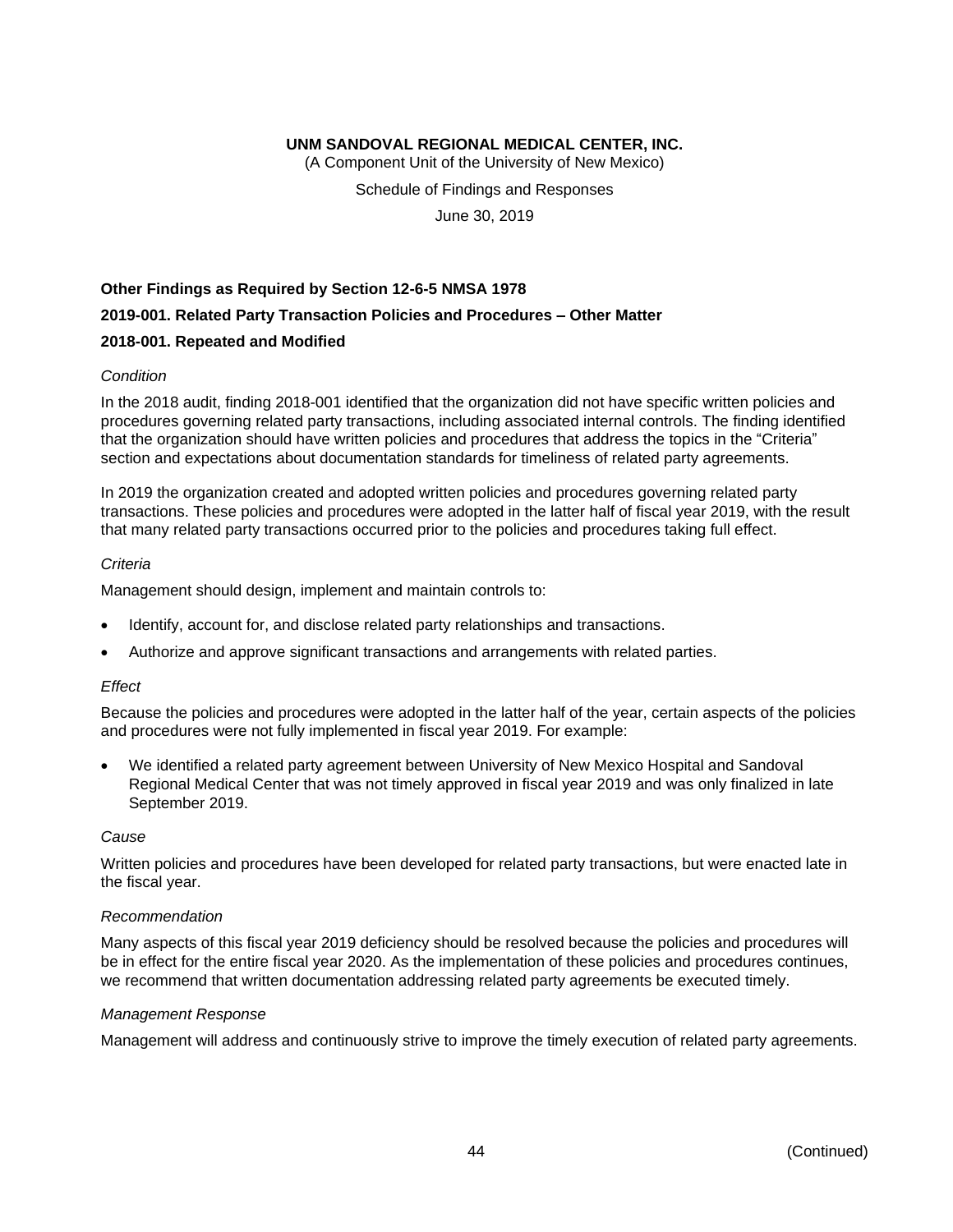**UNM SANDOVAL REGIONAL MEDICAL CENTER, INC.**

(A Component Unit of the University of New Mexico)

Schedule of Findings and Responses

June 30, 2019

**Other Findings as Required by Section 12-6-5 NMSA 1978**

**2019-001. Related Party Transaction Policies and Procedures – Other Matter**

**2018-001. Repeated and Modified**

*Condition*

In the 2018 audit, finding 2018-001 identified that the organization did not have specific written policies and procedures governing related party transactions, including associated internal controls. The finding identified that the organization should have written policies and procedures that address the topics in the “Criteria” section and expectations about documentation standards for timeliness of related party agreements.

In 2019 the organization created and adopted written policies and procedures governing related party transactions. These policies and procedures were adopted in the latter half of fiscal year 2019, with the result that many related party transactions occurred prior to the policies and procedures taking full effect.

*Criteria*

Management should design, implement and maintain controls to:

- Identify, account for, and disclose related party relationships and transactions.
- Authorize and approve significant transactions and arrangements with related parties.

*Effect*

Because the policies and procedures were adopted in the latter half of the year, certain aspects of the policies and procedures were not fully implemented in fiscal year 2019. For example:

- We identified a related party agreement between University of New Mexico Hospital and Sandoval Regional Medical Center that was not timely approved in fiscal year 2019 and was only finalized in late September 2019.

*Cause*

Written policies and procedures have been developed for related party transactions, but were enacted late in the fiscal year.

*Recommendation*

Many aspects of this fiscal year 2019 deficiency should be resolved because the policies and procedures will be in effect for the entire fiscal year 2020. As the implementation of these policies and procedures continues, we recommend that written documentation addressing related party agreements be executed timely.

*Management Response*

Management will address and continuously strive to improve the timely execution of related party agreements.

(Continued)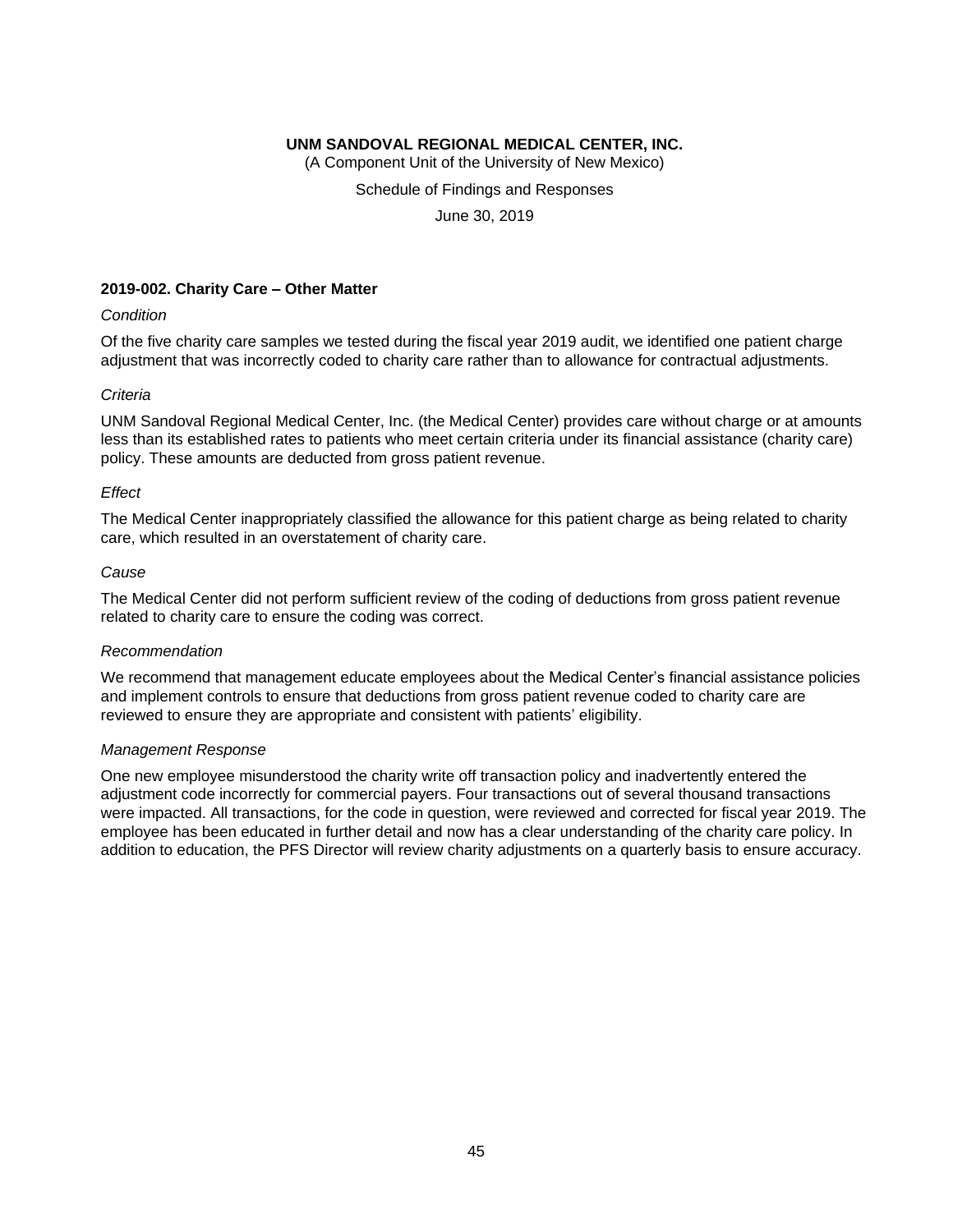**UNM SANDOVAL REGIONAL MEDICAL CENTER, INC.**

(A Component Unit of the University of New Mexico)

Schedule of Findings and Responses

June 30, 2019

### 2019-002. Charity Care – Other Matter

*Condition*

Of the five charity care samples we tested during the fiscal year 2019 audit, we identified one patient charge adjustment that was incorrectly coded to charity care rather than to allowance for contractual adjustments.

*Criteria*

UNM Sandoval Regional Medical Center, Inc. (the Medical Center) provides care without charge or at amounts less than its established rates to patients who meet certain criteria under its financial assistance (charity care) policy. These amounts are deducted from gross patient revenue.

*Effect*

The Medical Center inappropriately classified the allowance for this patient charge as being related to charity care, which resulted in an overstatement of charity care.

*Cause*

The Medical Center did not perform sufficient review of the coding of deductions from gross patient revenue related to charity care to ensure the coding was correct.

*Recommendation*

We recommend that management educate employees about the Medical Center's financial assistance policies and implement controls to ensure that deductions from gross patient revenue coded to charity care are reviewed to ensure they are appropriate and consistent with patients' eligibility.

*Management Response*

One new employee misunderstood the charity write off transaction policy and inadvertently entered the adjustment code incorrectly for commercial payers. Four transactions out of several thousand transactions were impacted. All transactions, for the code in question, were reviewed and corrected for fiscal year 2019. The employee has been educated in further detail and now has a clear understanding of the charity care policy. In addition to education, the PFS Director will review charity adjustments on a quarterly basis to ensure accuracy.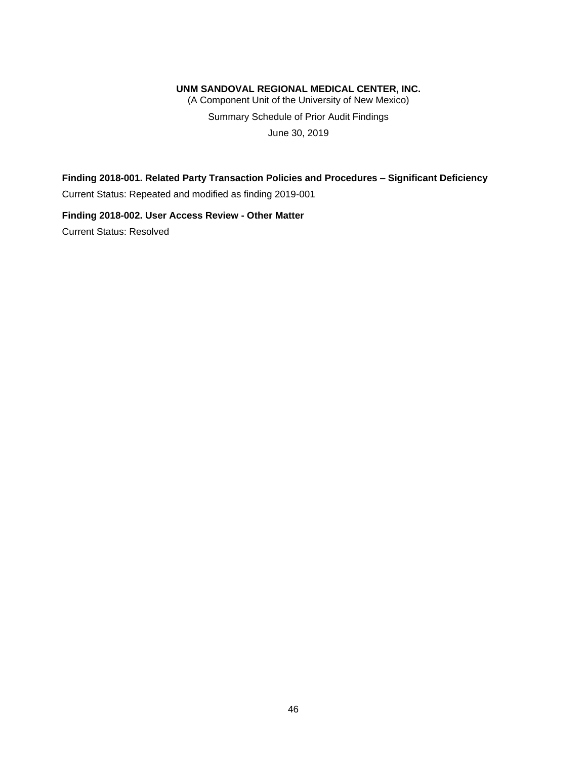**UNM SANDOVAL REGIONAL MEDICAL CENTER, INC.**

(A Component Unit of the University of New Mexico)

Summary Schedule of Prior Audit Findings

June 30, 2019

**Finding 2018-001. Related Party Transaction Policies and Procedures – Significant Deficiency**

Current Status: Repeated and modified as finding 2019-001

**Finding 2018-002. User Access Review - Other Matter**

Current Status: Resolved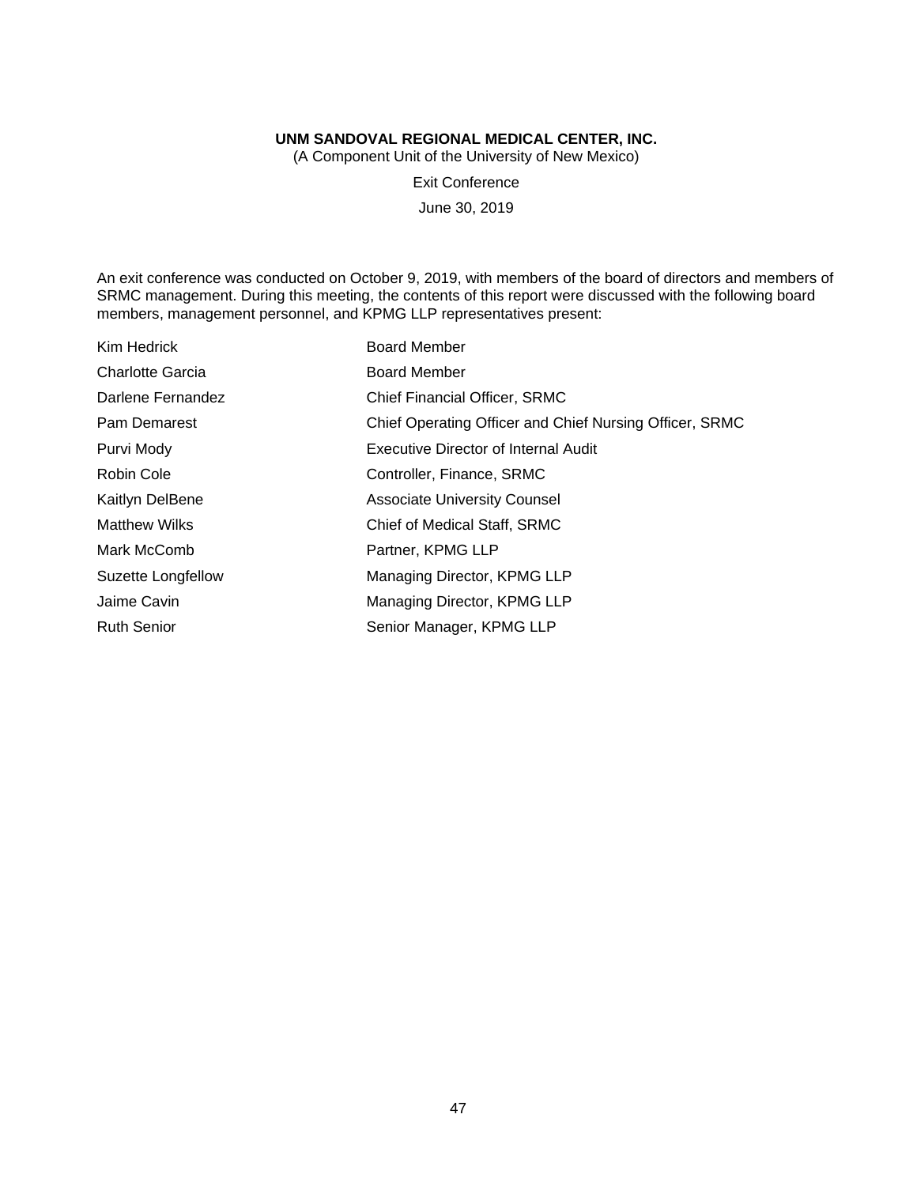**UNM SANDOVAL REGIONAL MEDICAL CENTER, INC.**

(A Component Unit of the University of New Mexico)

Exit Conference

June 30, 2019

An exit conference was conducted on October 9, 2019, with members of the board of directors and members of SRMC management. During this meeting, the contents of this report were discussed with the following board members, management personnel, and KPMG LLP representatives present:

| | |
|---|---|
| Kim Hedrick | Board Member |
| Charlotte Garcia | Board Member |
| Darlene Fernandez | Chief Financial Officer, SRMC |
| Pam Demarest | Chief Operating Officer and Chief Nursing Officer, SRMC |
| Purvi Mody | Executive Director of Internal Audit |
| Robin Cole | Controller, Finance, SRMC |
| Kaitlyn DelBene | Associate University Counsel |
| Matthew Wilks | Chief of Medical Staff, SRMC |
| Mark McComb | Partner, KPMG LLP |
| Suzette Longfellow | Managing Director, KPMG LLP |
| Jaime Cavin | Managing Director, KPMG LLP |
| Ruth Senior | Senior Manager, KPMG LLP |